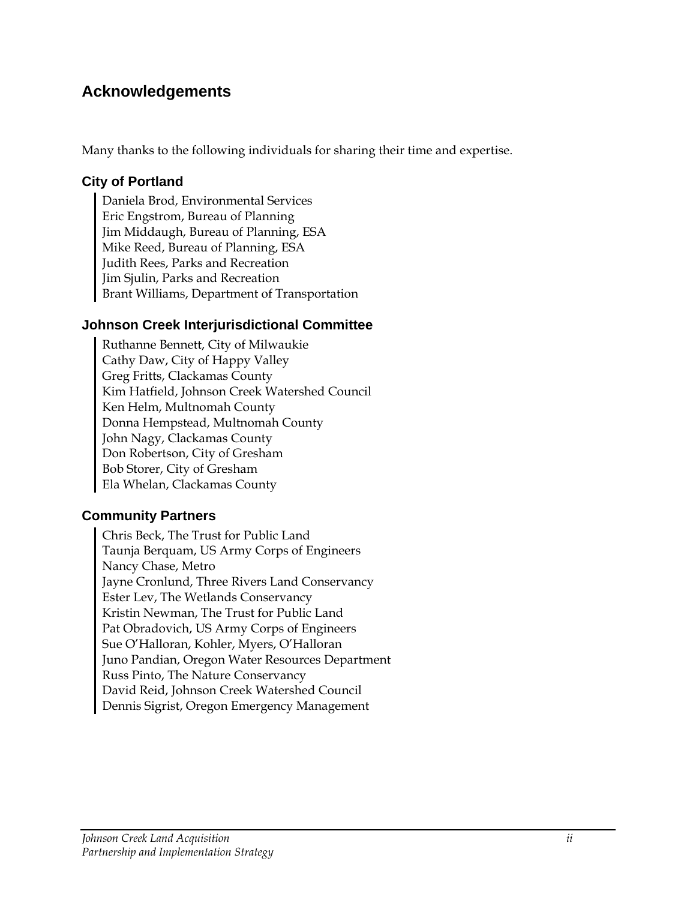## Acknowledgements

Many thanks to the following individuals for sharing their time and expertise.

### City of Portland

Daniela Brod, Environmental Services
Eric Engstrom, Bureau of Planning
Jim Middaugh, Bureau of Planning, ESA
Mike Reed, Bureau of Planning, ESA
Judith Rees, Parks and Recreation
Jim Sjulin, Parks and Recreation
Brant Williams, Department of Transportation

### Johnson Creek Interjurisdictional Committee

Ruthanne Bennett, City of Milwaukie
Cathy Daw, City of Happy Valley
Greg Fritts, Clackamas County
Kim Hatfield, Johnson Creek Watershed Council
Ken Helm, Multnomah County
Donna Hempstead, Multnomah County
John Nagy, Clackamas County
Don Robertson, City of Gresham
Bob Storer, City of Gresham
Ela Whelan, Clackamas County

### Community Partners

Chris Beck, The Trust for Public Land
Taunja Berquam, US Army Corps of Engineers
Nancy Chase, Metro
Jayne Cronlund, Three Rivers Land Conservancy
Ester Lev, The Wetlands Conservancy
Kristin Newman, The Trust for Public Land
Pat Obradovich, US Army Corps of Engineers
Sue O'Halloran, Kohler, Myers, O'Halloran
Juno Pandian, Oregon Water Resources Department
Russ Pinto, The Nature Conservancy
David Reid, Johnson Creek Watershed Council
Dennis Sigrist, Oregon Emergency Management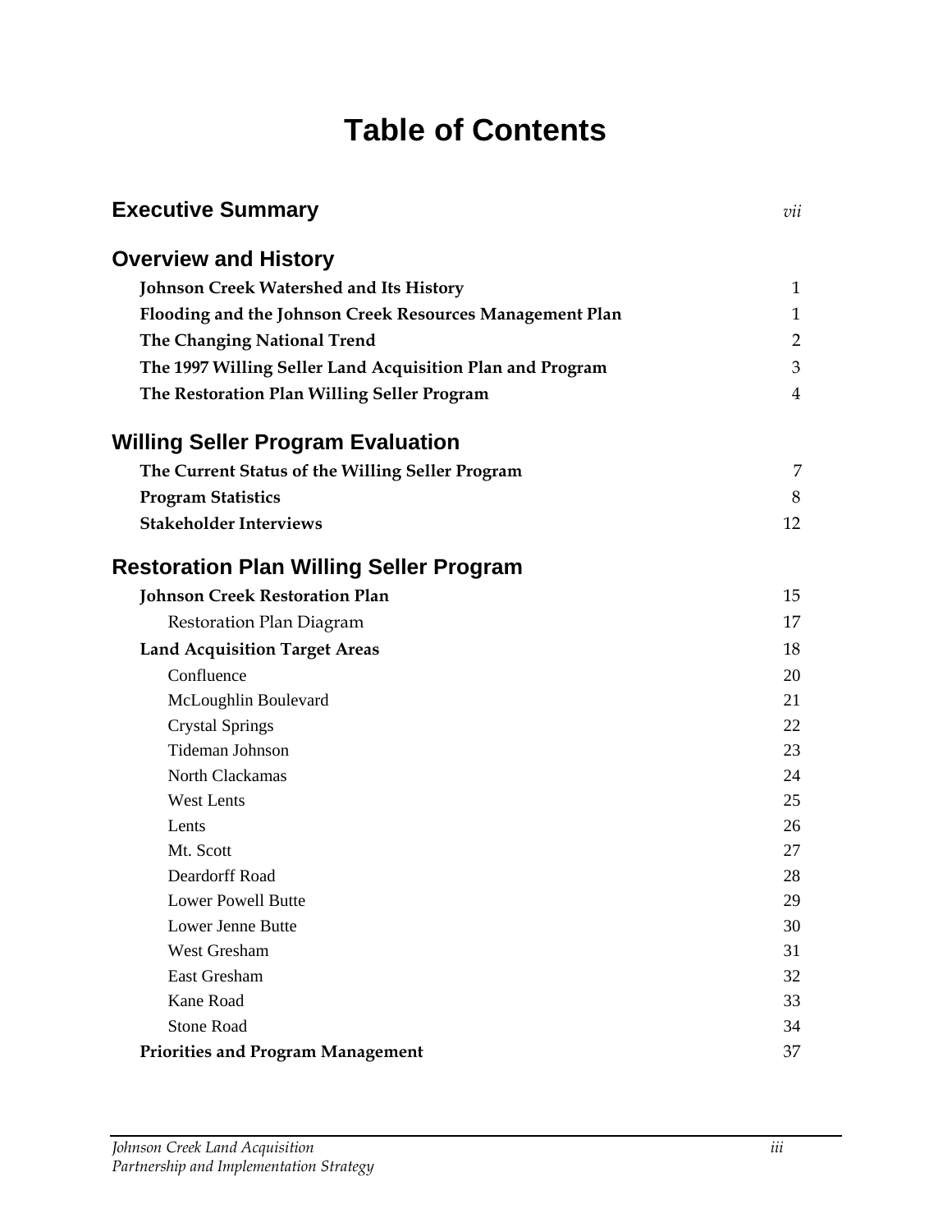# Table of Contents

| | |
|---|---|
| **Executive Summary** | *vii* |
| **Overview and History** | |
| **Johnson Creek Watershed and Its History** | 1 |
| **Flooding and the Johnson Creek Resources Management Plan** | 1 |
| **The Changing National Trend** | 2 |
| **The 1997 Willing Seller Land Acquisition Plan and Program** | 3 |
| **The Restoration Plan Willing Seller Program** | 4 |
| **Willing Seller Program Evaluation** | |
| **The Current Status of the Willing Seller Program** | 7 |
| **Program Statistics** | 8 |
| **Stakeholder Interviews** | 12 |
| **Restoration Plan Willing Seller Program** | |
| **Johnson Creek Restoration Plan** | 15 |
| Restoration Plan Diagram | 17 |
| **Land Acquisition Target Areas** | 18 |
| Confluence | 20 |
| McLoughlin Boulevard | 21 |
| Crystal Springs | 22 |
| Tideman Johnson | 23 |
| North Clackamas | 24 |
| West Lents | 25 |
| Lents | 26 |
| Mt. Scott | 27 |
| Deardorff Road | 28 |
| Lower Powell Butte | 29 |
| Lower Jenne Butte | 30 |
| West Gresham | 31 |
| East Gresham | 32 |
| Kane Road | 33 |
| Stone Road | 34 |
| **Priorities and Program Management** | 37 |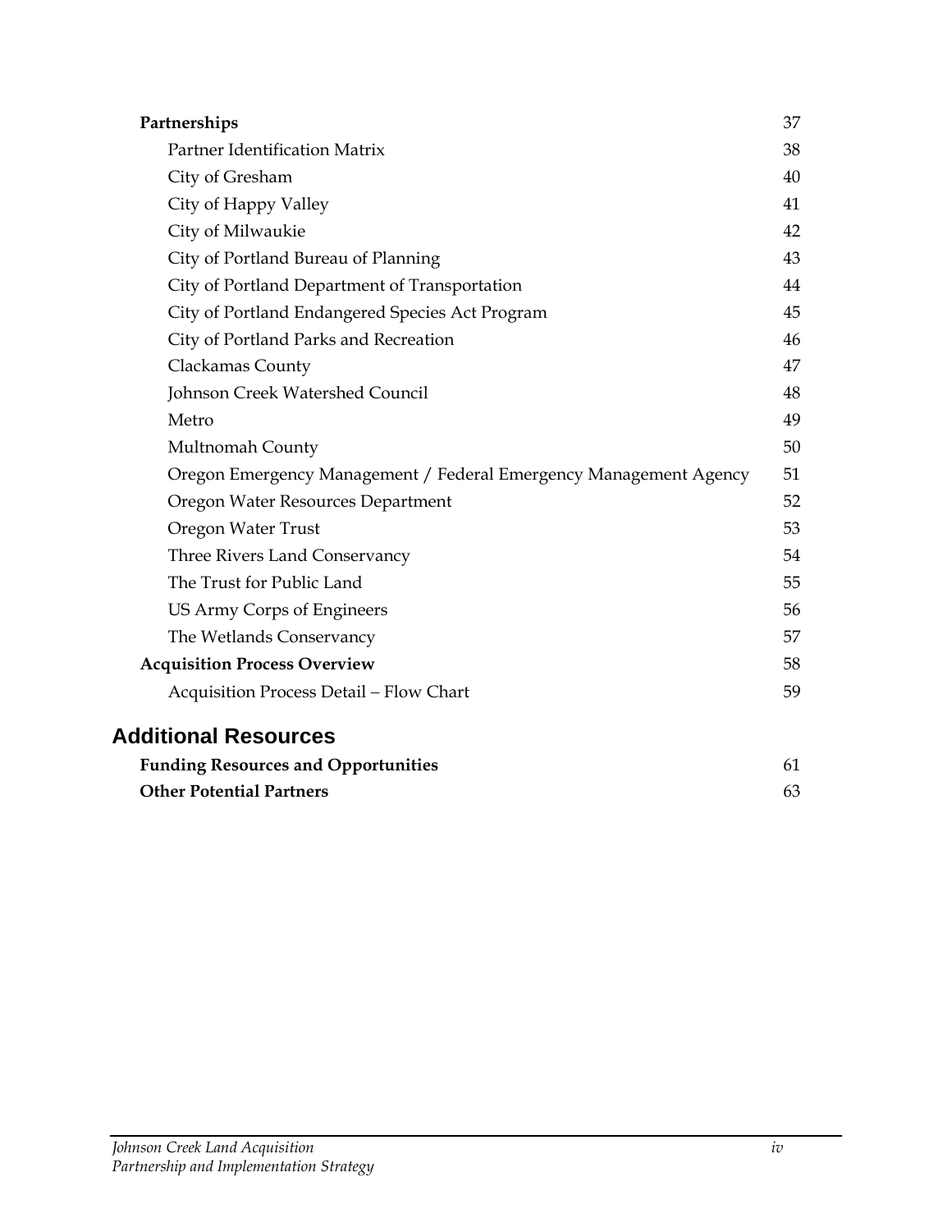| | |
|---|---|
| **Partnerships** | 37 |
| Partner Identification Matrix | 38 |
| City of Gresham | 40 |
| City of Happy Valley | 41 |
| City of Milwaukie | 42 |
| City of Portland Bureau of Planning | 43 |
| City of Portland Department of Transportation | 44 |
| City of Portland Endangered Species Act Program | 45 |
| City of Portland Parks and Recreation | 46 |
| Clackamas County | 47 |
| Johnson Creek Watershed Council | 48 |
| Metro | 49 |
| Multnomah County | 50 |
| Oregon Emergency Management / Federal Emergency Management Agency | 51 |
| Oregon Water Resources Department | 52 |
| Oregon Water Trust | 53 |
| Three Rivers Land Conservancy | 54 |
| The Trust for Public Land | 55 |
| US Army Corps of Engineers | 56 |
| The Wetlands Conservancy | 57 |
| **Acquisition Process Overview** | 58 |
| Acquisition Process Detail – Flow Chart | 59 |

## Additional Resources

| | |
|---|---|
| **Funding Resources and Opportunities** | 61 |
| **Other Potential Partners** | 63 |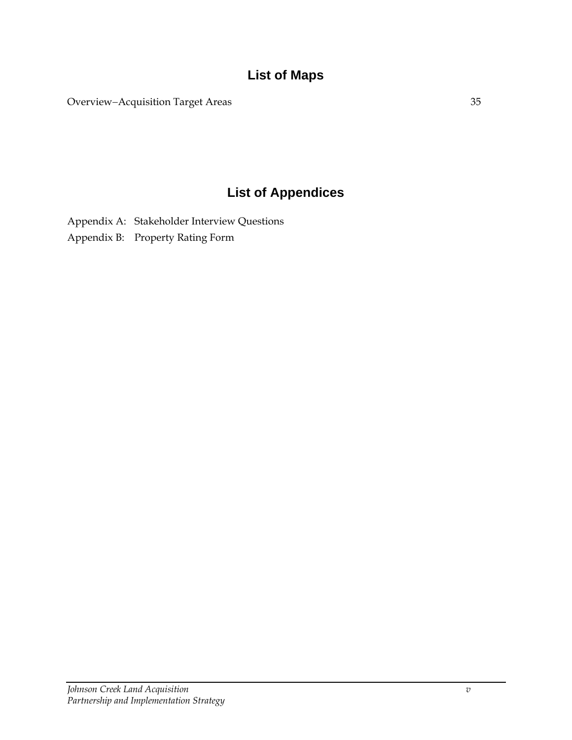## List of Maps

Overview–Acquisition Target Areas 35

## List of Appendices

Appendix A: Stakeholder Interview Questions

Appendix B: Property Rating Form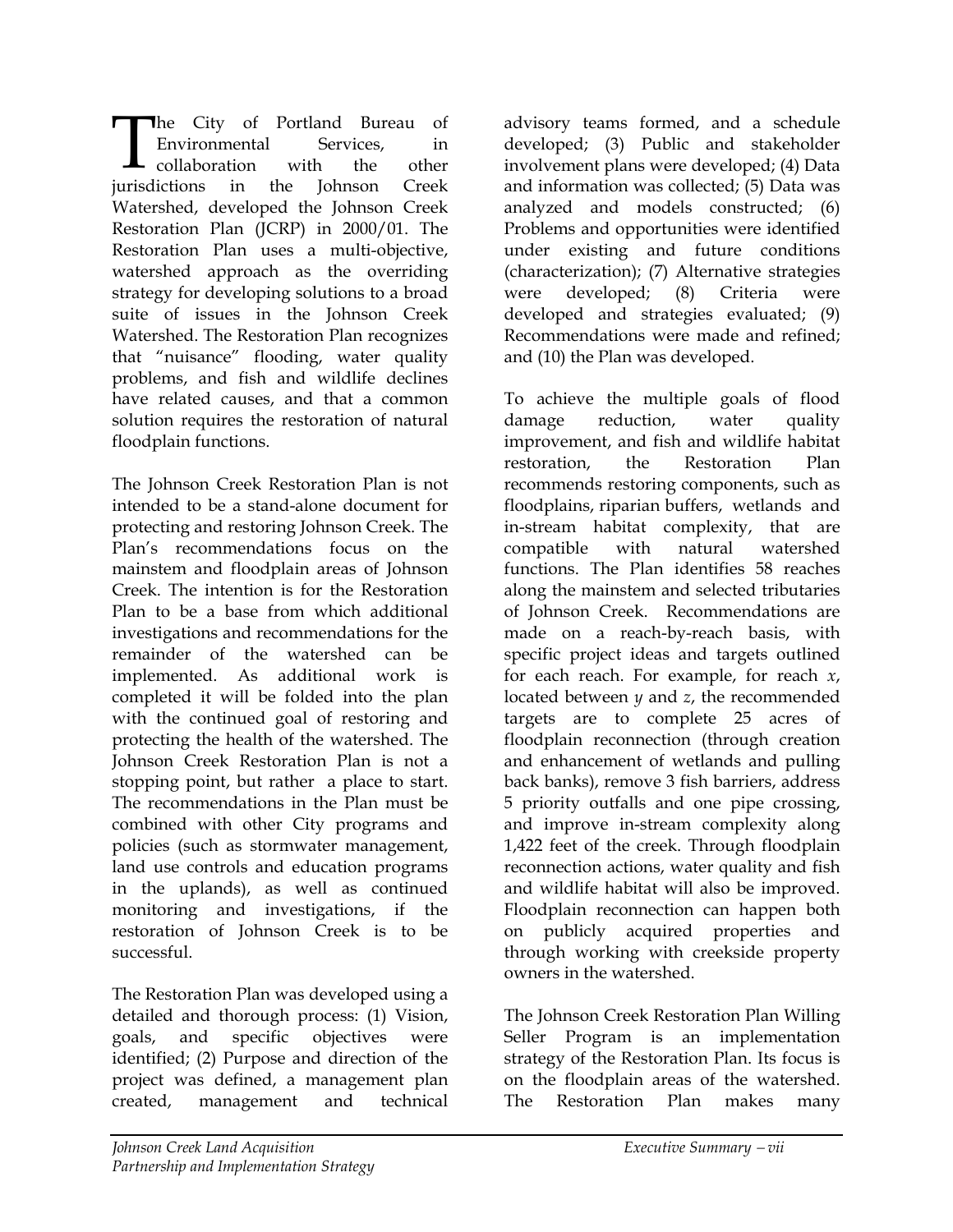The City of Portland Bureau of Environmental Services, in collaboration with the other jurisdictions in the Johnson Creek Watershed, developed the Johnson Creek Restoration Plan (JCRP) in 2000/01. The Restoration Plan uses a multi-objective, watershed approach as the overriding strategy for developing solutions to a broad suite of issues in the Johnson Creek Watershed. The Restoration Plan recognizes that "nuisance" flooding, water quality problems, and fish and wildlife declines have related causes, and that a common solution requires the restoration of natural floodplain functions.

The Johnson Creek Restoration Plan is not intended to be a stand-alone document for protecting and restoring Johnson Creek. The Plan's recommendations focus on the mainstem and floodplain areas of Johnson Creek. The intention is for the Restoration Plan to be a base from which additional investigations and recommendations for the remainder of the watershed can be implemented. As additional work is completed it will be folded into the plan with the continued goal of restoring and protecting the health of the watershed. The Johnson Creek Restoration Plan is not a stopping point, but rather a place to start. The recommendations in the Plan must be combined with other City programs and policies (such as stormwater management, land use controls and education programs in the uplands), as well as continued monitoring and investigations, if the restoration of Johnson Creek is to be successful.

The Restoration Plan was developed using a detailed and thorough process: (1) Vision, goals, and specific objectives were identified; (2) Purpose and direction of the project was defined, a management plan created, management and technical advisory teams formed, and a schedule developed; (3) Public and stakeholder involvement plans were developed; (4) Data and information was collected; (5) Data was analyzed and models constructed; (6) Problems and opportunities were identified under existing and future conditions (characterization); (7) Alternative strategies were developed; (8) Criteria were developed and strategies evaluated; (9) Recommendations were made and refined; and (10) the Plan was developed.

To achieve the multiple goals of flood damage reduction, water quality improvement, and fish and wildlife habitat restoration, the Restoration Plan recommends restoring components, such as floodplains, riparian buffers, wetlands and in-stream habitat complexity, that are compatible with natural watershed functions. The Plan identifies 58 reaches along the mainstem and selected tributaries of Johnson Creek. Recommendations are made on a reach-by-reach basis, with specific project ideas and targets outlined for each reach. For example, for reach *x*, located between *y* and *z*, the recommended targets are to complete 25 acres of floodplain reconnection (through creation and enhancement of wetlands and pulling back banks), remove 3 fish barriers, address 5 priority outfalls and one pipe crossing, and improve in-stream complexity along 1,422 feet of the creek. Through floodplain reconnection actions, water quality and fish and wildlife habitat will also be improved. Floodplain reconnection can happen both on publicly acquired properties and through working with creekside property owners in the watershed.

The Johnson Creek Restoration Plan Willing Seller Program is an implementation strategy of the Restoration Plan. Its focus is on the floodplain areas of the watershed. The Restoration Plan makes many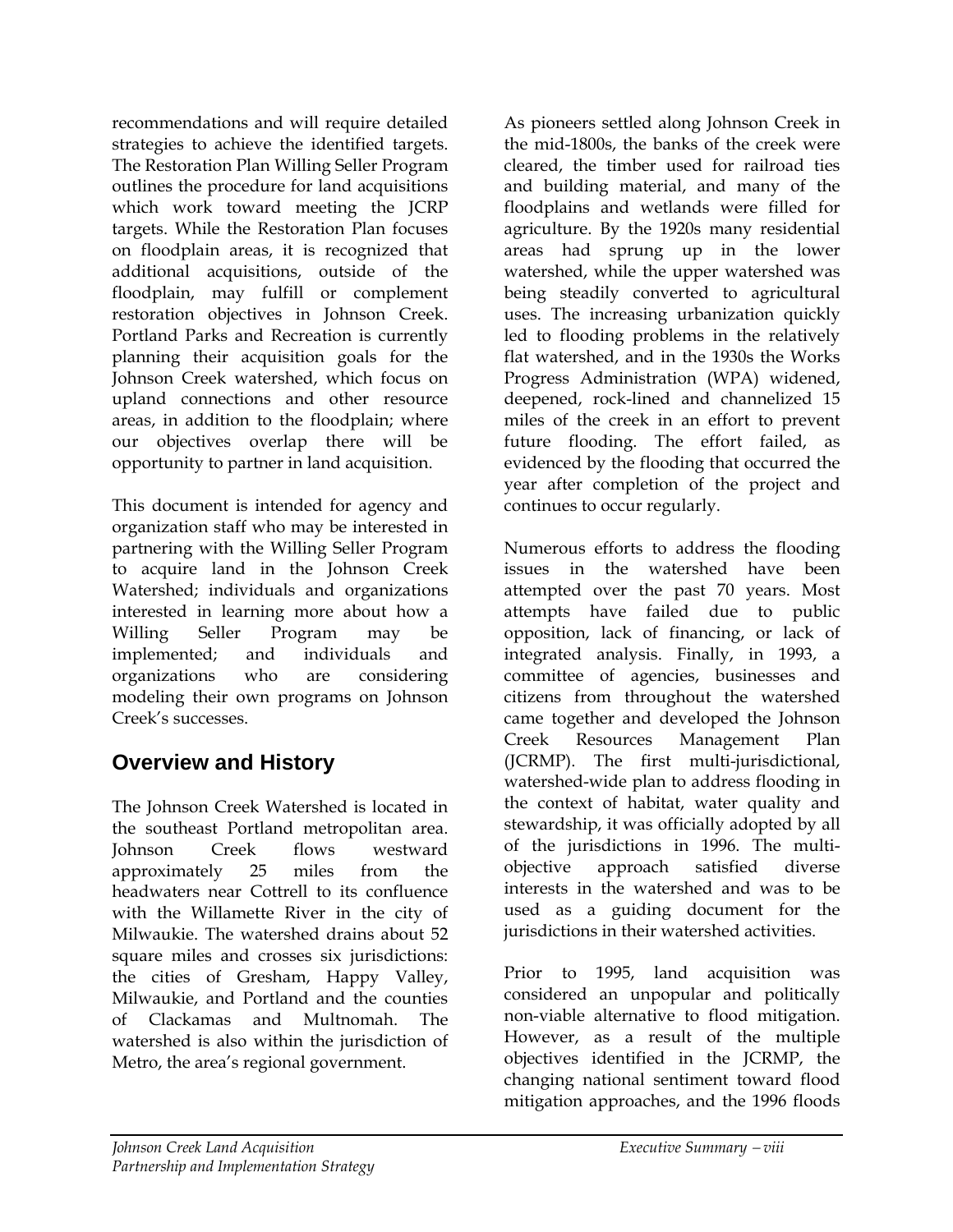recommendations and will require detailed strategies to achieve the identified targets. The Restoration Plan Willing Seller Program outlines the procedure for land acquisitions which work toward meeting the JCRP targets. While the Restoration Plan focuses on floodplain areas, it is recognized that additional acquisitions, outside of the floodplain, may fulfill or complement restoration objectives in Johnson Creek. Portland Parks and Recreation is currently planning their acquisition goals for the Johnson Creek watershed, which focus on upland connections and other resource areas, in addition to the floodplain; where our objectives overlap there will be opportunity to partner in land acquisition.

This document is intended for agency and organization staff who may be interested in partnering with the Willing Seller Program to acquire land in the Johnson Creek Watershed; individuals and organizations interested in learning more about how a Willing Seller Program may be implemented; and individuals and organizations who are considering modeling their own programs on Johnson Creek's successes.

## Overview and History

The Johnson Creek Watershed is located in the southeast Portland metropolitan area. Johnson Creek flows westward approximately 25 miles from the headwaters near Cottrell to its confluence with the Willamette River in the city of Milwaukie. The watershed drains about 52 square miles and crosses six jurisdictions: the cities of Gresham, Happy Valley, Milwaukie, and Portland and the counties of Clackamas and Multnomah. The watershed is also within the jurisdiction of Metro, the area's regional government.

As pioneers settled along Johnson Creek in the mid-1800s, the banks of the creek were cleared, the timber used for railroad ties and building material, and many of the floodplains and wetlands were filled for agriculture. By the 1920s many residential areas had sprung up in the lower watershed, while the upper watershed was being steadily converted to agricultural uses. The increasing urbanization quickly led to flooding problems in the relatively flat watershed, and in the 1930s the Works Progress Administration (WPA) widened, deepened, rock-lined and channelized 15 miles of the creek in an effort to prevent future flooding. The effort failed, as evidenced by the flooding that occurred the year after completion of the project and continues to occur regularly.

Numerous efforts to address the flooding issues in the watershed have been attempted over the past 70 years. Most attempts have failed due to public opposition, lack of financing, or lack of integrated analysis. Finally, in 1993, a committee of agencies, businesses and citizens from throughout the watershed came together and developed the Johnson Creek Resources Management Plan (JCRMP). The first multi-jurisdictional, watershed-wide plan to address flooding in the context of habitat, water quality and stewardship, it was officially adopted by all of the jurisdictions in 1996. The multi-objective approach satisfied diverse interests in the watershed and was to be used as a guiding document for the jurisdictions in their watershed activities.

Prior to 1995, land acquisition was considered an unpopular and politically non-viable alternative to flood mitigation. However, as a result of the multiple objectives identified in the JCRMP, the changing national sentiment toward flood mitigation approaches, and the 1996 floods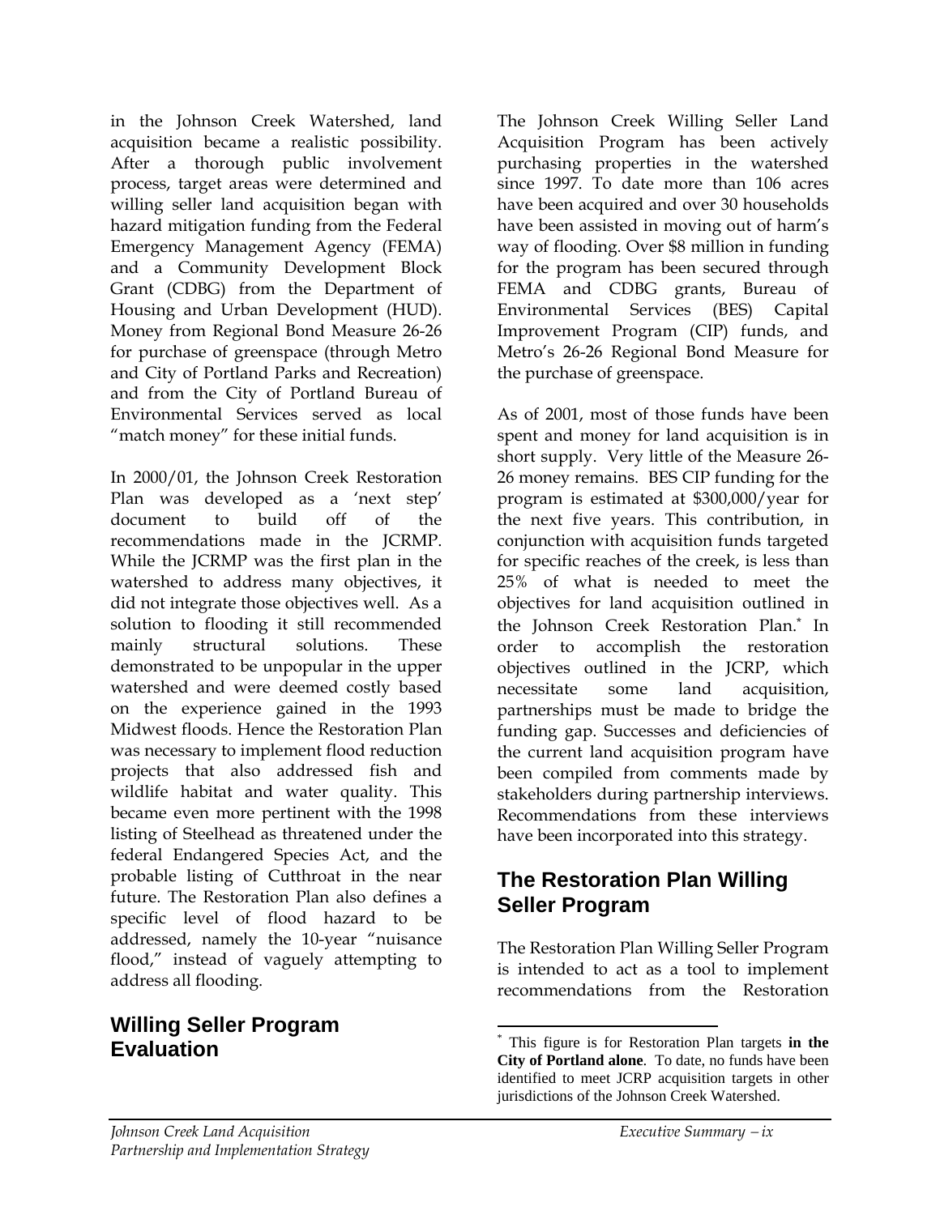in the Johnson Creek Watershed, land acquisition became a realistic possibility. After a thorough public involvement process, target areas were determined and willing seller land acquisition began with hazard mitigation funding from the Federal Emergency Management Agency (FEMA) and a Community Development Block Grant (CDBG) from the Department of Housing and Urban Development (HUD). Money from Regional Bond Measure 26-26 for purchase of greenspace (through Metro and City of Portland Parks and Recreation) and from the City of Portland Bureau of Environmental Services served as local "match money" for these initial funds.

In 2000/01, the Johnson Creek Restoration Plan was developed as a 'next step' document to build off of the recommendations made in the JCRMP. While the JCRMP was the first plan in the watershed to address many objectives, it did not integrate those objectives well. As a solution to flooding it still recommended mainly structural solutions. These demonstrated to be unpopular in the upper watershed and were deemed costly based on the experience gained in the 1993 Midwest floods. Hence the Restoration Plan was necessary to implement flood reduction projects that also addressed fish and wildlife habitat and water quality. This became even more pertinent with the 1998 listing of Steelhead as threatened under the federal Endangered Species Act, and the probable listing of Cutthroat in the near future. The Restoration Plan also defines a specific level of flood hazard to be addressed, namely the 10-year "nuisance flood," instead of vaguely attempting to address all flooding.

## Willing Seller Program Evaluation

The Johnson Creek Willing Seller Land Acquisition Program has been actively purchasing properties in the watershed since 1997. To date more than 106 acres have been acquired and over 30 households have been assisted in moving out of harm's way of flooding. Over $8 million in funding for the program has been secured through FEMA and CDBG grants, Bureau of Environmental Services (BES) Capital Improvement Program (CIP) funds, and Metro's 26-26 Regional Bond Measure for the purchase of greenspace.

As of 2001, most of those funds have been spent and money for land acquisition is in short supply. Very little of the Measure 26-26 money remains. BES CIP funding for the program is estimated at $300,000/year for the next five years. This contribution, in conjunction with acquisition funds targeted for specific reaches of the creek, is less than 25% of what is needed to meet the objectives for land acquisition outlined in the Johnson Creek Restoration Plan.* In order to accomplish the restoration objectives outlined in the JCRP, which necessitate some land acquisition, partnerships must be made to bridge the funding gap. Successes and deficiencies of the current land acquisition program have been compiled from comments made by stakeholders during partnership interviews. Recommendations from these interviews have been incorporated into this strategy.

## The Restoration Plan Willing Seller Program

The Restoration Plan Willing Seller Program is intended to act as a tool to implement recommendations from the Restoration

* This figure is for Restoration Plan targets **in the City of Portland alone**. To date, no funds have been identified to meet JCRP acquisition targets in other jurisdictions of the Johnson Creek Watershed.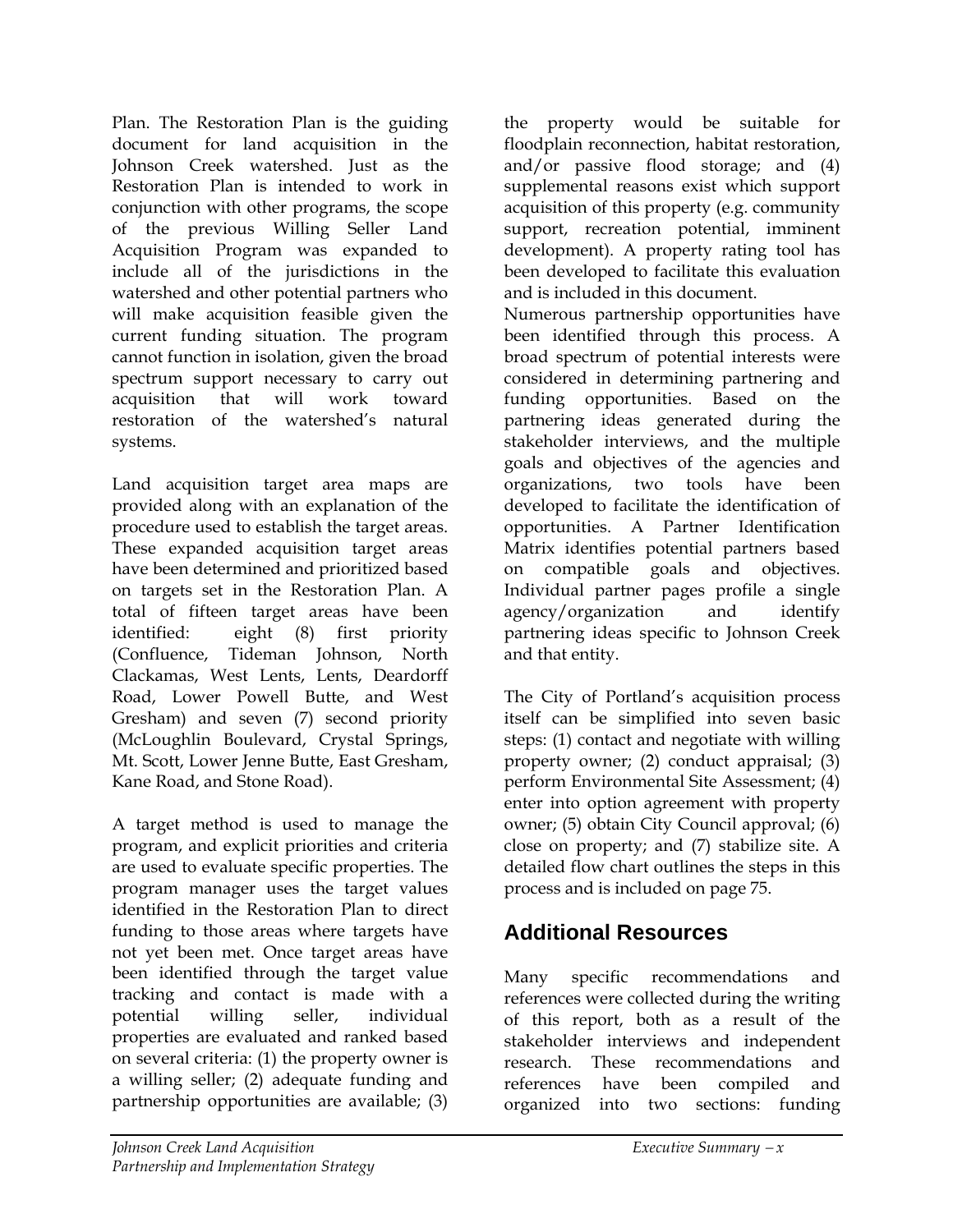Plan. The Restoration Plan is the guiding document for land acquisition in the Johnson Creek watershed. Just as the Restoration Plan is intended to work in conjunction with other programs, the scope of the previous Willing Seller Land Acquisition Program was expanded to include all of the jurisdictions in the watershed and other potential partners who will make acquisition feasible given the current funding situation. The program cannot function in isolation, given the broad spectrum support necessary to carry out acquisition that will work toward restoration of the watershed's natural systems.

Land acquisition target area maps are provided along with an explanation of the procedure used to establish the target areas. These expanded acquisition target areas have been determined and prioritized based on targets set in the Restoration Plan. A total of fifteen target areas have been identified: eight (8) first priority (Confluence, Tideman Johnson, North Clackamas, West Lents, Lents, Deardorff Road, Lower Powell Butte, and West Gresham) and seven (7) second priority (McLoughlin Boulevard, Crystal Springs, Mt. Scott, Lower Jenne Butte, East Gresham, Kane Road, and Stone Road).

A target method is used to manage the program, and explicit priorities and criteria are used to evaluate specific properties. The program manager uses the target values identified in the Restoration Plan to direct funding to those areas where targets have not yet been met. Once target areas have been identified through the target value tracking and contact is made with a potential willing seller, individual properties are evaluated and ranked based on several criteria: (1) the property owner is a willing seller; (2) adequate funding and partnership opportunities are available; (3) the property would be suitable for floodplain reconnection, habitat restoration, and/or passive flood storage; and (4) supplemental reasons exist which support acquisition of this property (e.g. community support, recreation potential, imminent development). A property rating tool has been developed to facilitate this evaluation and is included in this document.

Numerous partnership opportunities have been identified through this process. A broad spectrum of potential interests were considered in determining partnering and funding opportunities. Based on the partnering ideas generated during the stakeholder interviews, and the multiple goals and objectives of the agencies and organizations, two tools have been developed to facilitate the identification of opportunities. A Partner Identification Matrix identifies potential partners based on compatible goals and objectives. Individual partner pages profile a single agency/organization and identify partnering ideas specific to Johnson Creek and that entity.

The City of Portland's acquisition process itself can be simplified into seven basic steps: (1) contact and negotiate with willing property owner; (2) conduct appraisal; (3) perform Environmental Site Assessment; (4) enter into option agreement with property owner; (5) obtain City Council approval; (6) close on property; and (7) stabilize site. A detailed flow chart outlines the steps in this process and is included on page 75.

## Additional Resources

Many specific recommendations and references were collected during the writing of this report, both as a result of the stakeholder interviews and independent research. These recommendations and references have been compiled and organized into two sections: funding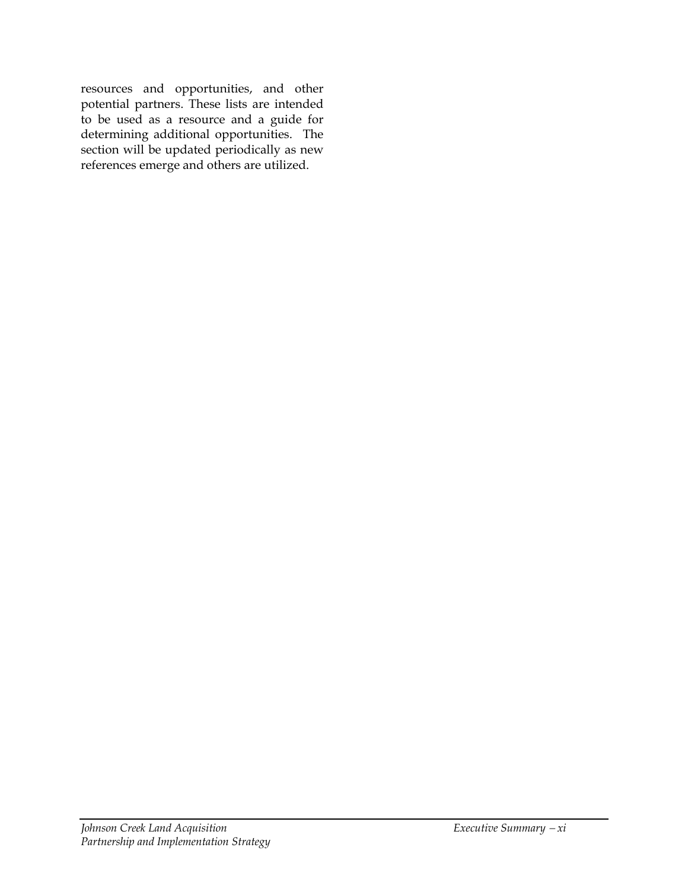resources and opportunities, and other potential partners. These lists are intended to be used as a resource and a guide for determining additional opportunities. The section will be updated periodically as new references emerge and others are utilized.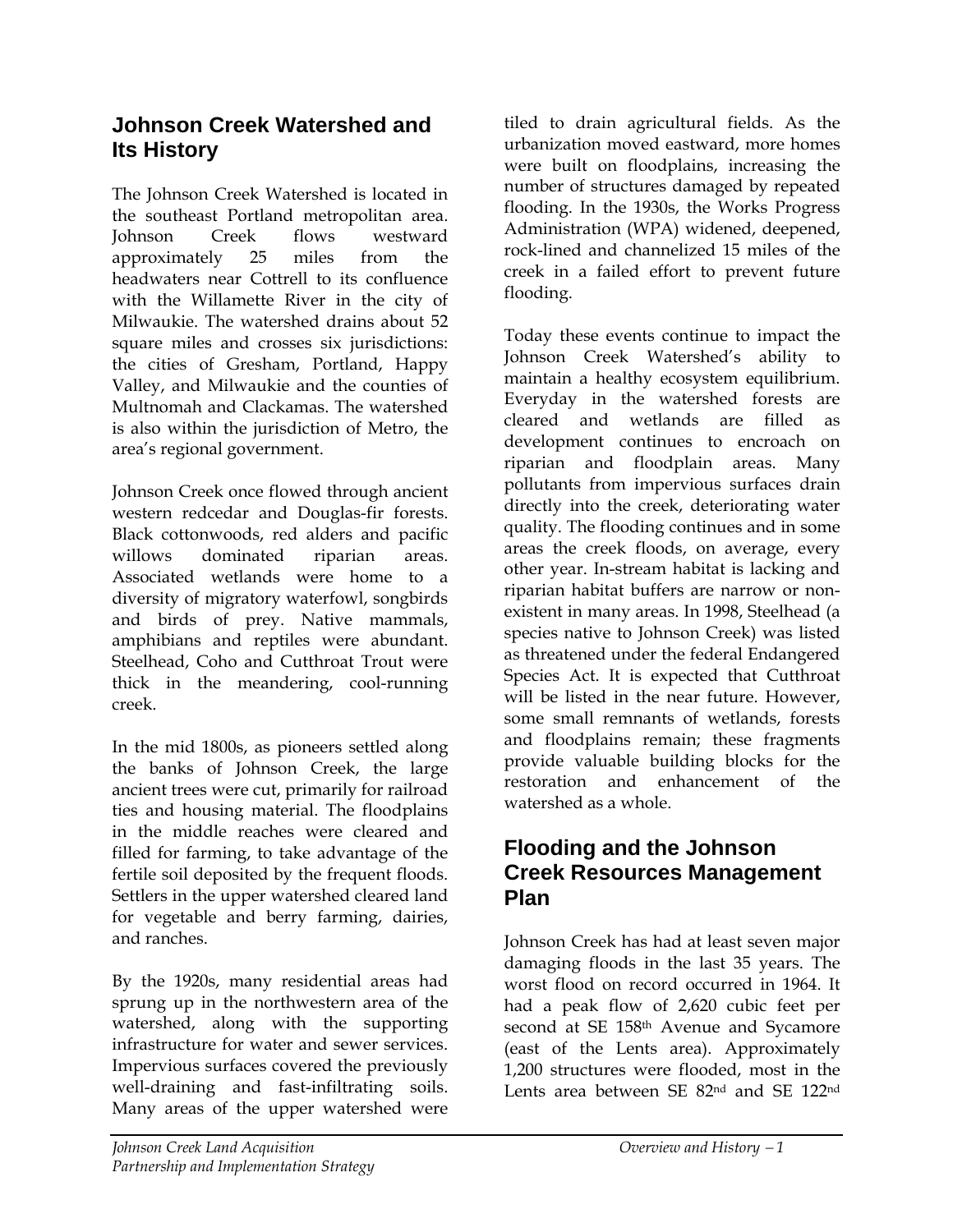## Johnson Creek Watershed and Its History

The Johnson Creek Watershed is located in the southeast Portland metropolitan area. Johnson Creek flows westward approximately 25 miles from the headwaters near Cottrell to its confluence with the Willamette River in the city of Milwaukie. The watershed drains about 52 square miles and crosses six jurisdictions: the cities of Gresham, Portland, Happy Valley, and Milwaukie and the counties of Multnomah and Clackamas. The watershed is also within the jurisdiction of Metro, the area's regional government.

Johnson Creek once flowed through ancient western redcedar and Douglas-fir forests. Black cottonwoods, red alders and pacific willows dominated riparian areas. Associated wetlands were home to a diversity of migratory waterfowl, songbirds and birds of prey. Native mammals, amphibians and reptiles were abundant. Steelhead, Coho and Cutthroat Trout were thick in the meandering, cool-running creek.

In the mid 1800s, as pioneers settled along the banks of Johnson Creek, the large ancient trees were cut, primarily for railroad ties and housing material. The floodplains in the middle reaches were cleared and filled for farming, to take advantage of the fertile soil deposited by the frequent floods. Settlers in the upper watershed cleared land for vegetable and berry farming, dairies, and ranches.

By the 1920s, many residential areas had sprung up in the northwestern area of the watershed, along with the supporting infrastructure for water and sewer services. Impervious surfaces covered the previously well-draining and fast-infiltrating soils. Many areas of the upper watershed were tiled to drain agricultural fields. As the urbanization moved eastward, more homes were built on floodplains, increasing the number of structures damaged by repeated flooding. In the 1930s, the Works Progress Administration (WPA) widened, deepened, rock-lined and channelized 15 miles of the creek in a failed effort to prevent future flooding.

Today these events continue to impact the Johnson Creek Watershed's ability to maintain a healthy ecosystem equilibrium. Everyday in the watershed forests are cleared and wetlands are filled as development continues to encroach on riparian and floodplain areas. Many pollutants from impervious surfaces drain directly into the creek, deteriorating water quality. The flooding continues and in some areas the creek floods, on average, every other year. In-stream habitat is lacking and riparian habitat buffers are narrow or non-existent in many areas. In 1998, Steelhead (a species native to Johnson Creek) was listed as threatened under the federal Endangered Species Act. It is expected that Cutthroat will be listed in the near future. However, some small remnants of wetlands, forests and floodplains remain; these fragments provide valuable building blocks for the restoration and enhancement of the watershed as a whole.

## Flooding and the Johnson Creek Resources Management Plan

Johnson Creek has had at least seven major damaging floods in the last 35 years. The worst flood on record occurred in 1964. It had a peak flow of 2,620 cubic feet per second at SE 158th Avenue and Sycamore (east of the Lents area). Approximately 1,200 structures were flooded, most in the Lents area between SE 82nd and SE 122nd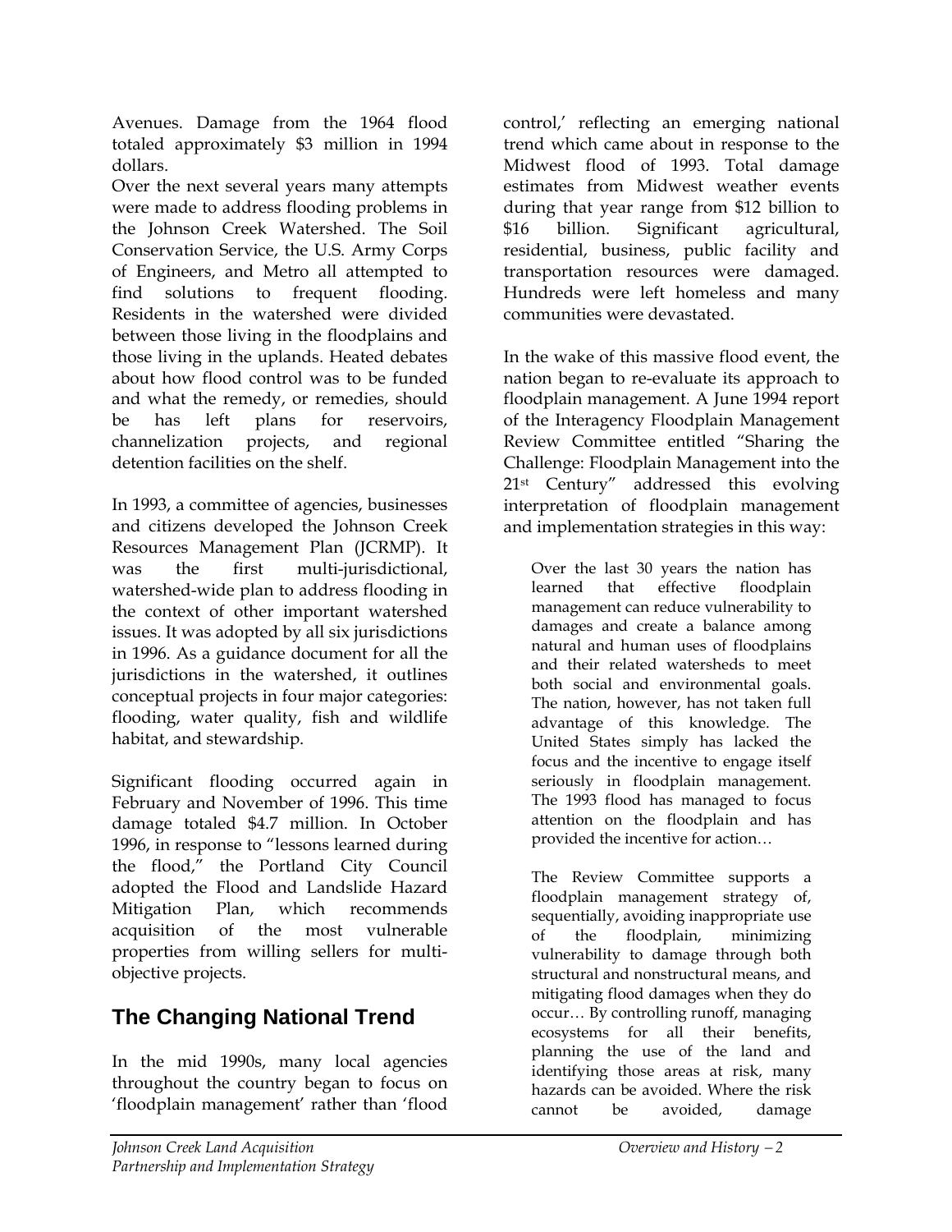Avenues. Damage from the 1964 flood totaled approximately $3 million in 1994 dollars.

Over the next several years many attempts were made to address flooding problems in the Johnson Creek Watershed. The Soil Conservation Service, the U.S. Army Corps of Engineers, and Metro all attempted to find solutions to frequent flooding. Residents in the watershed were divided between those living in the floodplains and those living in the uplands. Heated debates about how flood control was to be funded and what the remedy, or remedies, should be has left plans for reservoirs, channelization projects, and regional detention facilities on the shelf.

In 1993, a committee of agencies, businesses and citizens developed the Johnson Creek Resources Management Plan (JCRMP). It was the first multi-jurisdictional, watershed-wide plan to address flooding in the context of other important watershed issues. It was adopted by all six jurisdictions in 1996. As a guidance document for all the jurisdictions in the watershed, it outlines conceptual projects in four major categories: flooding, water quality, fish and wildlife habitat, and stewardship.

Significant flooding occurred again in February and November of 1996. This time damage totaled $4.7 million. In October 1996, in response to "lessons learned during the flood," the Portland City Council adopted the Flood and Landslide Hazard Mitigation Plan, which recommends acquisition of the most vulnerable properties from willing sellers for multi-objective projects.

## The Changing National Trend

In the mid 1990s, many local agencies throughout the country began to focus on 'floodplain management' rather than 'flood control,' reflecting an emerging national trend which came about in response to the Midwest flood of 1993. Total damage estimates from Midwest weather events during that year range from $12 billion to $16 billion. Significant agricultural, residential, business, public facility and transportation resources were damaged. Hundreds were left homeless and many communities were devastated.

In the wake of this massive flood event, the nation began to re-evaluate its approach to floodplain management. A June 1994 report of the Interagency Floodplain Management Review Committee entitled "Sharing the Challenge: Floodplain Management into the 21st Century" addressed this evolving interpretation of floodplain management and implementation strategies in this way:

> Over the last 30 years the nation has learned that effective floodplain management can reduce vulnerability to damages and create a balance among natural and human uses of floodplains and their related watersheds to meet both social and environmental goals. The nation, however, has not taken full advantage of this knowledge. The United States simply has lacked the focus and the incentive to engage itself seriously in floodplain management. The 1993 flood has managed to focus attention on the floodplain and has provided the incentive for action…
>
> The Review Committee supports a floodplain management strategy of, sequentially, avoiding inappropriate use of the floodplain, minimizing vulnerability to damage through both structural and nonstructural means, and mitigating flood damages when they do occur… By controlling runoff, managing ecosystems for all their benefits, planning the use of the land and identifying those areas at risk, many hazards can be avoided. Where the risk cannot be avoided, damage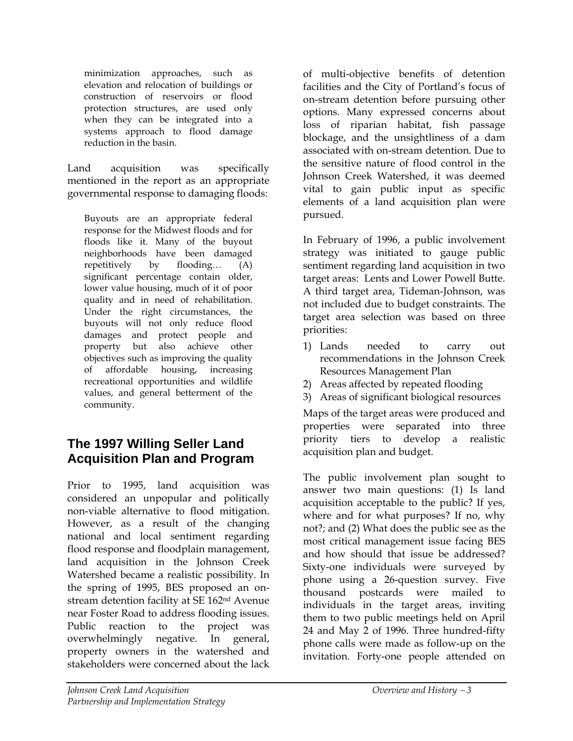> minimization approaches, such as elevation and relocation of buildings or construction of reservoirs or flood protection structures, are used only when they can be integrated into a systems approach to flood damage reduction in the basin.

Land acquisition was specifically mentioned in the report as an appropriate governmental response to damaging floods:

> Buyouts are an appropriate federal response for the Midwest floods and for floods like it. Many of the buyout neighborhoods have been damaged repetitively by flooding… (A) significant percentage contain older, lower value housing, much of it of poor quality and in need of rehabilitation. Under the right circumstances, the buyouts will not only reduce flood damages and protect people and property but also achieve other objectives such as improving the quality of affordable housing, increasing recreational opportunities and wildlife values, and general betterment of the community.

## The 1997 Willing Seller Land Acquisition Plan and Program

Prior to 1995, land acquisition was considered an unpopular and politically non-viable alternative to flood mitigation. However, as a result of the changing national and local sentiment regarding flood response and floodplain management, land acquisition in the Johnson Creek Watershed became a realistic possibility. In the spring of 1995, BES proposed an on-stream detention facility at SE 162nd Avenue near Foster Road to address flooding issues. Public reaction to the project was overwhelmingly negative. In general, property owners in the watershed and stakeholders were concerned about the lack of multi-objective benefits of detention facilities and the City of Portland's focus of on-stream detention before pursuing other options. Many expressed concerns about loss of riparian habitat, fish passage blockage, and the unsightliness of a dam associated with on-stream detention. Due to the sensitive nature of flood control in the Johnson Creek Watershed, it was deemed vital to gain public input as specific elements of a land acquisition plan were pursued.

In February of 1996, a public involvement strategy was initiated to gauge public sentiment regarding land acquisition in two target areas: Lents and Lower Powell Butte. A third target area, Tideman-Johnson, was not included due to budget constraints. The target area selection was based on three priorities:

1) Lands needed to carry out recommendations in the Johnson Creek Resources Management Plan
2) Areas affected by repeated flooding
3) Areas of significant biological resources

Maps of the target areas were produced and properties were separated into three priority tiers to develop a realistic acquisition plan and budget.

The public involvement plan sought to answer two main questions: (1) Is land acquisition acceptable to the public? If yes, where and for what purposes? If no, why not?; and (2) What does the public see as the most critical management issue facing BES and how should that issue be addressed? Sixty-one individuals were surveyed by phone using a 26-question survey. Five thousand postcards were mailed to individuals in the target areas, inviting them to two public meetings held on April 24 and May 2 of 1996. Three hundred-fifty phone calls were made as follow-up on the invitation. Forty-one people attended on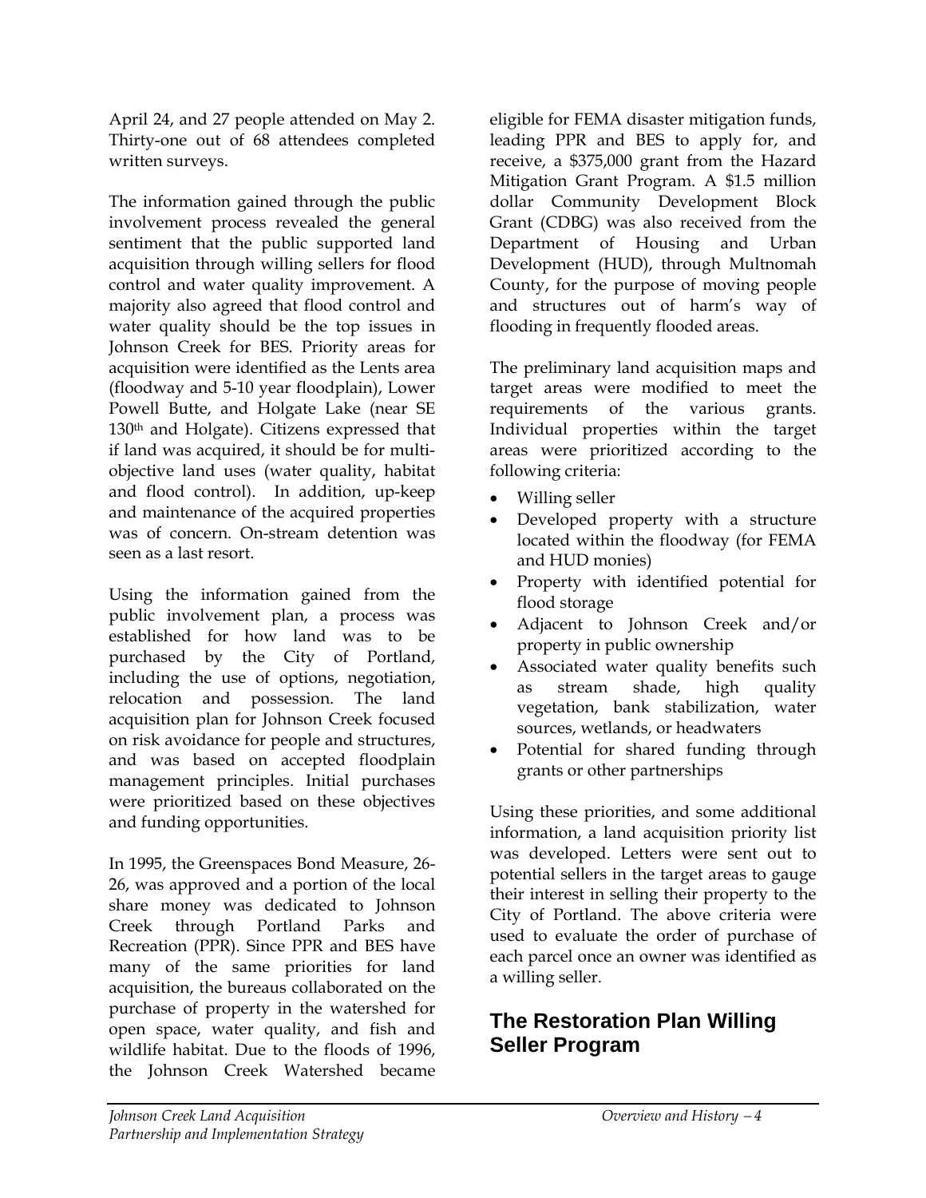April 24, and 27 people attended on May 2. Thirty-one out of 68 attendees completed written surveys.

The information gained through the public involvement process revealed the general sentiment that the public supported land acquisition through willing sellers for flood control and water quality improvement. A majority also agreed that flood control and water quality should be the top issues in Johnson Creek for BES. Priority areas for acquisition were identified as the Lents area (floodway and 5-10 year floodplain), Lower Powell Butte, and Holgate Lake (near SE 130th and Holgate). Citizens expressed that if land was acquired, it should be for multi-objective land uses (water quality, habitat and flood control). In addition, up-keep and maintenance of the acquired properties was of concern. On-stream detention was seen as a last resort.

Using the information gained from the public involvement plan, a process was established for how land was to be purchased by the City of Portland, including the use of options, negotiation, relocation and possession. The land acquisition plan for Johnson Creek focused on risk avoidance for people and structures, and was based on accepted floodplain management principles. Initial purchases were prioritized based on these objectives and funding opportunities.

In 1995, the Greenspaces Bond Measure, 26-26, was approved and a portion of the local share money was dedicated to Johnson Creek through Portland Parks and Recreation (PPR). Since PPR and BES have many of the same priorities for land acquisition, the bureaus collaborated on the purchase of property in the watershed for open space, water quality, and fish and wildlife habitat. Due to the floods of 1996, the Johnson Creek Watershed became eligible for FEMA disaster mitigation funds, leading PPR and BES to apply for, and receive, a $375,000 grant from the Hazard Mitigation Grant Program. A $1.5 million dollar Community Development Block Grant (CDBG) was also received from the Department of Housing and Urban Development (HUD), through Multnomah County, for the purpose of moving people and structures out of harm's way of flooding in frequently flooded areas.

The preliminary land acquisition maps and target areas were modified to meet the requirements of the various grants. Individual properties within the target areas were prioritized according to the following criteria:

- Willing seller
- Developed property with a structure located within the floodway (for FEMA and HUD monies)
- Property with identified potential for flood storage
- Adjacent to Johnson Creek and/or property in public ownership
- Associated water quality benefits such as stream shade, high quality vegetation, bank stabilization, water sources, wetlands, or headwaters
- Potential for shared funding through grants or other partnerships

Using these priorities, and some additional information, a land acquisition priority list was developed. Letters were sent out to potential sellers in the target areas to gauge their interest in selling their property to the City of Portland. The above criteria were used to evaluate the order of purchase of each parcel once an owner was identified as a willing seller.

## The Restoration Plan Willing Seller Program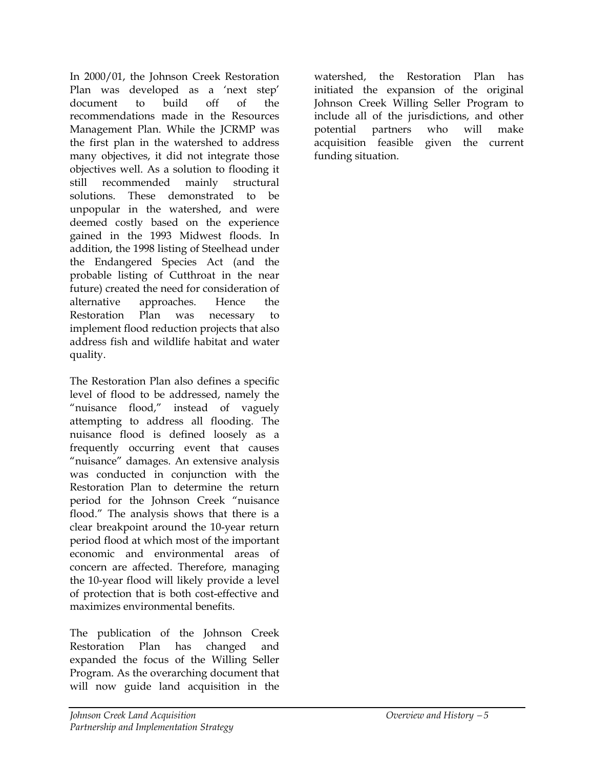In 2000/01, the Johnson Creek Restoration Plan was developed as a 'next step' document to build off of the recommendations made in the Resources Management Plan. While the JCRMP was the first plan in the watershed to address many objectives, it did not integrate those objectives well. As a solution to flooding it still recommended mainly structural solutions. These demonstrated to be unpopular in the watershed, and were deemed costly based on the experience gained in the 1993 Midwest floods. In addition, the 1998 listing of Steelhead under the Endangered Species Act (and the probable listing of Cutthroat in the near future) created the need for consideration of alternative approaches. Hence the Restoration Plan was necessary to implement flood reduction projects that also address fish and wildlife habitat and water quality.

The Restoration Plan also defines a specific level of flood to be addressed, namely the "nuisance flood," instead of vaguely attempting to address all flooding. The nuisance flood is defined loosely as a frequently occurring event that causes "nuisance" damages. An extensive analysis was conducted in conjunction with the Restoration Plan to determine the return period for the Johnson Creek "nuisance flood." The analysis shows that there is a clear breakpoint around the 10-year return period flood at which most of the important economic and environmental areas of concern are affected. Therefore, managing the 10-year flood will likely provide a level of protection that is both cost-effective and maximizes environmental benefits.

The publication of the Johnson Creek Restoration Plan has changed and expanded the focus of the Willing Seller Program. As the overarching document that will now guide land acquisition in the watershed, the Restoration Plan has initiated the expansion of the original Johnson Creek Willing Seller Program to include all of the jurisdictions, and other potential partners who will make acquisition feasible given the current funding situation.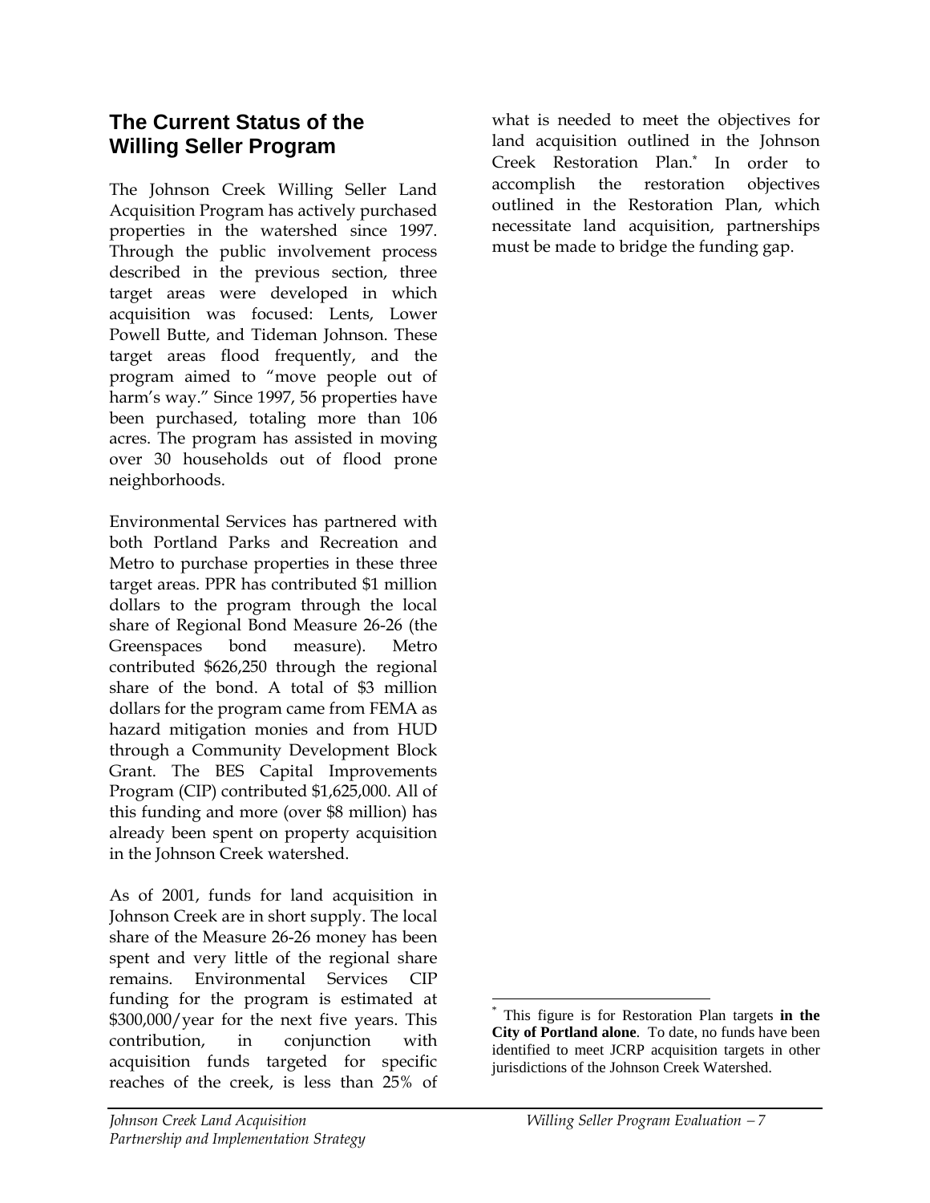## The Current Status of the Willing Seller Program

The Johnson Creek Willing Seller Land Acquisition Program has actively purchased properties in the watershed since 1997. Through the public involvement process described in the previous section, three target areas were developed in which acquisition was focused: Lents, Lower Powell Butte, and Tideman Johnson. These target areas flood frequently, and the program aimed to "move people out of harm's way." Since 1997, 56 properties have been purchased, totaling more than 106 acres. The program has assisted in moving over 30 households out of flood prone neighborhoods.

Environmental Services has partnered with both Portland Parks and Recreation and Metro to purchase properties in these three target areas. PPR has contributed $1 million dollars to the program through the local share of Regional Bond Measure 26-26 (the Greenspaces bond measure). Metro contributed $626,250 through the regional share of the bond. A total of $3 million dollars for the program came from FEMA as hazard mitigation monies and from HUD through a Community Development Block Grant. The BES Capital Improvements Program (CIP) contributed $1,625,000. All of this funding and more (over $8 million) has already been spent on property acquisition in the Johnson Creek watershed.

As of 2001, funds for land acquisition in Johnson Creek are in short supply. The local share of the Measure 26-26 money has been spent and very little of the regional share remains. Environmental Services CIP funding for the program is estimated at $300,000/year for the next five years. This contribution, in conjunction with acquisition funds targeted for specific reaches of the creek, is less than 25% of what is needed to meet the objectives for land acquisition outlined in the Johnson Creek Restoration Plan.* In order to accomplish the restoration objectives outlined in the Restoration Plan, which necessitate land acquisition, partnerships must be made to bridge the funding gap.

* This figure is for Restoration Plan targets **in the City of Portland alone**. To date, no funds have been identified to meet JCRP acquisition targets in other jurisdictions of the Johnson Creek Watershed.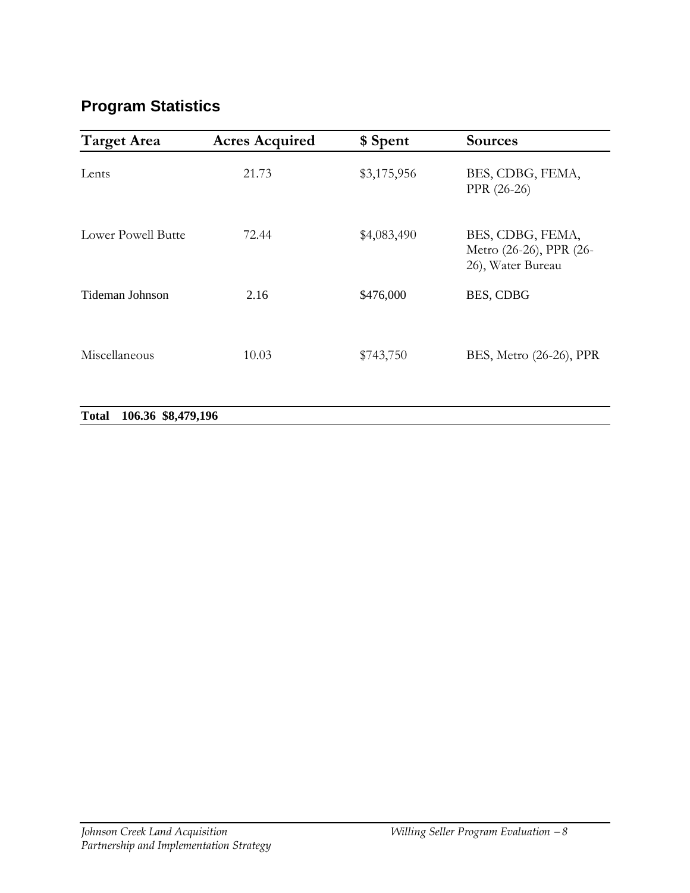## Program Statistics

| Target Area | Acres Acquired | $ Spent | Sources |
|---|---|---|---|
| Lents | 21.73 | $3,175,956 | BES, CDBG, FEMA, PPR (26-26) |
| Lower Powell Butte | 72.44 | $4,083,490 | BES, CDBG, FEMA, Metro (26-26), PPR (26-26), Water Bureau |
| Tideman Johnson | 2.16 | $476,000 | BES, CDBG |
| Miscellaneous | 10.03 | $743,750 | BES, Metro (26-26), PPR |
| **Total** | **106.36** | **$8,479,196** | |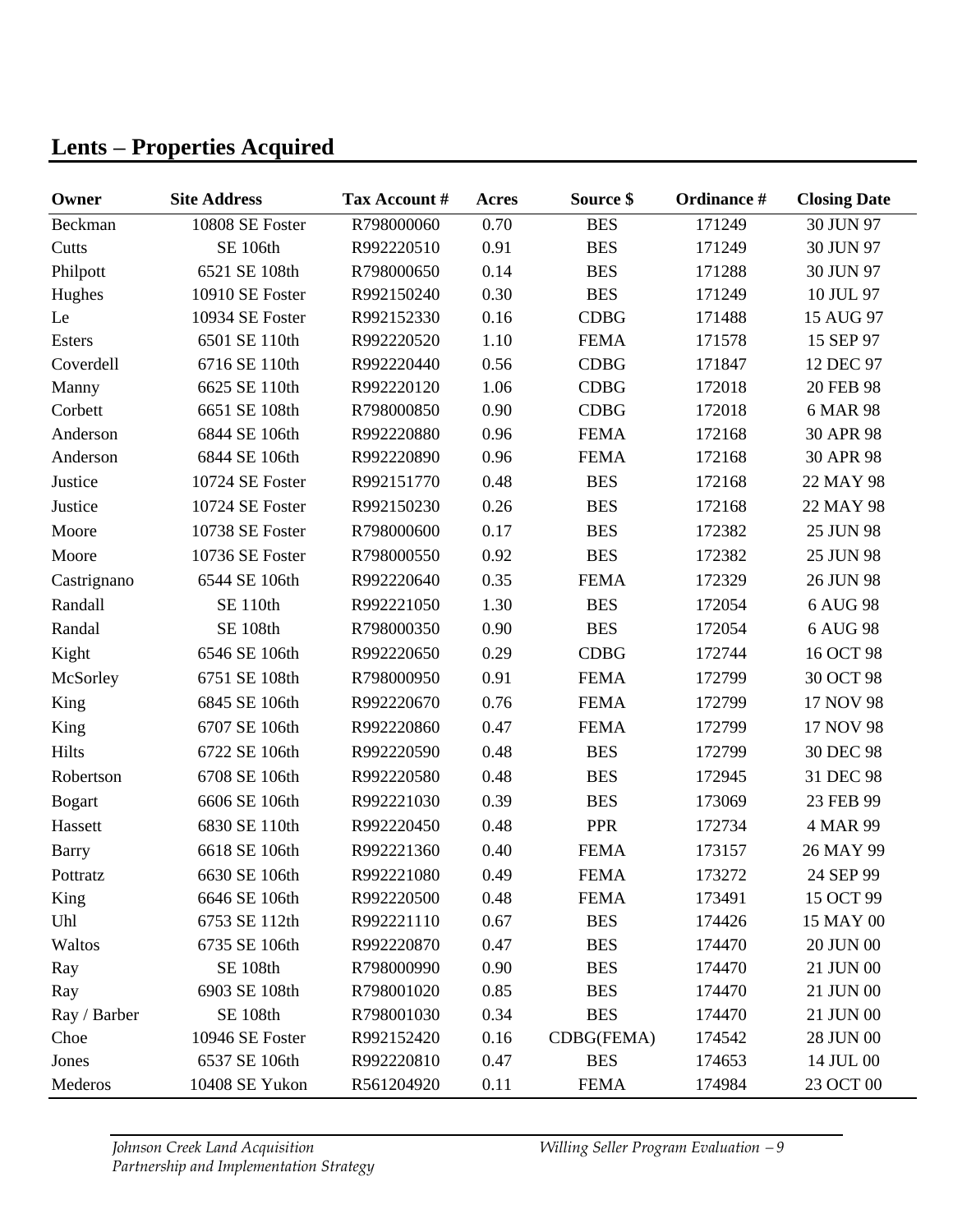## Lents – Properties Acquired

| Owner | Site Address | Tax Account # | Acres | Source $ | Ordinance # | Closing Date |
|---|---|---|---|---|---|---|
| Beckman | 10808 SE Foster | R798000060 | 0.70 | BES | 171249 | 30 JUN 97 |
| Cutts | SE 106th | R992220510 | 0.91 | BES | 171249 | 30 JUN 97 |
| Philpott | 6521 SE 108th | R798000650 | 0.14 | BES | 171288 | 30 JUN 97 |
| Hughes | 10910 SE Foster | R992150240 | 0.30 | BES | 171249 | 10 JUL 97 |
| Le | 10934 SE Foster | R992152330 | 0.16 | CDBG | 171488 | 15 AUG 97 |
| Esters | 6501 SE 110th | R992220520 | 1.10 | FEMA | 171578 | 15 SEP 97 |
| Coverdell | 6716 SE 110th | R992220440 | 0.56 | CDBG | 171847 | 12 DEC 97 |
| Manny | 6625 SE 110th | R992220120 | 1.06 | CDBG | 172018 | 20 FEB 98 |
| Corbett | 6651 SE 108th | R798000850 | 0.90 | CDBG | 172018 | 6 MAR 98 |
| Anderson | 6844 SE 106th | R992220880 | 0.96 | FEMA | 172168 | 30 APR 98 |
| Anderson | 6844 SE 106th | R992220890 | 0.96 | FEMA | 172168 | 30 APR 98 |
| Justice | 10724 SE Foster | R992151770 | 0.48 | BES | 172168 | 22 MAY 98 |
| Justice | 10724 SE Foster | R992150230 | 0.26 | BES | 172168 | 22 MAY 98 |
| Moore | 10738 SE Foster | R798000600 | 0.17 | BES | 172382 | 25 JUN 98 |
| Moore | 10736 SE Foster | R798000550 | 0.92 | BES | 172382 | 25 JUN 98 |
| Castrignano | 6544 SE 106th | R992220640 | 0.35 | FEMA | 172329 | 26 JUN 98 |
| Randall | SE 110th | R992221050 | 1.30 | BES | 172054 | 6 AUG 98 |
| Randal | SE 108th | R798000350 | 0.90 | BES | 172054 | 6 AUG 98 |
| Kight | 6546 SE 106th | R992220650 | 0.29 | CDBG | 172744 | 16 OCT 98 |
| McSorley | 6751 SE 108th | R798000950 | 0.91 | FEMA | 172799 | 30 OCT 98 |
| King | 6845 SE 106th | R992220670 | 0.76 | FEMA | 172799 | 17 NOV 98 |
| King | 6707 SE 106th | R992220860 | 0.47 | FEMA | 172799 | 17 NOV 98 |
| Hilts | 6722 SE 106th | R992220590 | 0.48 | BES | 172799 | 30 DEC 98 |
| Robertson | 6708 SE 106th | R992220580 | 0.48 | BES | 172945 | 31 DEC 98 |
| Bogart | 6606 SE 106th | R992221030 | 0.39 | BES | 173069 | 23 FEB 99 |
| Hassett | 6830 SE 110th | R992220450 | 0.48 | PPR | 172734 | 4 MAR 99 |
| Barry | 6618 SE 106th | R992221360 | 0.40 | FEMA | 173157 | 26 MAY 99 |
| Pottratz | 6630 SE 106th | R992221080 | 0.49 | FEMA | 173272 | 24 SEP 99 |
| King | 6646 SE 106th | R992220500 | 0.48 | FEMA | 173491 | 15 OCT 99 |
| Uhl | 6753 SE 112th | R992221110 | 0.67 | BES | 174426 | 15 MAY 00 |
| Waltos | 6735 SE 106th | R992220870 | 0.47 | BES | 174470 | 20 JUN 00 |
| Ray | SE 108th | R798000990 | 0.90 | BES | 174470 | 21 JUN 00 |
| Ray | 6903 SE 108th | R798001020 | 0.85 | BES | 174470 | 21 JUN 00 |
| Ray / Barber | SE 108th | R798001030 | 0.34 | BES | 174470 | 21 JUN 00 |
| Choe | 10946 SE Foster | R992152420 | 0.16 | CDBG(FEMA) | 174542 | 28 JUN 00 |
| Jones | 6537 SE 106th | R992220810 | 0.47 | BES | 174653 | 14 JUL 00 |
| Mederos | 10408 SE Yukon | R561204920 | 0.11 | FEMA | 174984 | 23 OCT 00 |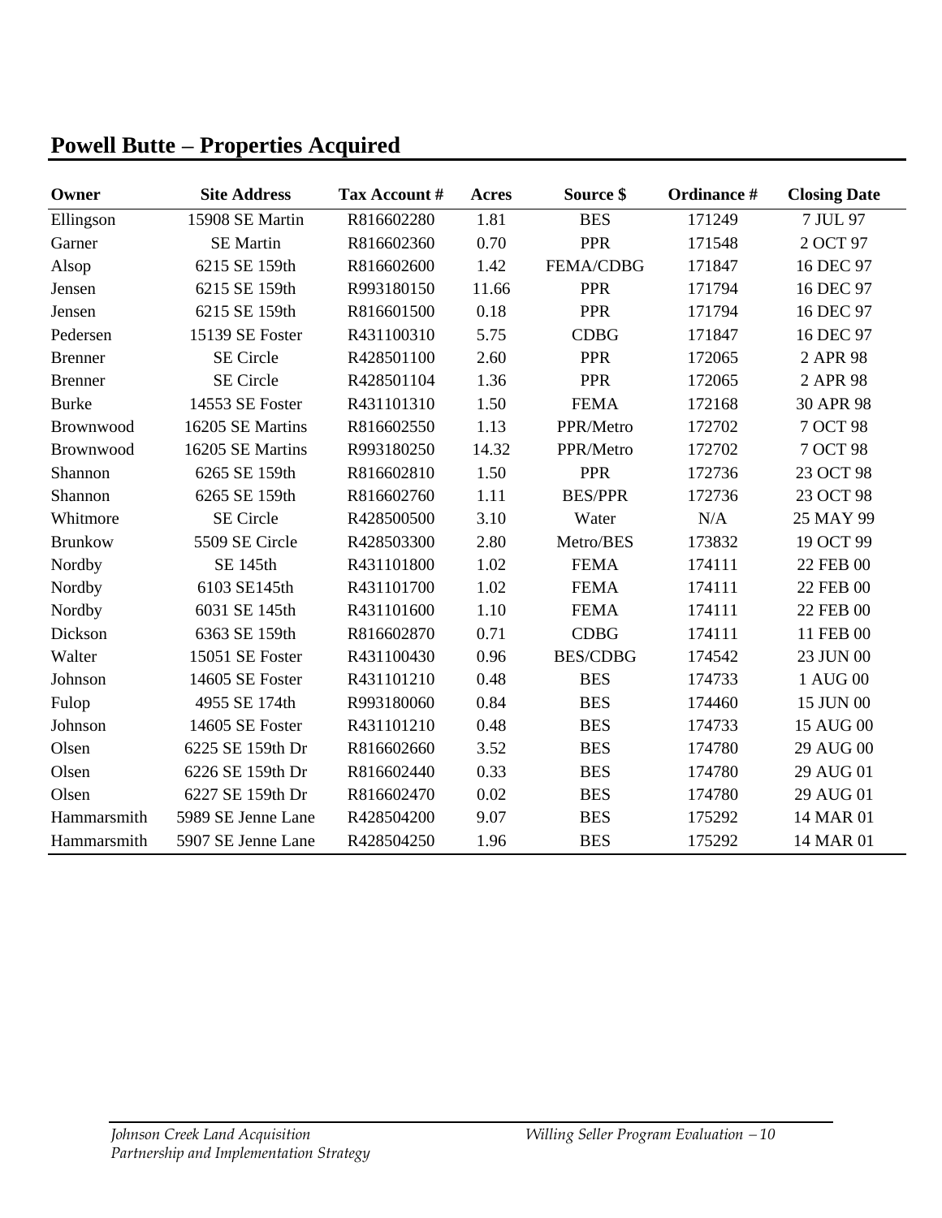## Powell Butte – Properties Acquired

| Owner | Site Address | Tax Account # | Acres | Source $ | Ordinance # | Closing Date |
|---|---|---|---|---|---|---|
| Ellingson | 15908 SE Martin | R816602280 | 1.81 | BES | 171249 | 7 JUL 97 |
| Garner | SE Martin | R816602360 | 0.70 | PPR | 171548 | 2 OCT 97 |
| Alsop | 6215 SE 159th | R816602600 | 1.42 | FEMA/CDBG | 171847 | 16 DEC 97 |
| Jensen | 6215 SE 159th | R993180150 | 11.66 | PPR | 171794 | 16 DEC 97 |
| Jensen | 6215 SE 159th | R816601500 | 0.18 | PPR | 171794 | 16 DEC 97 |
| Pedersen | 15139 SE Foster | R431100310 | 5.75 | CDBG | 171847 | 16 DEC 97 |
| Brenner | SE Circle | R428501100 | 2.60 | PPR | 172065 | 2 APR 98 |
| Brenner | SE Circle | R428501104 | 1.36 | PPR | 172065 | 2 APR 98 |
| Burke | 14553 SE Foster | R431101310 | 1.50 | FEMA | 172168 | 30 APR 98 |
| Brownwood | 16205 SE Martins | R816602550 | 1.13 | PPR/Metro | 172702 | 7 OCT 98 |
| Brownwood | 16205 SE Martins | R993180250 | 14.32 | PPR/Metro | 172702 | 7 OCT 98 |
| Shannon | 6265 SE 159th | R816602810 | 1.50 | PPR | 172736 | 23 OCT 98 |
| Shannon | 6265 SE 159th | R816602760 | 1.11 | BES/PPR | 172736 | 23 OCT 98 |
| Whitmore | SE Circle | R428500500 | 3.10 | Water | N/A | 25 MAY 99 |
| Brunkow | 5509 SE Circle | R428503300 | 2.80 | Metro/BES | 173832 | 19 OCT 99 |
| Nordby | SE 145th | R431101800 | 1.02 | FEMA | 174111 | 22 FEB 00 |
| Nordby | 6103 SE145th | R431101700 | 1.02 | FEMA | 174111 | 22 FEB 00 |
| Nordby | 6031 SE 145th | R431101600 | 1.10 | FEMA | 174111 | 22 FEB 00 |
| Dickson | 6363 SE 159th | R816602870 | 0.71 | CDBG | 174111 | 11 FEB 00 |
| Walter | 15051 SE Foster | R431100430 | 0.96 | BES/CDBG | 174542 | 23 JUN 00 |
| Johnson | 14605 SE Foster | R431101210 | 0.48 | BES | 174733 | 1 AUG 00 |
| Fulop | 4955 SE 174th | R993180060 | 0.84 | BES | 174460 | 15 JUN 00 |
| Johnson | 14605 SE Foster | R431101210 | 0.48 | BES | 174733 | 15 AUG 00 |
| Olsen | 6225 SE 159th Dr | R816602660 | 3.52 | BES | 174780 | 29 AUG 00 |
| Olsen | 6226 SE 159th Dr | R816602440 | 0.33 | BES | 174780 | 29 AUG 01 |
| Olsen | 6227 SE 159th Dr | R816602470 | 0.02 | BES | 174780 | 29 AUG 01 |
| Hammarsmith | 5989 SE Jenne Lane | R428504200 | 9.07 | BES | 175292 | 14 MAR 01 |
| Hammarsmith | 5907 SE Jenne Lane | R428504250 | 1.96 | BES | 175292 | 14 MAR 01 |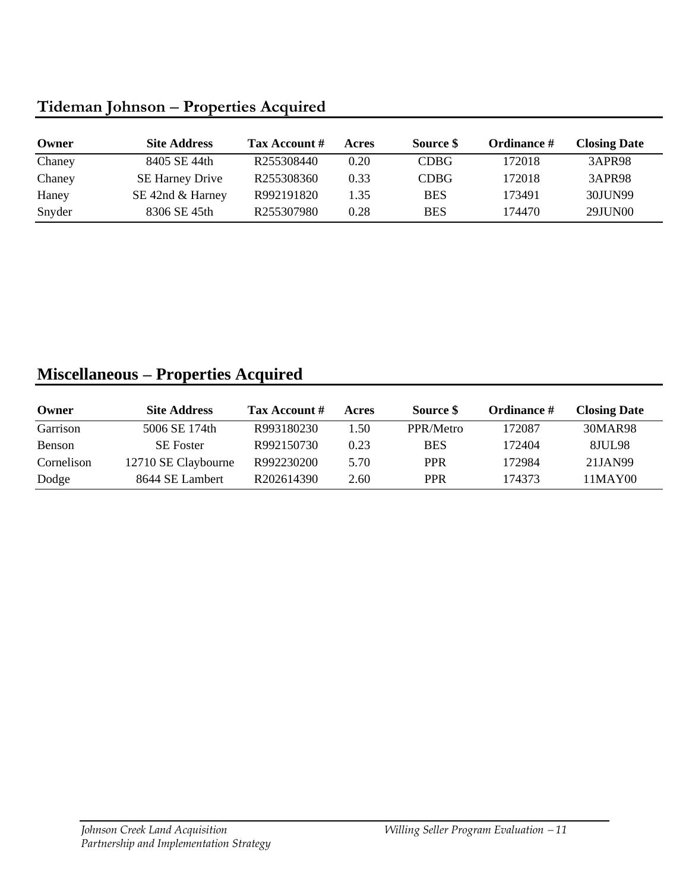## Tideman Johnson – Properties Acquired

| Owner | Site Address | Tax Account # | Acres | Source $ | Ordinance # | Closing Date |
|---|---|---|---|---|---|---|
| Chaney | 8405 SE 44th | R255308440 | 0.20 | CDBG | 172018 | 3APR98 |
| Chaney | SE Harney Drive | R255308360 | 0.33 | CDBG | 172018 | 3APR98 |
| Haney | SE 42nd & Harney | R992191820 | 1.35 | BES | 173491 | 30JUN99 |
| Snyder | 8306 SE 45th | R255307980 | 0.28 | BES | 174470 | 29JUN00 |

## Miscellaneous – Properties Acquired

| Owner | Site Address | Tax Account # | Acres | Source $ | Ordinance # | Closing Date |
|---|---|---|---|---|---|---|
| Garrison | 5006 SE 174th | R993180230 | 1.50 | PPR/Metro | 172087 | 30MAR98 |
| Benson | SE Foster | R992150730 | 0.23 | BES | 172404 | 8JUL98 |
| Cornelison | 12710 SE Claybourne | R992230200 | 5.70 | PPR | 172984 | 21JAN99 |
| Dodge | 8644 SE Lambert | R202614390 | 2.60 | PPR | 174373 | 11MAY00 |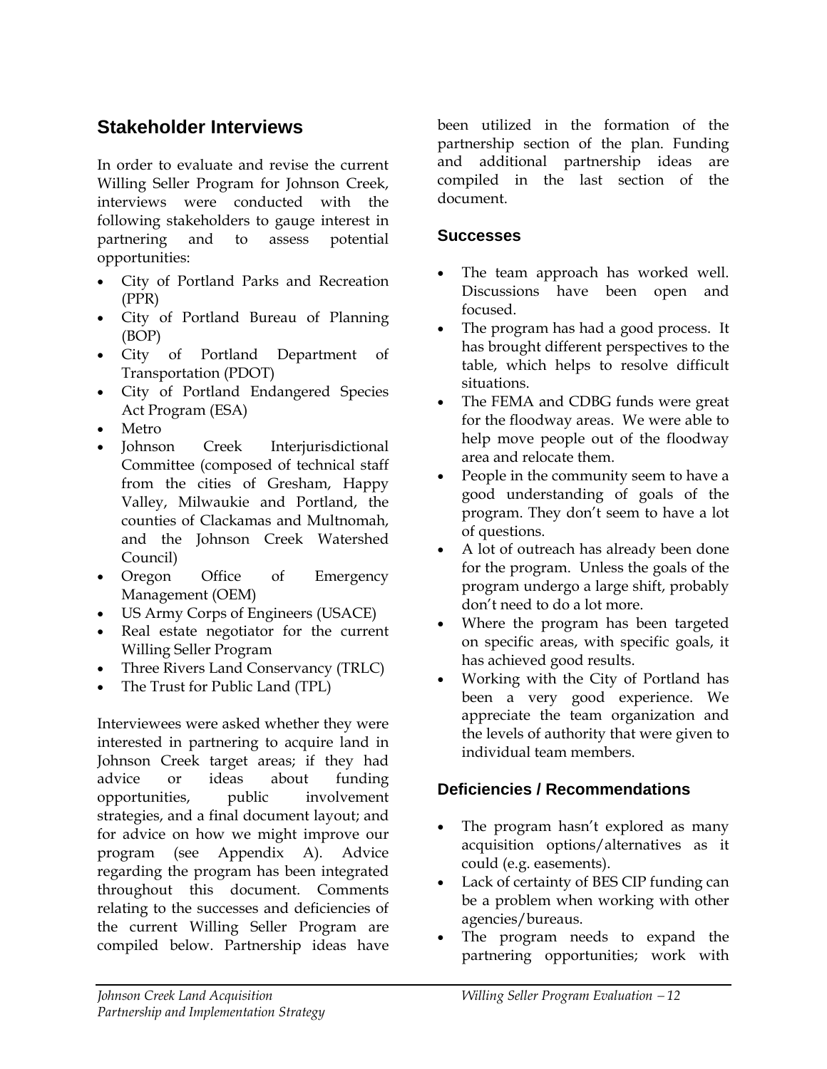## Stakeholder Interviews

In order to evaluate and revise the current Willing Seller Program for Johnson Creek, interviews were conducted with the following stakeholders to gauge interest in partnering and to assess potential opportunities:

- City of Portland Parks and Recreation (PPR)
- City of Portland Bureau of Planning (BOP)
- City of Portland Department of Transportation (PDOT)
- City of Portland Endangered Species Act Program (ESA)
- Metro
- Johnson Creek Interjurisdictional Committee (composed of technical staff from the cities of Gresham, Happy Valley, Milwaukie and Portland, the counties of Clackamas and Multnomah, and the Johnson Creek Watershed Council)
- Oregon Office of Emergency Management (OEM)
- US Army Corps of Engineers (USACE)
- Real estate negotiator for the current Willing Seller Program
- Three Rivers Land Conservancy (TRLC)
- The Trust for Public Land (TPL)

Interviewees were asked whether they were interested in partnering to acquire land in Johnson Creek target areas; if they had advice or ideas about funding opportunities, public involvement strategies, and a final document layout; and for advice on how we might improve our program (see Appendix A). Advice regarding the program has been integrated throughout this document. Comments relating to the successes and deficiencies of the current Willing Seller Program are compiled below. Partnership ideas have been utilized in the formation of the partnership section of the plan. Funding and additional partnership ideas are compiled in the last section of the document.

### Successes

- The team approach has worked well. Discussions have been open and focused.
- The program has had a good process. It has brought different perspectives to the table, which helps to resolve difficult situations.
- The FEMA and CDBG funds were great for the floodway areas. We were able to help move people out of the floodway area and relocate them.
- People in the community seem to have a good understanding of goals of the program. They don't seem to have a lot of questions.
- A lot of outreach has already been done for the program. Unless the goals of the program undergo a large shift, probably don't need to do a lot more.
- Where the program has been targeted on specific areas, with specific goals, it has achieved good results.
- Working with the City of Portland has been a very good experience. We appreciate the team organization and the levels of authority that were given to individual team members.

### Deficiencies / Recommendations

- The program hasn't explored as many acquisition options/alternatives as it could (e.g. easements).
- Lack of certainty of BES CIP funding can be a problem when working with other agencies/bureaus.
- The program needs to expand the partnering opportunities; work with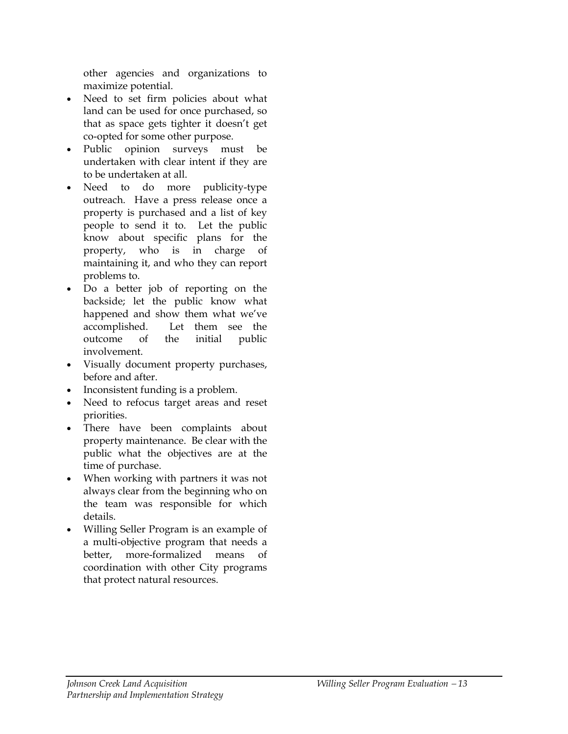other agencies and organizations to maximize potential.

- Need to set firm policies about what land can be used for once purchased, so that as space gets tighter it doesn't get co-opted for some other purpose.
- Public opinion surveys must be undertaken with clear intent if they are to be undertaken at all.
- Need to do more publicity-type outreach. Have a press release once a property is purchased and a list of key people to send it to. Let the public know about specific plans for the property, who is in charge of maintaining it, and who they can report problems to.
- Do a better job of reporting on the backside; let the public know what happened and show them what we've accomplished. Let them see the outcome of the initial public involvement.
- Visually document property purchases, before and after.
- Inconsistent funding is a problem.
- Need to refocus target areas and reset priorities.
- There have been complaints about property maintenance. Be clear with the public what the objectives are at the time of purchase.
- When working with partners it was not always clear from the beginning who on the team was responsible for which details.
- Willing Seller Program is an example of a multi-objective program that needs a better, more-formalized means of coordination with other City programs that protect natural resources.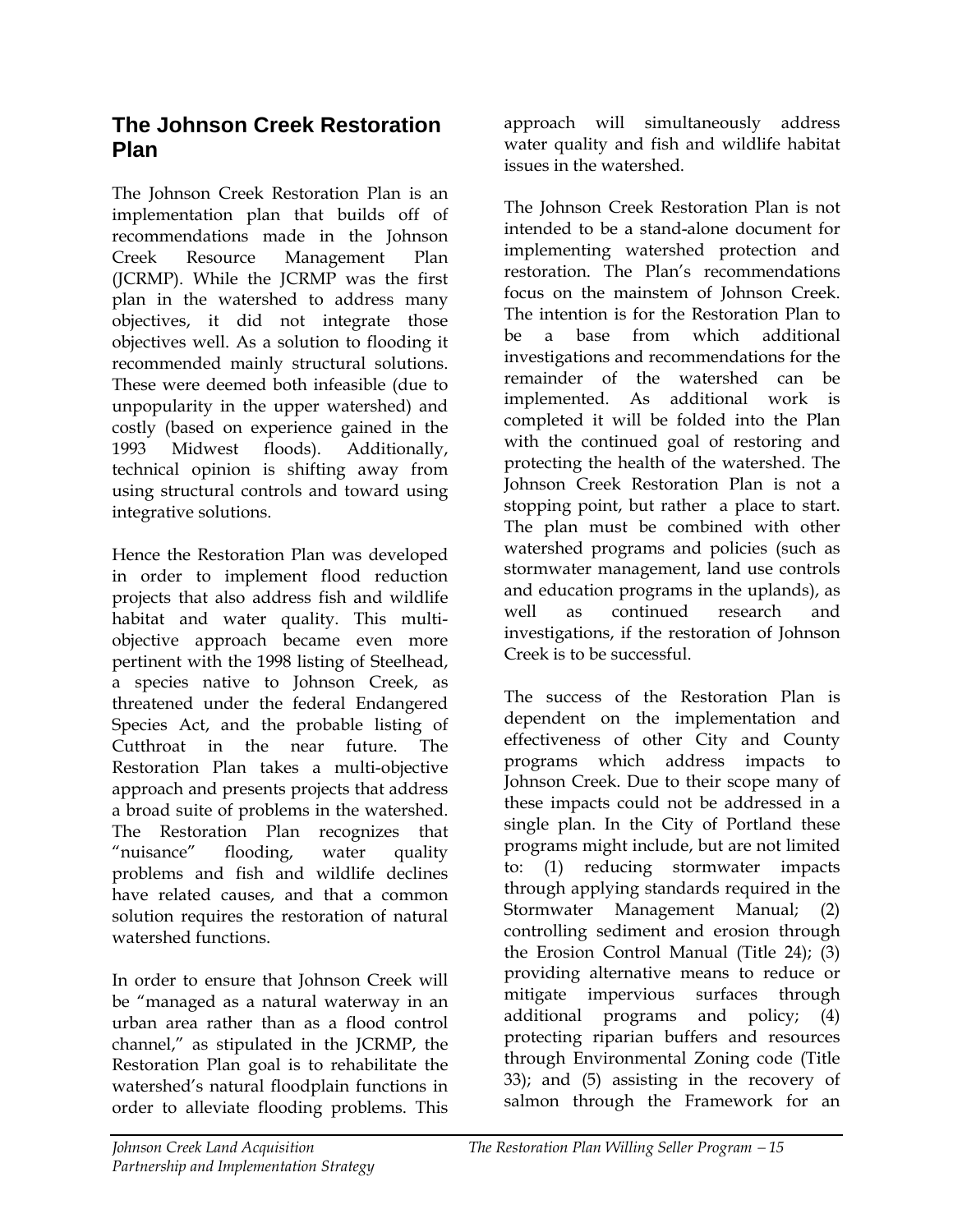## The Johnson Creek Restoration Plan

The Johnson Creek Restoration Plan is an implementation plan that builds off of recommendations made in the Johnson Creek Resource Management Plan (JCRMP). While the JCRMP was the first plan in the watershed to address many objectives, it did not integrate those objectives well. As a solution to flooding it recommended mainly structural solutions. These were deemed both infeasible (due to unpopularity in the upper watershed) and costly (based on experience gained in the 1993 Midwest floods). Additionally, technical opinion is shifting away from using structural controls and toward using integrative solutions.

Hence the Restoration Plan was developed in order to implement flood reduction projects that also address fish and wildlife habitat and water quality. This multi-objective approach became even more pertinent with the 1998 listing of Steelhead, a species native to Johnson Creek, as threatened under the federal Endangered Species Act, and the probable listing of Cutthroat in the near future. The Restoration Plan takes a multi-objective approach and presents projects that address a broad suite of problems in the watershed. The Restoration Plan recognizes that "nuisance" flooding, water quality problems and fish and wildlife declines have related causes, and that a common solution requires the restoration of natural watershed functions.

In order to ensure that Johnson Creek will be "managed as a natural waterway in an urban area rather than as a flood control channel," as stipulated in the JCRMP, the Restoration Plan goal is to rehabilitate the watershed's natural floodplain functions in order to alleviate flooding problems. This approach will simultaneously address water quality and fish and wildlife habitat issues in the watershed.

The Johnson Creek Restoration Plan is not intended to be a stand-alone document for implementing watershed protection and restoration. The Plan's recommendations focus on the mainstem of Johnson Creek. The intention is for the Restoration Plan to be a base from which additional investigations and recommendations for the remainder of the watershed can be implemented. As additional work is completed it will be folded into the Plan with the continued goal of restoring and protecting the health of the watershed. The Johnson Creek Restoration Plan is not a stopping point, but rather a place to start. The plan must be combined with other watershed programs and policies (such as stormwater management, land use controls and education programs in the uplands), as well as continued research and investigations, if the restoration of Johnson Creek is to be successful.

The success of the Restoration Plan is dependent on the implementation and effectiveness of other City and County programs which address impacts to Johnson Creek. Due to their scope many of these impacts could not be addressed in a single plan. In the City of Portland these programs might include, but are not limited to: (1) reducing stormwater impacts through applying standards required in the Stormwater Management Manual; (2) controlling sediment and erosion through the Erosion Control Manual (Title 24); (3) providing alternative means to reduce or mitigate impervious surfaces through additional programs and policy; (4) protecting riparian buffers and resources through Environmental Zoning code (Title 33); and (5) assisting in the recovery of salmon through the Framework for an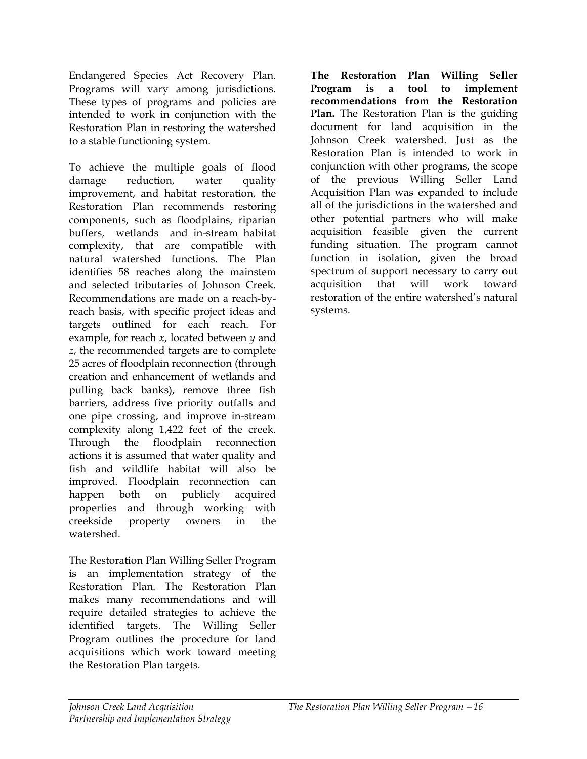Endangered Species Act Recovery Plan. Programs will vary among jurisdictions. These types of programs and policies are intended to work in conjunction with the Restoration Plan in restoring the watershed to a stable functioning system.

To achieve the multiple goals of flood damage reduction, water quality improvement, and habitat restoration, the Restoration Plan recommends restoring components, such as floodplains, riparian buffers, wetlands and in-stream habitat complexity, that are compatible with natural watershed functions. The Plan identifies 58 reaches along the mainstem and selected tributaries of Johnson Creek. Recommendations are made on a reach-by-reach basis, with specific project ideas and targets outlined for each reach. For example, for reach *x*, located between *y* and *z*, the recommended targets are to complete 25 acres of floodplain reconnection (through creation and enhancement of wetlands and pulling back banks), remove three fish barriers, address five priority outfalls and one pipe crossing, and improve in-stream complexity along 1,422 feet of the creek. Through the floodplain reconnection actions it is assumed that water quality and fish and wildlife habitat will also be improved. Floodplain reconnection can happen both on publicly acquired properties and through working with creekside property owners in the watershed.

The Restoration Plan Willing Seller Program is an implementation strategy of the Restoration Plan. The Restoration Plan makes many recommendations and will require detailed strategies to achieve the identified targets. The Willing Seller Program outlines the procedure for land acquisitions which work toward meeting the Restoration Plan targets.

**The Restoration Plan Willing Seller Program is a tool to implement recommendations from the Restoration Plan.** The Restoration Plan is the guiding document for land acquisition in the Johnson Creek watershed. Just as the Restoration Plan is intended to work in conjunction with other programs, the scope of the previous Willing Seller Land Acquisition Plan was expanded to include all of the jurisdictions in the watershed and other potential partners who will make acquisition feasible given the current funding situation. The program cannot function in isolation, given the broad spectrum of support necessary to carry out acquisition that will work toward restoration of the entire watershed's natural systems.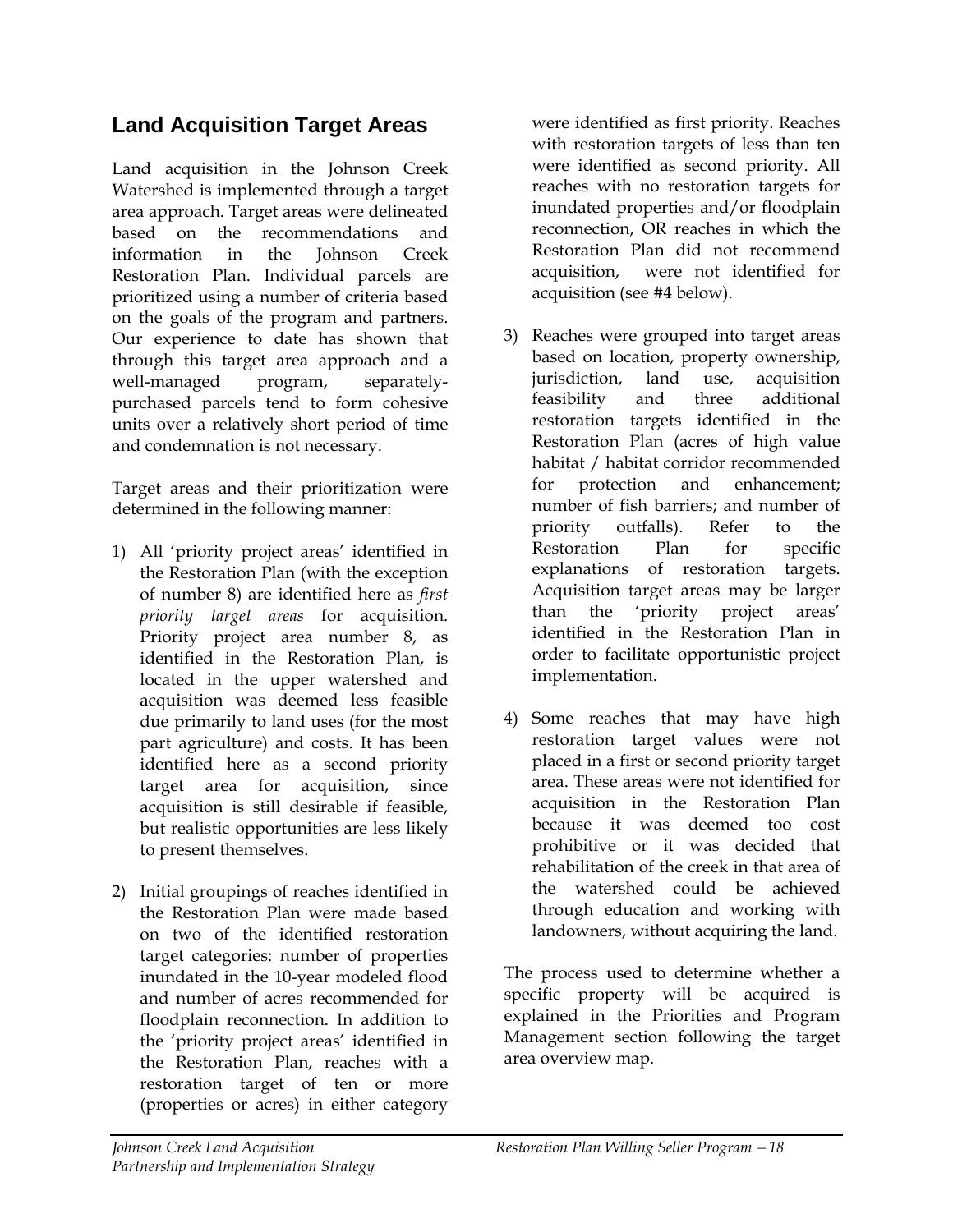## Land Acquisition Target Areas

Land acquisition in the Johnson Creek Watershed is implemented through a target area approach. Target areas were delineated based on the recommendations and information in the Johnson Creek Restoration Plan. Individual parcels are prioritized using a number of criteria based on the goals of the program and partners. Our experience to date has shown that through this target area approach and a well-managed program, separately-purchased parcels tend to form cohesive units over a relatively short period of time and condemnation is not necessary.

Target areas and their prioritization were determined in the following manner:

1) All 'priority project areas' identified in the Restoration Plan (with the exception of number 8) are identified here as *first priority target areas* for acquisition. Priority project area number 8, as identified in the Restoration Plan, is located in the upper watershed and acquisition was deemed less feasible due primarily to land uses (for the most part agriculture) and costs. It has been identified here as a second priority target area for acquisition, since acquisition is still desirable if feasible, but realistic opportunities are less likely to present themselves.

2) Initial groupings of reaches identified in the Restoration Plan were made based on two of the identified restoration target categories: number of properties inundated in the 10-year modeled flood and number of acres recommended for floodplain reconnection. In addition to the 'priority project areas' identified in the Restoration Plan, reaches with a restoration target of ten or more (properties or acres) in either category were identified as first priority. Reaches with restoration targets of less than ten were identified as second priority. All reaches with no restoration targets for inundated properties and/or floodplain reconnection, OR reaches in which the Restoration Plan did not recommend acquisition, were not identified for acquisition (see #4 below).

3) Reaches were grouped into target areas based on location, property ownership, jurisdiction, land use, acquisition feasibility and three additional restoration targets identified in the Restoration Plan (acres of high value habitat / habitat corridor recommended for protection and enhancement; number of fish barriers; and number of priority outfalls). Refer to the Restoration Plan for specific explanations of restoration targets. Acquisition target areas may be larger than the 'priority project areas' identified in the Restoration Plan in order to facilitate opportunistic project implementation.

4) Some reaches that may have high restoration target values were not placed in a first or second priority target area. These areas were not identified for acquisition in the Restoration Plan because it was deemed too cost prohibitive or it was decided that rehabilitation of the creek in that area of the watershed could be achieved through education and working with landowners, without acquiring the land.

The process used to determine whether a specific property will be acquired is explained in the Priorities and Program Management section following the target area overview map.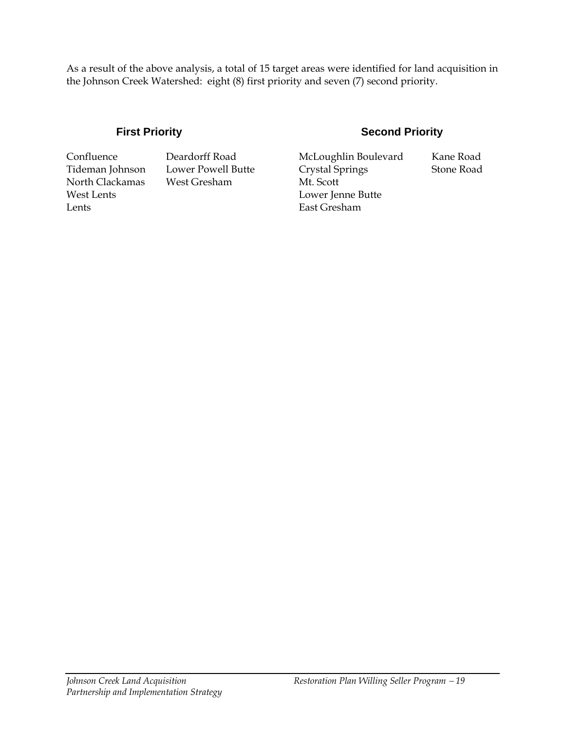As a result of the above analysis, a total of 15 target areas were identified for land acquisition in the Johnson Creek Watershed: eight (8) first priority and seven (7) second priority.

### First Priority

- Confluence
- Tideman Johnson
- North Clackamas
- West Lents
- Lents
- Deardorff Road
- Lower Powell Butte
- West Gresham

### Second Priority

- McLoughlin Boulevard
- Crystal Springs
- Mt. Scott
- Lower Jenne Butte
- East Gresham
- Kane Road
- Stone Road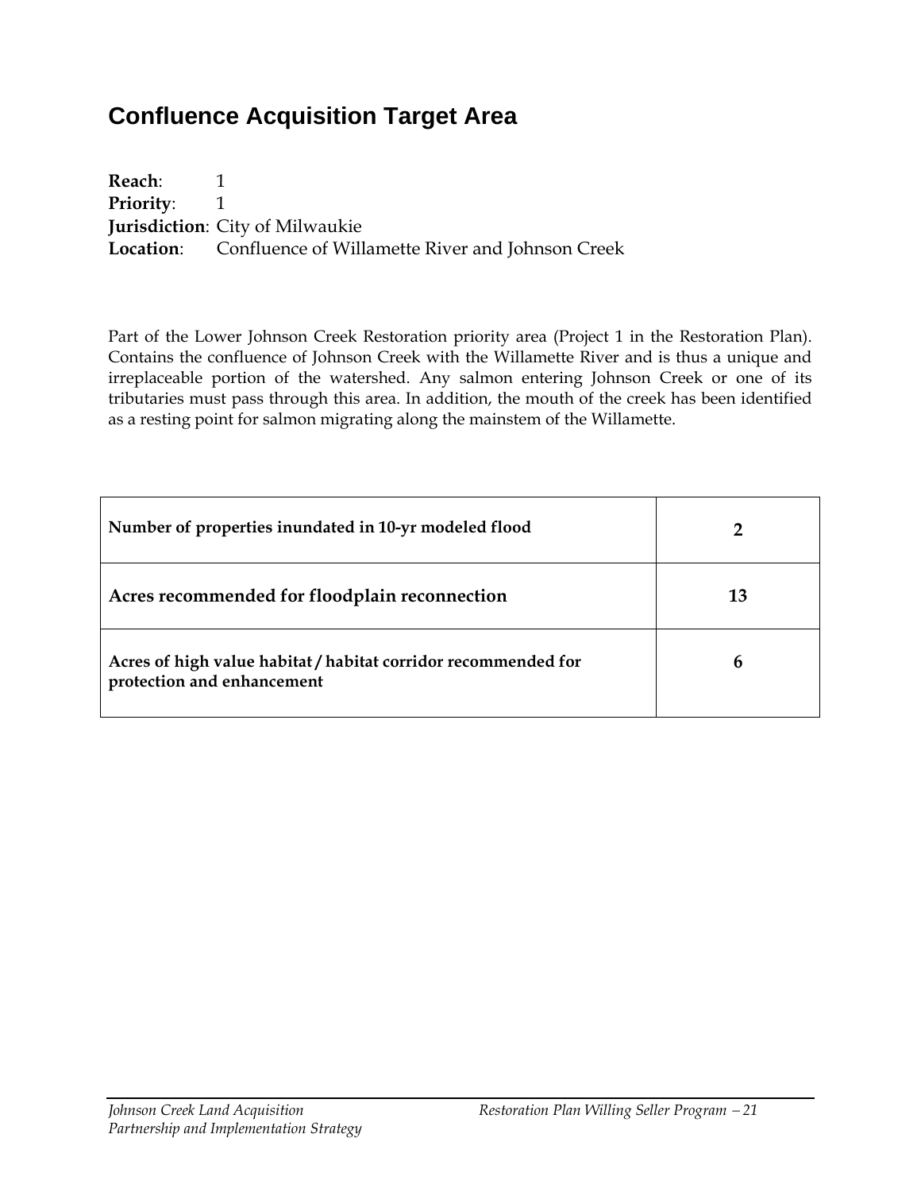# Confluence Acquisition Target Area

**Reach**: 1
**Priority**: 1
**Jurisdiction**: City of Milwaukie
**Location**: Confluence of Willamette River and Johnson Creek

Part of the Lower Johnson Creek Restoration priority area (Project 1 in the Restoration Plan). Contains the confluence of Johnson Creek with the Willamette River and is thus a unique and irreplaceable portion of the watershed. Any salmon entering Johnson Creek or one of its tributaries must pass through this area. In addition, the mouth of the creek has been identified as a resting point for salmon migrating along the mainstem of the Willamette.

| | |
|---|---|
| **Number of properties inundated in 10-yr modeled flood** | **2** |
| **Acres recommended for floodplain reconnection** | **13** |
| **Acres of high value habitat / habitat corridor recommended for protection and enhancement** | **6** |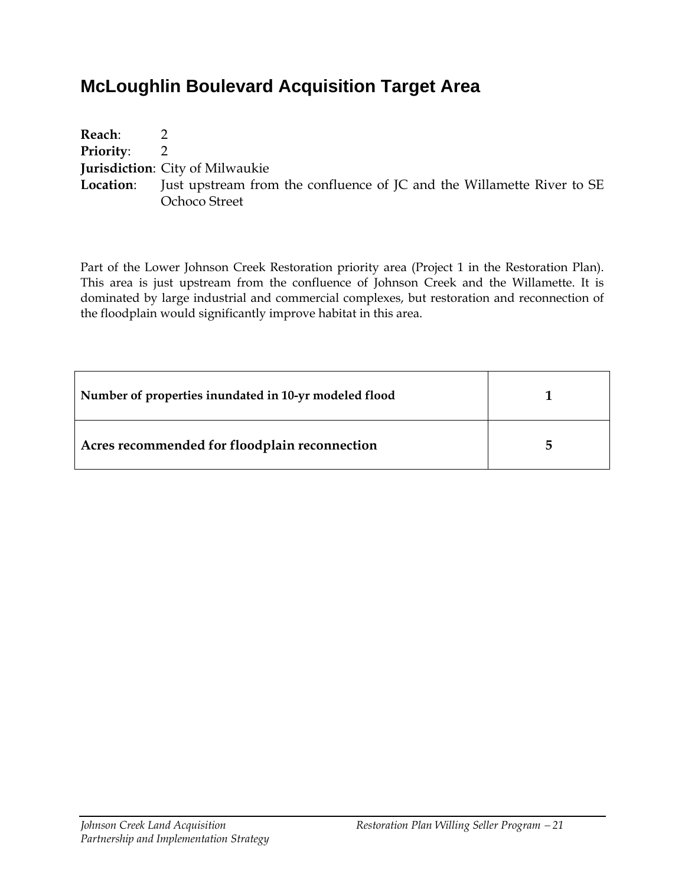## McLoughlin Boulevard Acquisition Target Area

**Reach**: 2
**Priority**: 2
**Jurisdiction**: City of Milwaukie
**Location**: Just upstream from the confluence of JC and the Willamette River to SE Ochoco Street

Part of the Lower Johnson Creek Restoration priority area (Project 1 in the Restoration Plan). This area is just upstream from the confluence of Johnson Creek and the Willamette. It is dominated by large industrial and commercial complexes, but restoration and reconnection of the floodplain would significantly improve habitat in this area.

| | |
|---|---|
| **Number of properties inundated in 10-yr modeled flood** | **1** |
| **Acres recommended for floodplain reconnection** | **5** |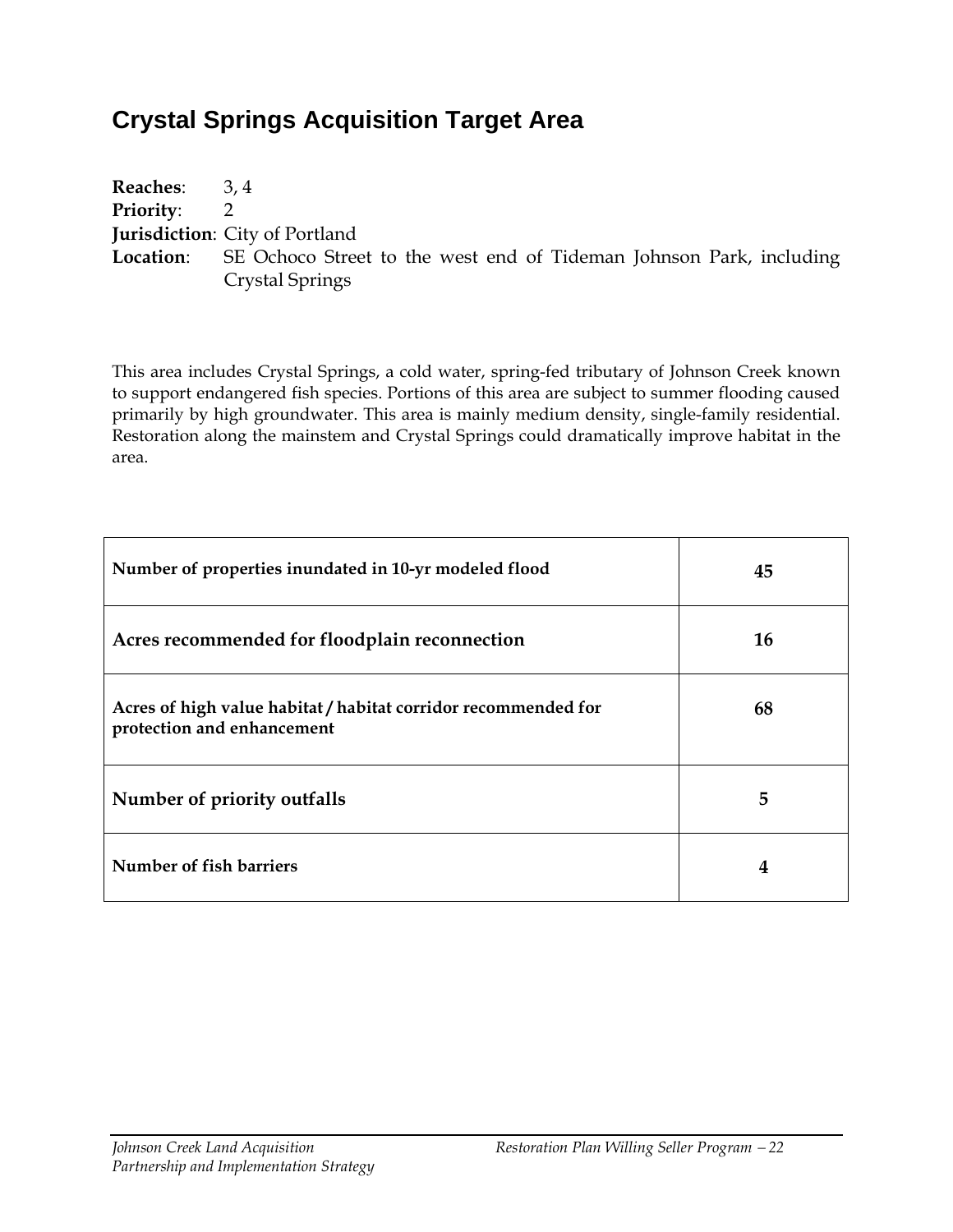## Crystal Springs Acquisition Target Area

**Reaches**: 3, 4
**Priority**: 2
**Jurisdiction**: City of Portland
**Location**: SE Ochoco Street to the west end of Tideman Johnson Park, including Crystal Springs

This area includes Crystal Springs, a cold water, spring-fed tributary of Johnson Creek known to support endangered fish species. Portions of this area are subject to summer flooding caused primarily by high groundwater. This area is mainly medium density, single-family residential. Restoration along the mainstem and Crystal Springs could dramatically improve habitat in the area.

| | |
|---|---|
| **Number of properties inundated in 10-yr modeled flood** | **45** |
| **Acres recommended for floodplain reconnection** | **16** |
| **Acres of high value habitat / habitat corridor recommended for protection and enhancement** | **68** |
| **Number of priority outfalls** | **5** |
| **Number of fish barriers** | **4** |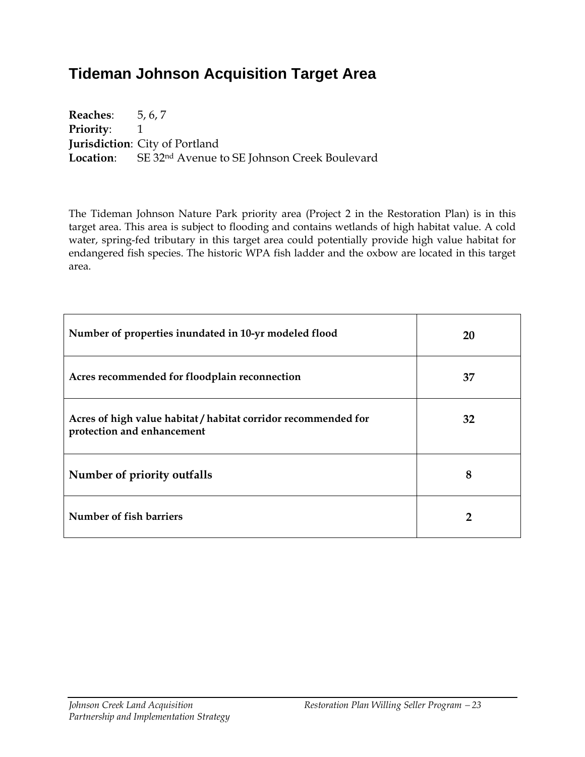# Tideman Johnson Acquisition Target Area

**Reaches**: 5, 6, 7
**Priority**: 1
**Jurisdiction**: City of Portland
**Location**: SE 32nd Avenue to SE Johnson Creek Boulevard

The Tideman Johnson Nature Park priority area (Project 2 in the Restoration Plan) is in this target area. This area is subject to flooding and contains wetlands of high habitat value. A cold water, spring-fed tributary in this target area could potentially provide high value habitat for endangered fish species. The historic WPA fish ladder and the oxbow are located in this target area.

| | |
|---|---|
| **Number of properties inundated in 10-yr modeled flood** | **20** |
| **Acres recommended for floodplain reconnection** | **37** |
| **Acres of high value habitat / habitat corridor recommended for protection and enhancement** | **32** |
| **Number of priority outfalls** | **8** |
| **Number of fish barriers** | **2** |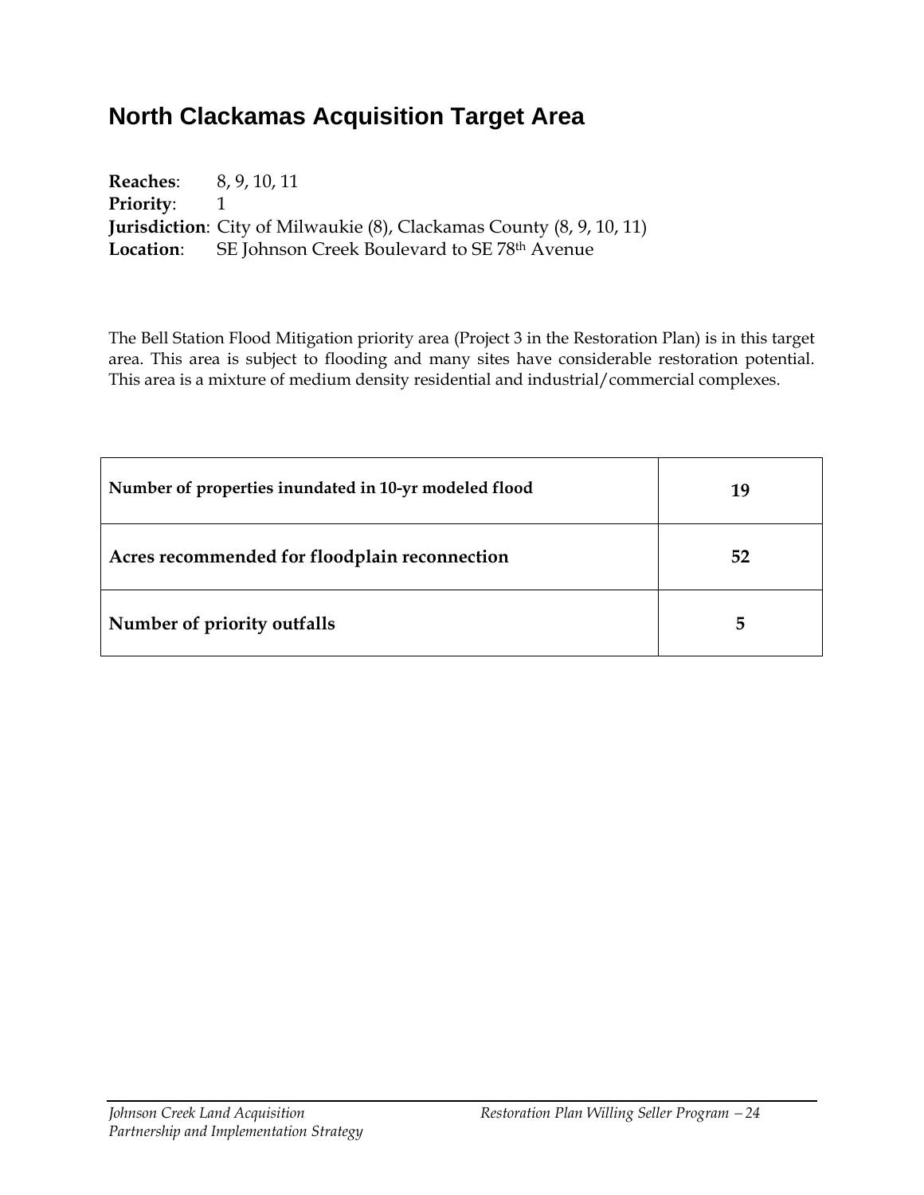## North Clackamas Acquisition Target Area

**Reaches**: 8, 9, 10, 11
**Priority**: 1
**Jurisdiction**: City of Milwaukie (8), Clackamas County (8, 9, 10, 11)
**Location**: SE Johnson Creek Boulevard to SE 78th Avenue

The Bell Station Flood Mitigation priority area (Project 3 in the Restoration Plan) is in this target area. This area is subject to flooding and many sites have considerable restoration potential. This area is a mixture of medium density residential and industrial/commercial complexes.

| | |
|---|---|
| **Number of properties inundated in 10-yr modeled flood** | **19** |
| **Acres recommended for floodplain reconnection** | **52** |
| **Number of priority outfalls** | **5** |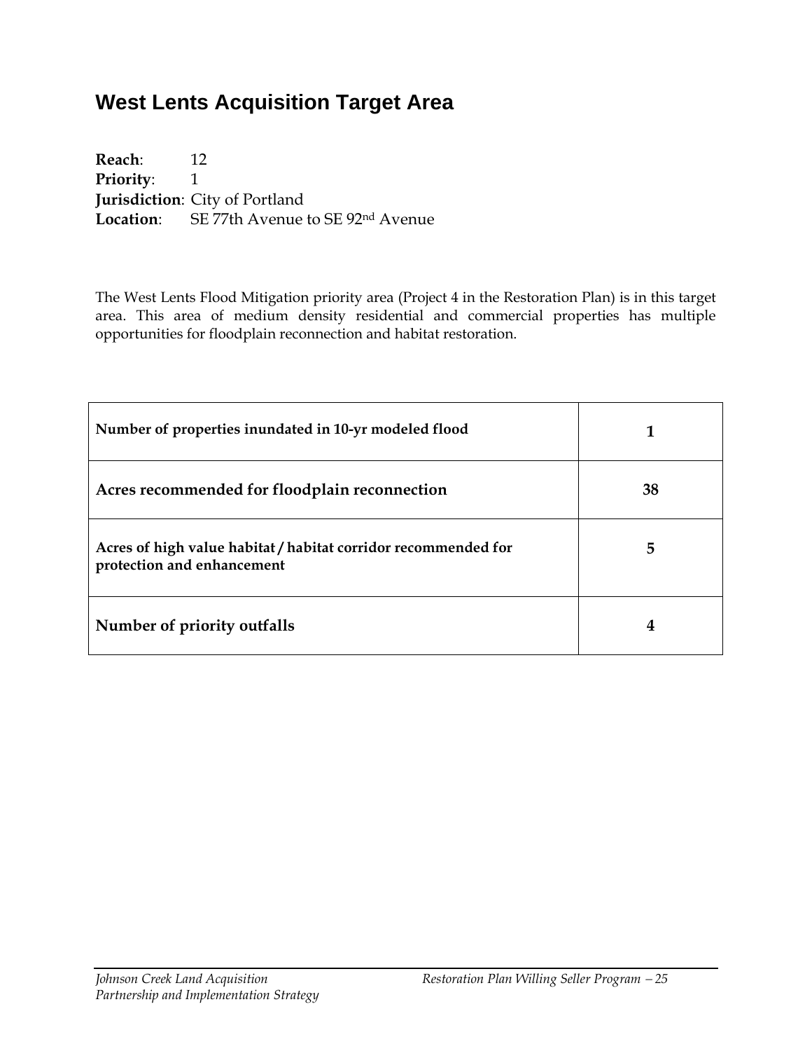## West Lents Acquisition Target Area

**Reach**: 12
**Priority**: 1
**Jurisdiction**: City of Portland
**Location**: SE 77th Avenue to SE 92nd Avenue

The West Lents Flood Mitigation priority area (Project 4 in the Restoration Plan) is in this target area. This area of medium density residential and commercial properties has multiple opportunities for floodplain reconnection and habitat restoration.

| | |
|---|---|
| **Number of properties inundated in 10-yr modeled flood** | **1** |
| **Acres recommended for floodplain reconnection** | **38** |
| **Acres of high value habitat / habitat corridor recommended for protection and enhancement** | **5** |
| **Number of priority outfalls** | **4** |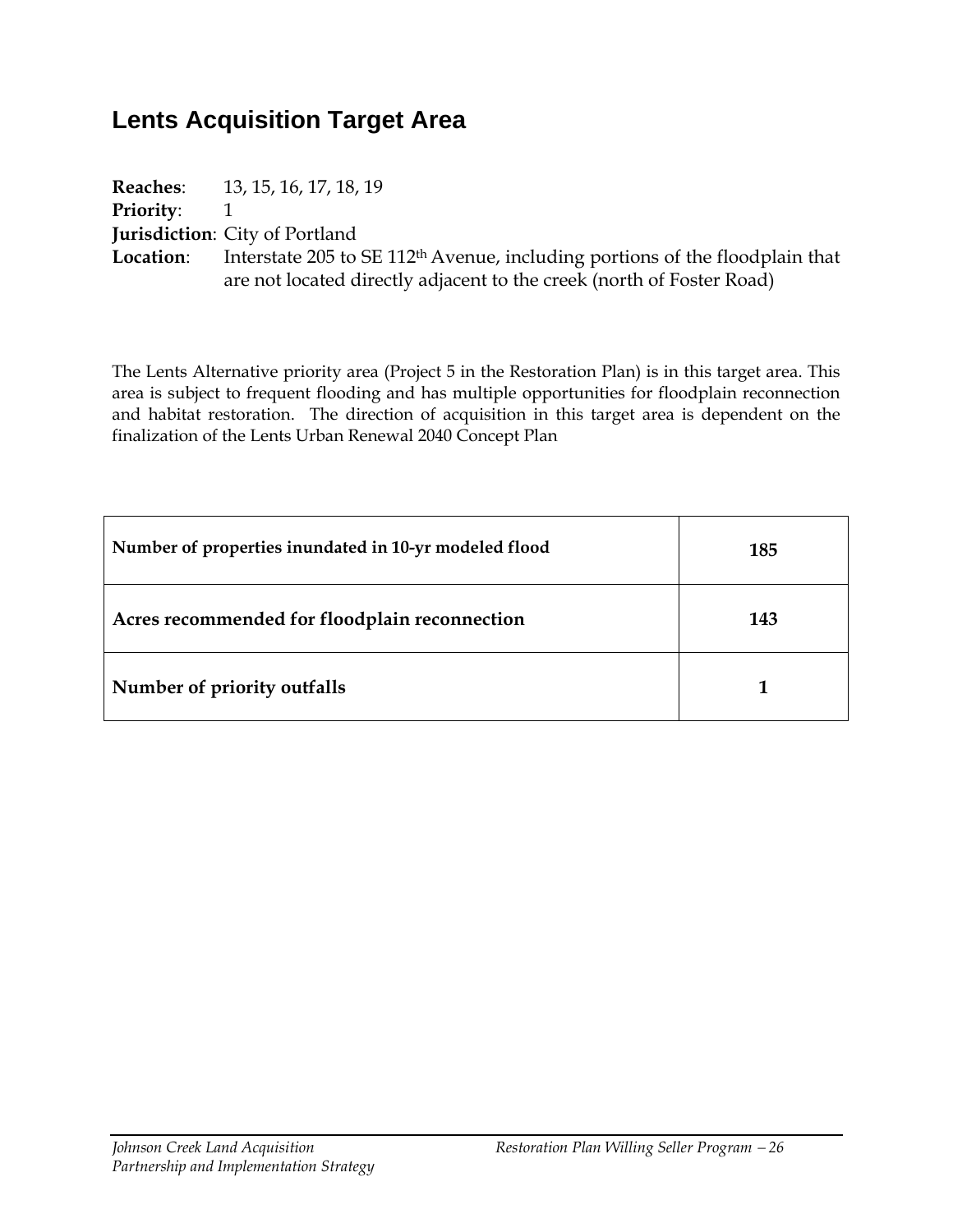## Lents Acquisition Target Area

**Reaches**: 13, 15, 16, 17, 18, 19
**Priority**: 1
**Jurisdiction**: City of Portland
**Location**: Interstate 205 to SE 112th Avenue, including portions of the floodplain that are not located directly adjacent to the creek (north of Foster Road)

The Lents Alternative priority area (Project 5 in the Restoration Plan) is in this target area. This area is subject to frequent flooding and has multiple opportunities for floodplain reconnection and habitat restoration. The direction of acquisition in this target area is dependent on the finalization of the Lents Urban Renewal 2040 Concept Plan

| | |
|---|---|
| **Number of properties inundated in 10-yr modeled flood** | **185** |
| **Acres recommended for floodplain reconnection** | **143** |
| **Number of priority outfalls** | **1** |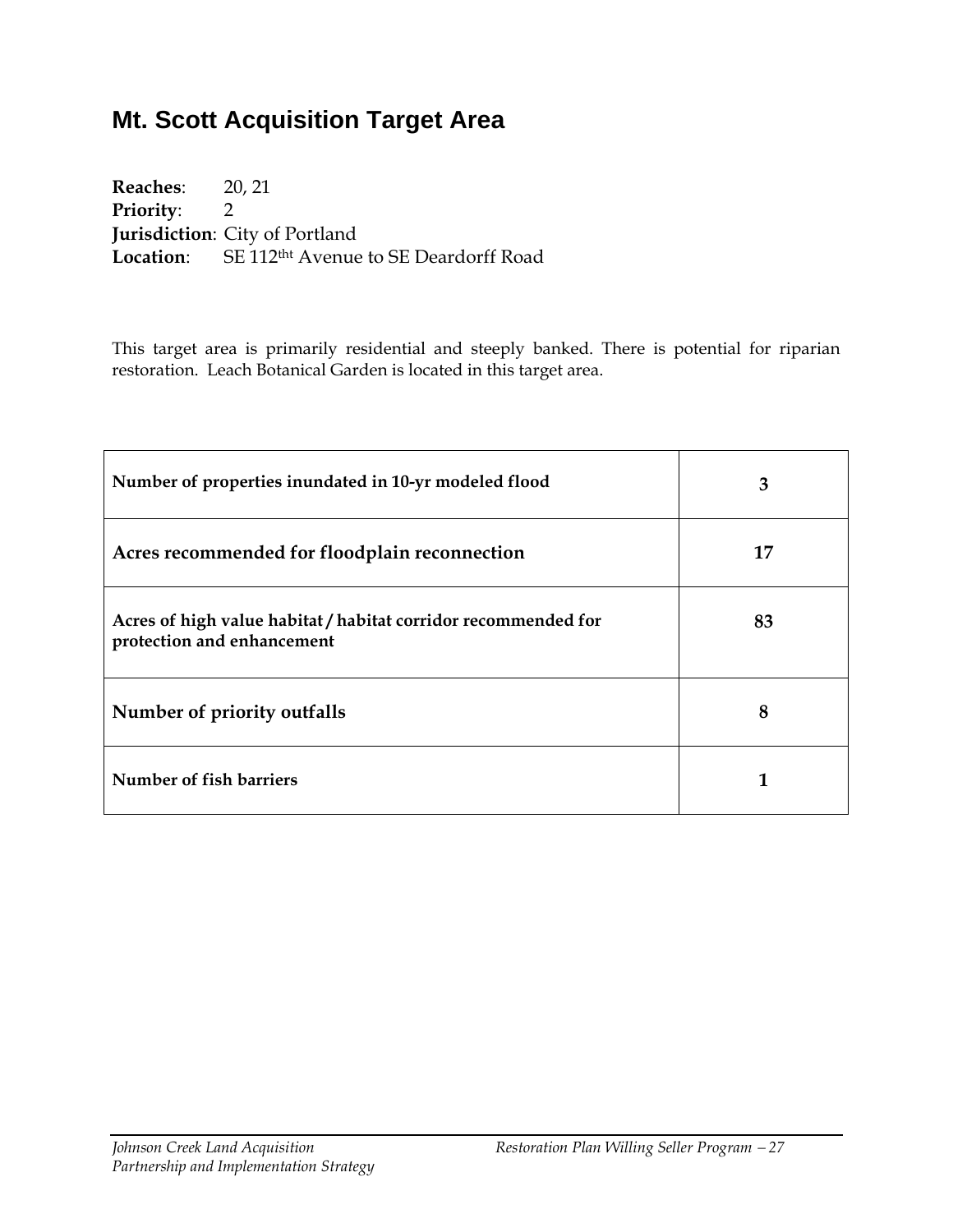# Mt. Scott Acquisition Target Area

**Reaches**: 20, 21
**Priority**: 2
**Jurisdiction**: City of Portland
**Location**: SE 112[tht] Avenue to SE Deardorff Road

This target area is primarily residential and steeply banked. There is potential for riparian restoration. Leach Botanical Garden is located in this target area.

| | |
|---|---|
| **Number of properties inundated in 10-yr modeled flood** | **3** |
| **Acres recommended for floodplain reconnection** | **17** |
| **Acres of high value habitat / habitat corridor recommended for protection and enhancement** | **83** |
| **Number of priority outfalls** | **8** |
| **Number of fish barriers** | **1** |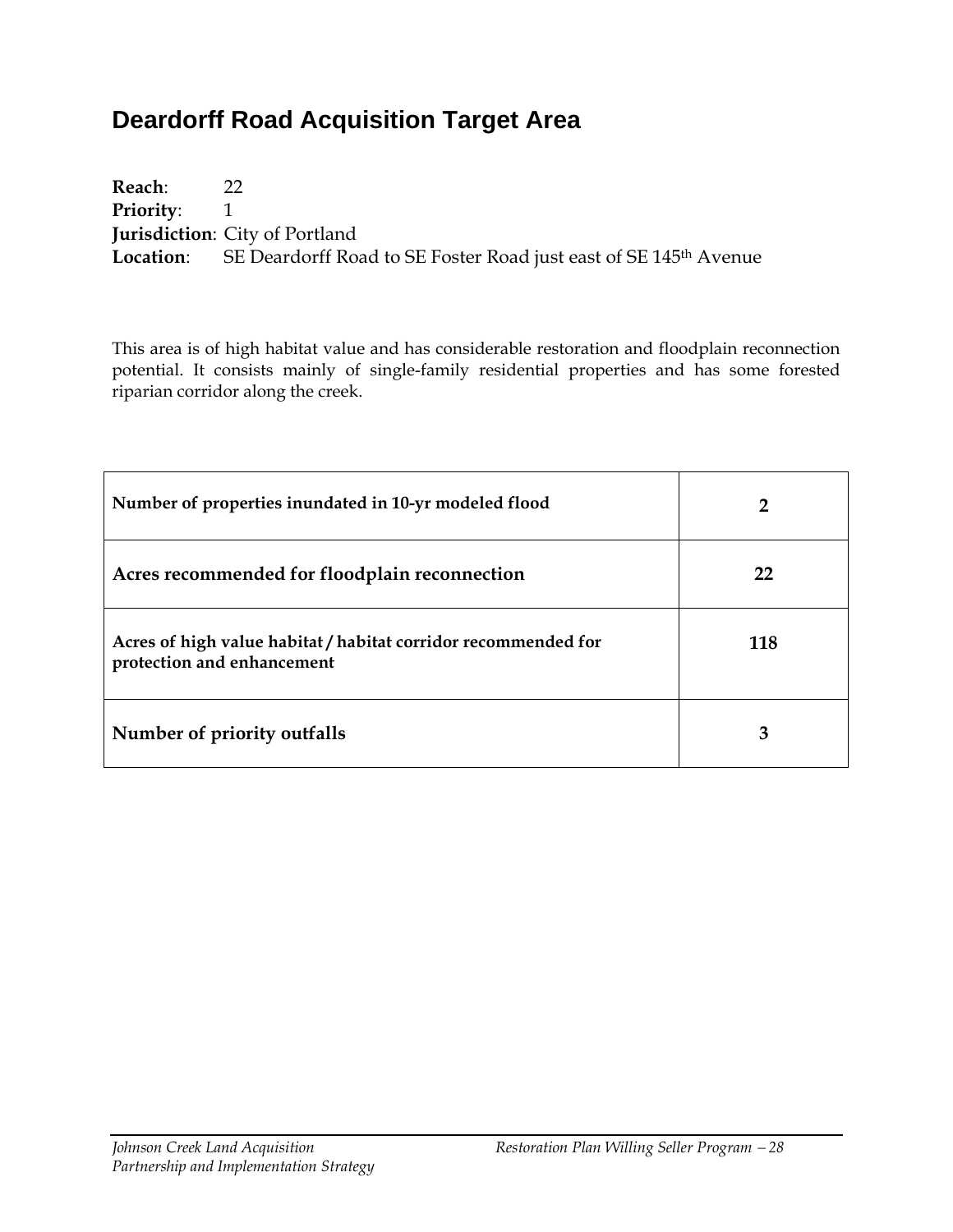# Deardorff Road Acquisition Target Area

**Reach**: 22
**Priority**: 1
**Jurisdiction**: City of Portland
**Location**: SE Deardorff Road to SE Foster Road just east of SE 145th Avenue

This area is of high habitat value and has considerable restoration and floodplain reconnection potential. It consists mainly of single-family residential properties and has some forested riparian corridor along the creek.

| | |
|---|---|
| **Number of properties inundated in 10-yr modeled flood** | **2** |
| **Acres recommended for floodplain reconnection** | **22** |
| **Acres of high value habitat / habitat corridor recommended for protection and enhancement** | **118** |
| **Number of priority outfalls** | **3** |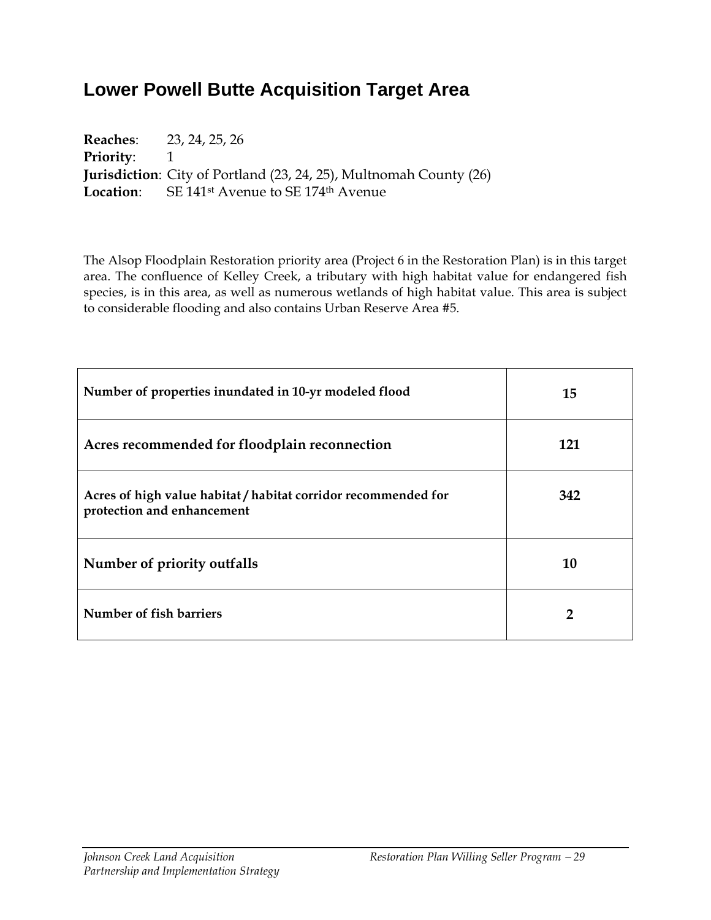## Lower Powell Butte Acquisition Target Area

**Reaches**: 23, 24, 25, 26
**Priority**: 1
**Jurisdiction**: City of Portland (23, 24, 25), Multnomah County (26)
**Location**: SE 141st Avenue to SE 174th Avenue

The Alsop Floodplain Restoration priority area (Project 6 in the Restoration Plan) is in this target area. The confluence of Kelley Creek, a tributary with high habitat value for endangered fish species, is in this area, as well as numerous wetlands of high habitat value. This area is subject to considerable flooding and also contains Urban Reserve Area #5.

| | |
|---|---|
| **Number of properties inundated in 10-yr modeled flood** | **15** |
| **Acres recommended for floodplain reconnection** | **121** |
| **Acres of high value habitat / habitat corridor recommended for protection and enhancement** | **342** |
| **Number of priority outfalls** | **10** |
| **Number of fish barriers** | **2** |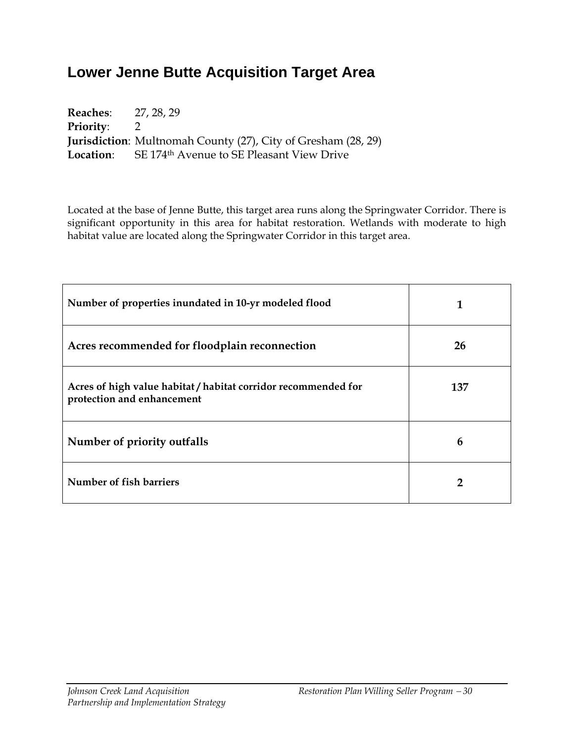# Lower Jenne Butte Acquisition Target Area

**Reaches**: 27, 28, 29
**Priority**: 2
**Jurisdiction**: Multnomah County (27), City of Gresham (28, 29)
**Location**: SE 174th Avenue to SE Pleasant View Drive

Located at the base of Jenne Butte, this target area runs along the Springwater Corridor. There is significant opportunity in this area for habitat restoration. Wetlands with moderate to high habitat value are located along the Springwater Corridor in this target area.

| | |
|---|---|
| **Number of properties inundated in 10-yr modeled flood** | **1** |
| **Acres recommended for floodplain reconnection** | **26** |
| **Acres of high value habitat / habitat corridor recommended for protection and enhancement** | **137** |
| **Number of priority outfalls** | **6** |
| **Number of fish barriers** | **2** |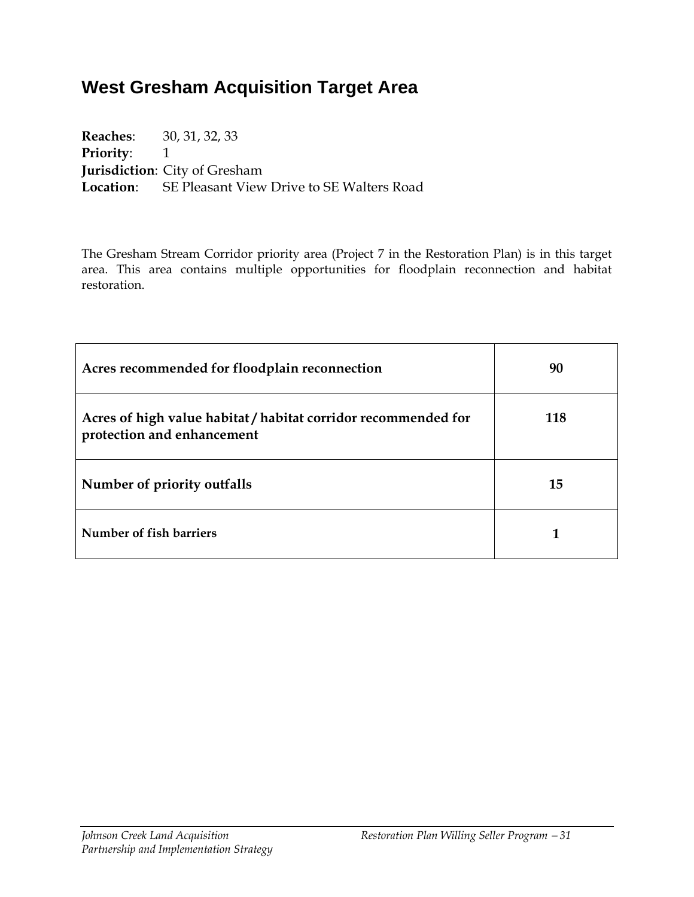# West Gresham Acquisition Target Area

**Reaches**: 30, 31, 32, 33
**Priority**: 1
**Jurisdiction**: City of Gresham
**Location**: SE Pleasant View Drive to SE Walters Road

The Gresham Stream Corridor priority area (Project 7 in the Restoration Plan) is in this target area. This area contains multiple opportunities for floodplain reconnection and habitat restoration.

| | |
|---|---|
| **Acres recommended for floodplain reconnection** | **90** |
| **Acres of high value habitat / habitat corridor recommended for protection and enhancement** | **118** |
| **Number of priority outfalls** | **15** |
| **Number of fish barriers** | **1** |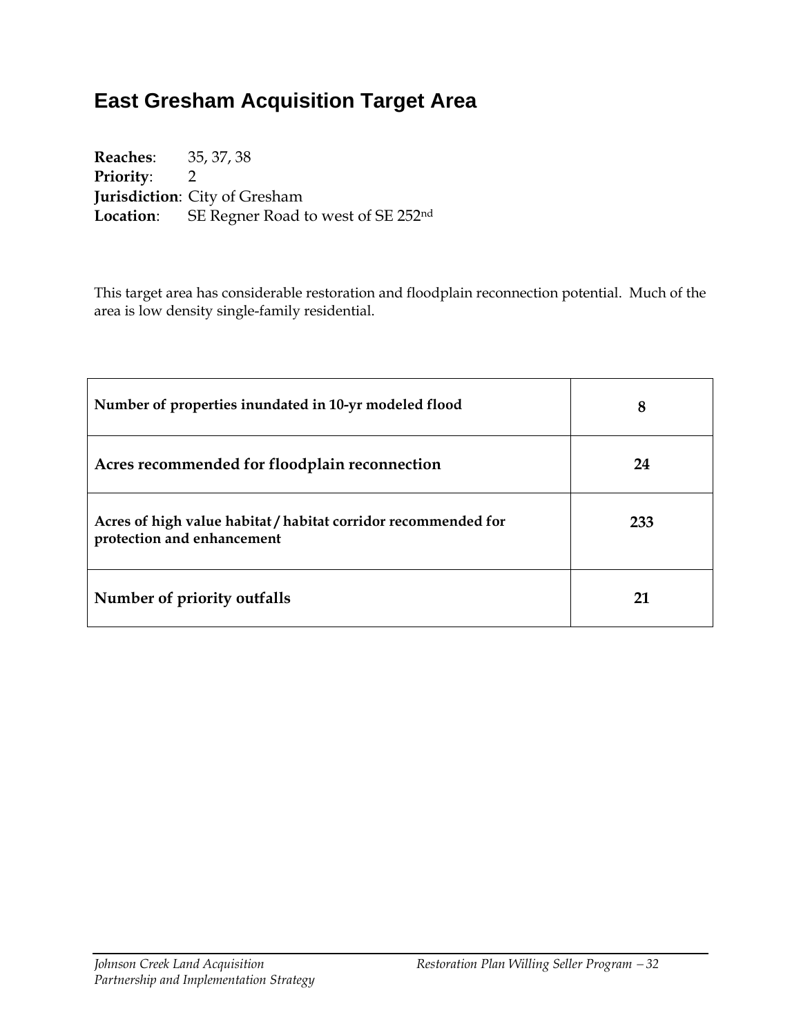# East Gresham Acquisition Target Area

**Reaches**: 35, 37, 38
**Priority**: 2
**Jurisdiction**: City of Gresham
**Location**: SE Regner Road to west of SE 252nd

This target area has considerable restoration and floodplain reconnection potential. Much of the area is low density single-family residential.

| | |
|---|---|
| **Number of properties inundated in 10-yr modeled flood** | **8** |
| **Acres recommended for floodplain reconnection** | **24** |
| **Acres of high value habitat / habitat corridor recommended for protection and enhancement** | **233** |
| **Number of priority outfalls** | **21** |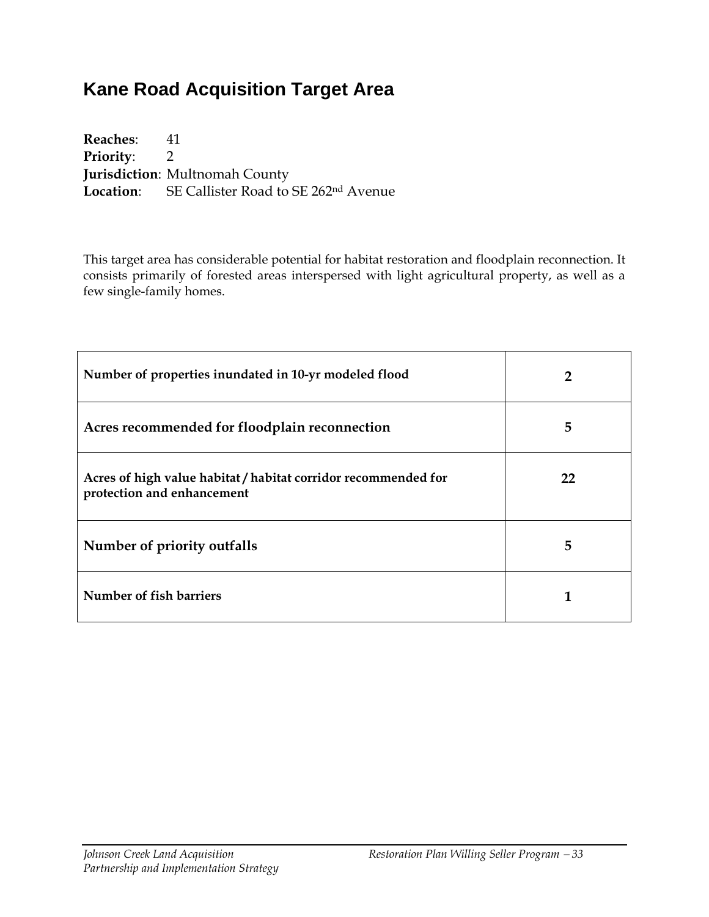# Kane Road Acquisition Target Area

**Reaches**: 41
**Priority**: 2
**Jurisdiction**: Multnomah County
**Location**: SE Callister Road to SE 262nd Avenue

This target area has considerable potential for habitat restoration and floodplain reconnection. It consists primarily of forested areas interspersed with light agricultural property, as well as a few single-family homes.

| | |
|---|---|
| **Number of properties inundated in 10-yr modeled flood** | **2** |
| **Acres recommended for floodplain reconnection** | **5** |
| **Acres of high value habitat / habitat corridor recommended for protection and enhancement** | **22** |
| **Number of priority outfalls** | **5** |
| **Number of fish barriers** | **1** |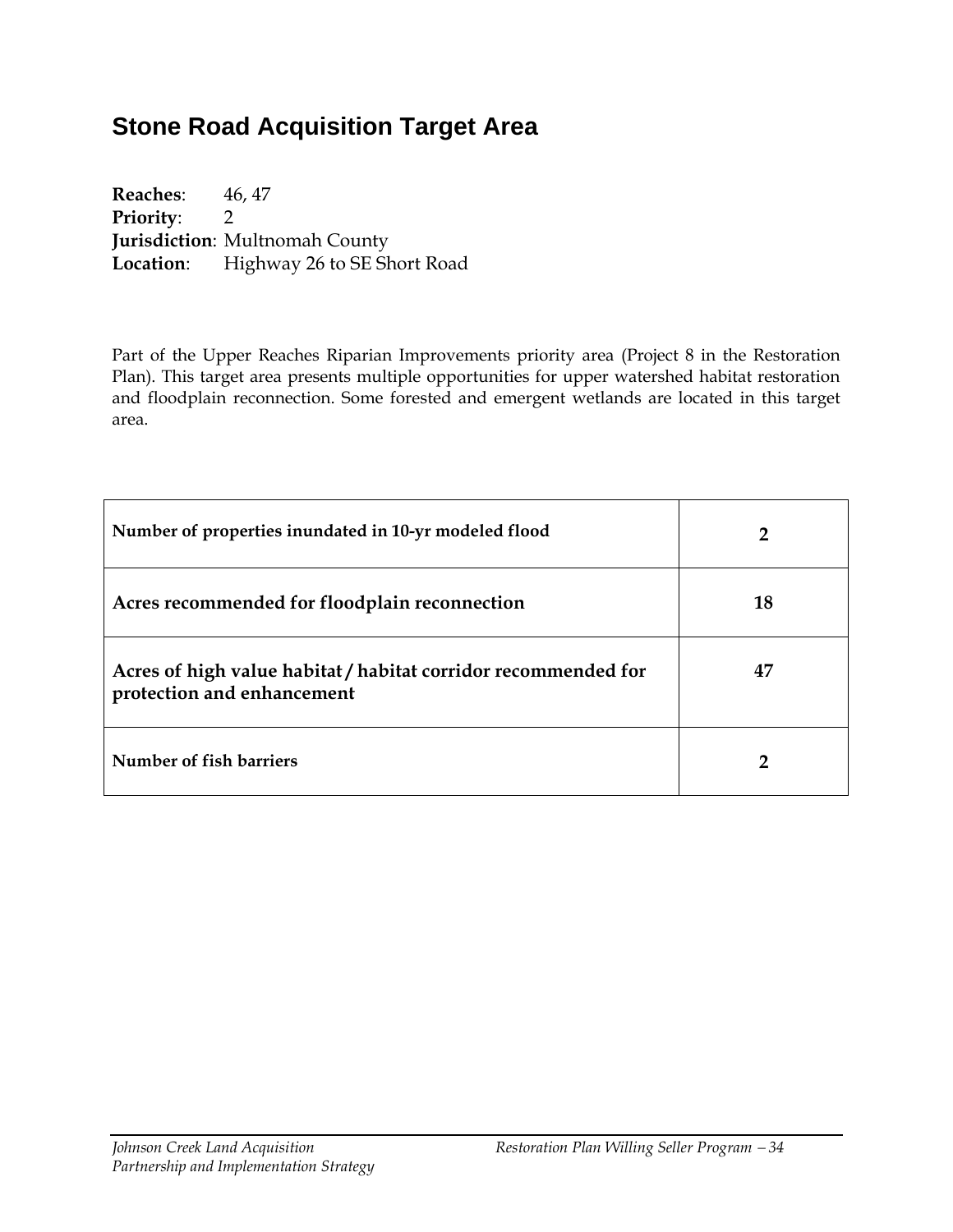## Stone Road Acquisition Target Area

**Reaches**: 46, 47
**Priority**: 2
**Jurisdiction**: Multnomah County
**Location**: Highway 26 to SE Short Road

Part of the Upper Reaches Riparian Improvements priority area (Project 8 in the Restoration Plan). This target area presents multiple opportunities for upper watershed habitat restoration and floodplain reconnection. Some forested and emergent wetlands are located in this target area.

| | |
|---|---|
| **Number of properties inundated in 10-yr modeled flood** | **2** |
| **Acres recommended for floodplain reconnection** | **18** |
| **Acres of high value habitat / habitat corridor recommended for protection and enhancement** | **47** |
| **Number of fish barriers** | **2** |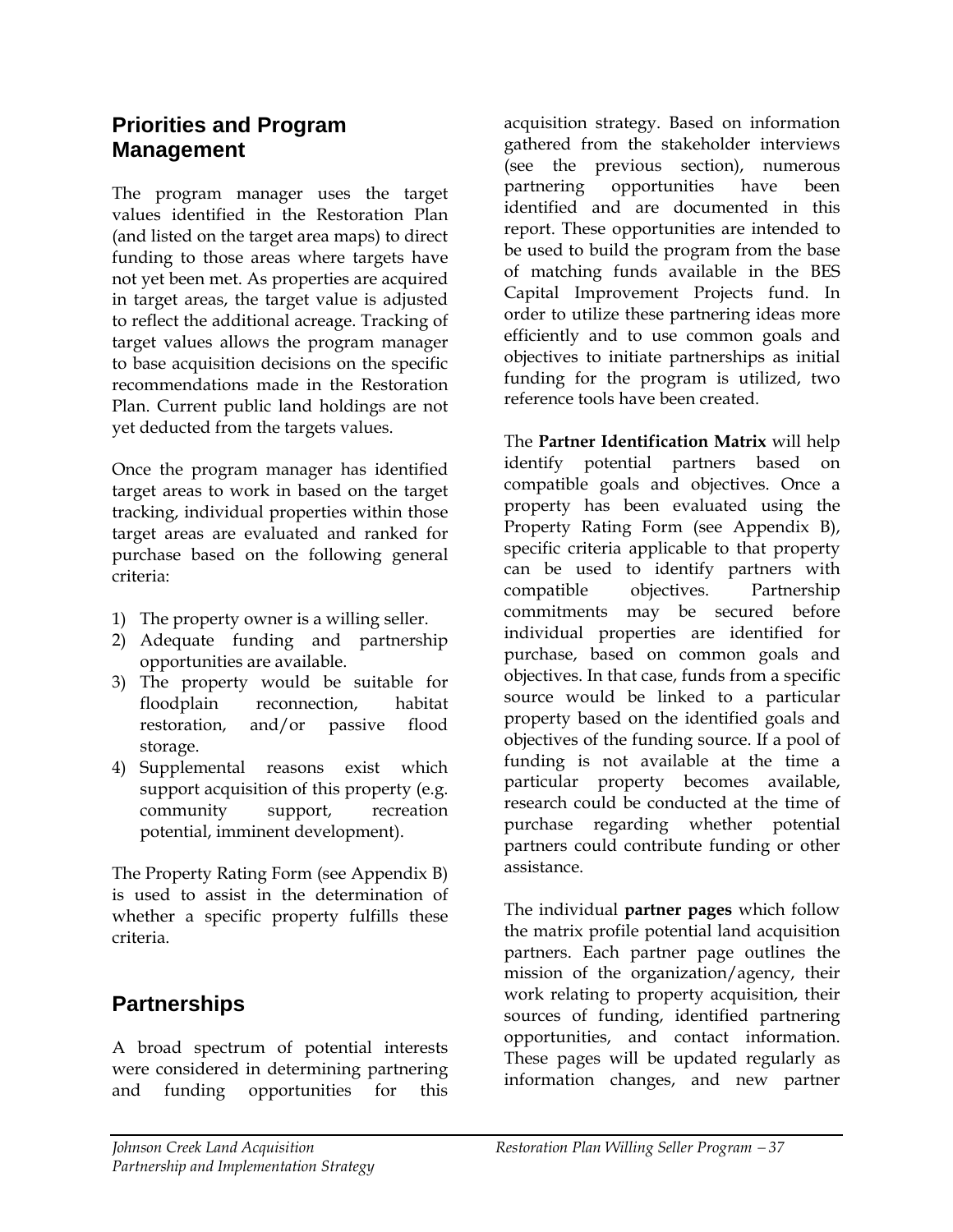## Priorities and Program Management

The program manager uses the target values identified in the Restoration Plan (and listed on the target area maps) to direct funding to those areas where targets have not yet been met. As properties are acquired in target areas, the target value is adjusted to reflect the additional acreage. Tracking of target values allows the program manager to base acquisition decisions on the specific recommendations made in the Restoration Plan. Current public land holdings are not yet deducted from the targets values.

Once the program manager has identified target areas to work in based on the target tracking, individual properties within those target areas are evaluated and ranked for purchase based on the following general criteria:

1) The property owner is a willing seller.
2) Adequate funding and partnership opportunities are available.
3) The property would be suitable for floodplain reconnection, habitat restoration, and/or passive flood storage.
4) Supplemental reasons exist which support acquisition of this property (e.g. community support, recreation potential, imminent development).

The Property Rating Form (see Appendix B) is used to assist in the determination of whether a specific property fulfills these criteria.

## Partnerships

A broad spectrum of potential interests were considered in determining partnering and funding opportunities for this acquisition strategy. Based on information gathered from the stakeholder interviews (see the previous section), numerous partnering opportunities have been identified and are documented in this report. These opportunities are intended to be used to build the program from the base of matching funds available in the BES Capital Improvement Projects fund. In order to utilize these partnering ideas more efficiently and to use common goals and objectives to initiate partnerships as initial funding for the program is utilized, two reference tools have been created.

The **Partner Identification Matrix** will help identify potential partners based on compatible goals and objectives. Once a property has been evaluated using the Property Rating Form (see Appendix B), specific criteria applicable to that property can be used to identify partners with compatible objectives. Partnership commitments may be secured before individual properties are identified for purchase, based on common goals and objectives. In that case, funds from a specific source would be linked to a particular property based on the identified goals and objectives of the funding source. If a pool of funding is not available at the time a particular property becomes available, research could be conducted at the time of purchase regarding whether potential partners could contribute funding or other assistance.

The individual **partner pages** which follow the matrix profile potential land acquisition partners. Each partner page outlines the mission of the organization/agency, their work relating to property acquisition, their sources of funding, identified partnering opportunities, and contact information. These pages will be updated regularly as information changes, and new partner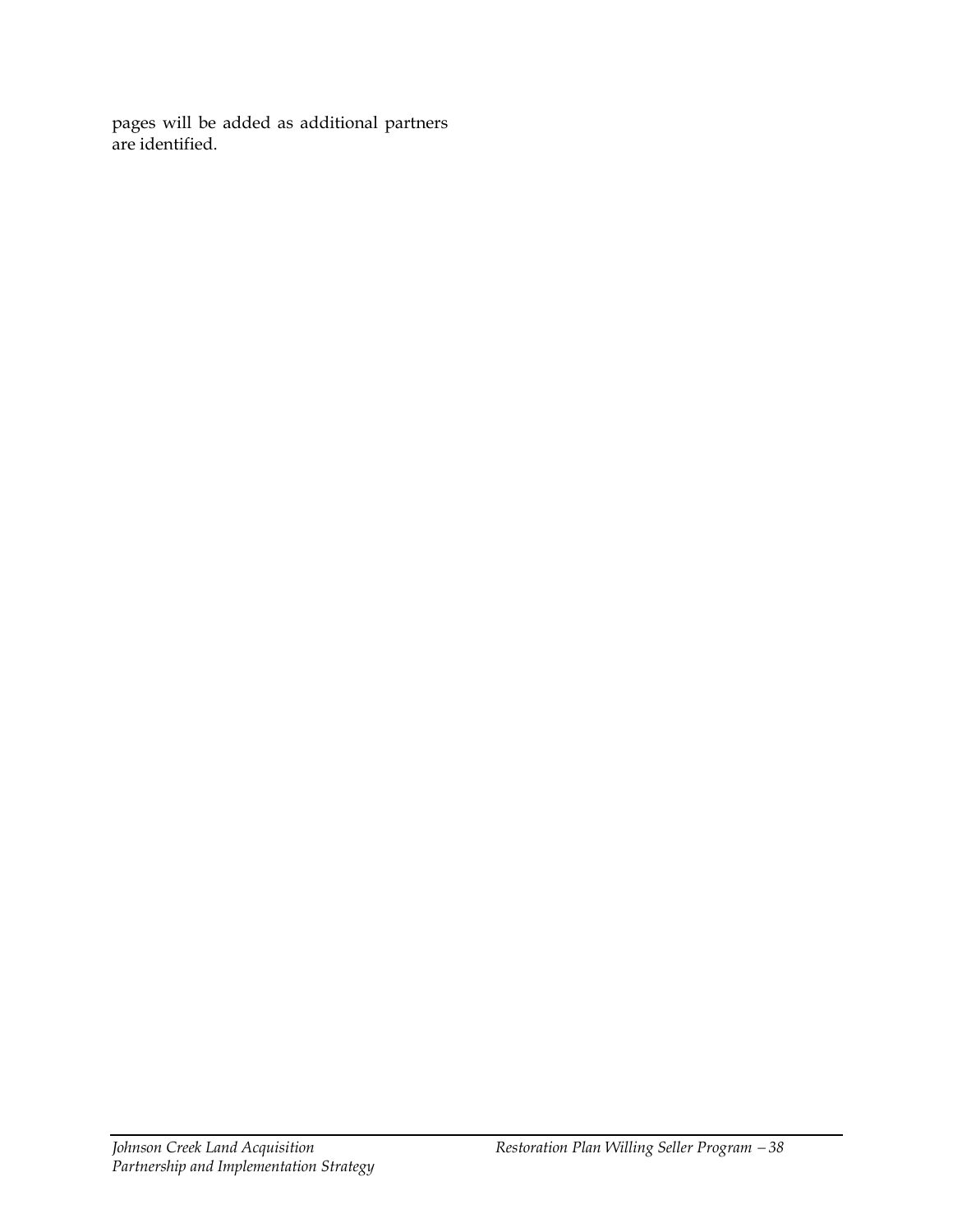pages will be added as additional partners are identified.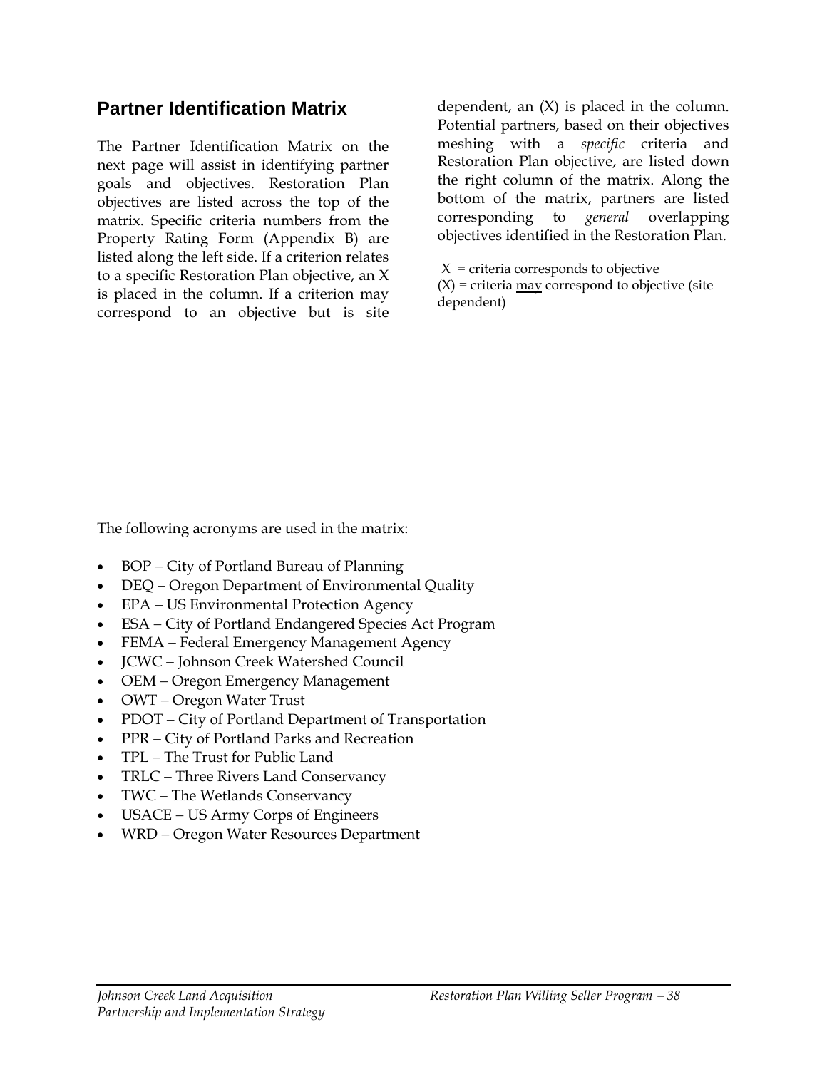## Partner Identification Matrix

The Partner Identification Matrix on the next page will assist in identifying partner goals and objectives. Restoration Plan objectives are listed across the top of the matrix. Specific criteria numbers from the Property Rating Form (Appendix B) are listed along the left side. If a criterion relates to a specific Restoration Plan objective, an X is placed in the column. If a criterion may correspond to an objective but is site dependent, an (X) is placed in the column. Potential partners, based on their objectives meshing with a *specific* criteria and Restoration Plan objective, are listed down the right column of the matrix. Along the bottom of the matrix, partners are listed corresponding to *general* overlapping objectives identified in the Restoration Plan.

X = criteria corresponds to objective
(X) = criteria may correspond to objective (site dependent)

The following acronyms are used in the matrix:

- BOP – City of Portland Bureau of Planning
- DEQ – Oregon Department of Environmental Quality
- EPA – US Environmental Protection Agency
- ESA – City of Portland Endangered Species Act Program
- FEMA – Federal Emergency Management Agency
- JCWC – Johnson Creek Watershed Council
- OEM – Oregon Emergency Management
- OWT – Oregon Water Trust
- PDOT – City of Portland Department of Transportation
- PPR – City of Portland Parks and Recreation
- TPL – The Trust for Public Land
- TRLC – Three Rivers Land Conservancy
- TWC – The Wetlands Conservancy
- USACE – US Army Corps of Engineers
- WRD – Oregon Water Resources Department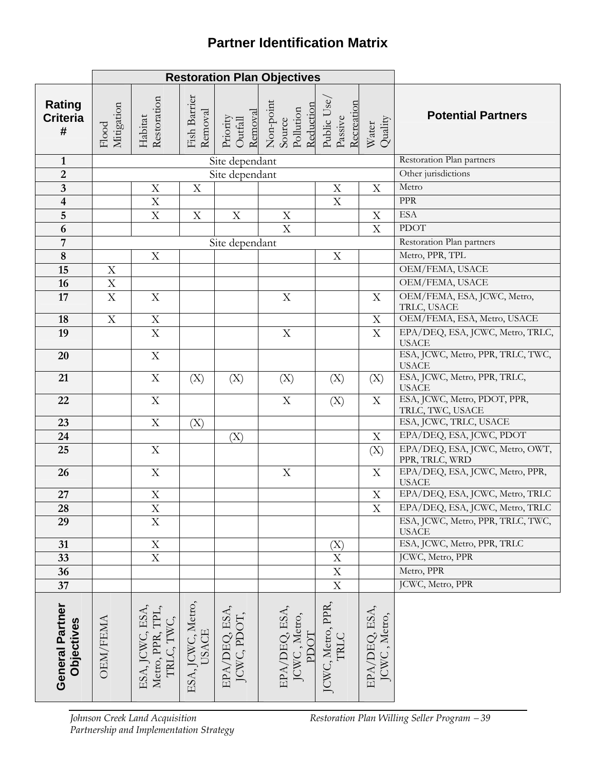## Partner Identification Matrix

| Rating Criteria # | Restoration Plan Objectives | | | | | | | Potential Partners |
|---|---|---|---|---|---|---|---|---|
| | Flood Mitigation | Habitat Restoration | Fish Barrier Removal | Priority Outfall Removal | Non-point Source Pollution Reduction | Public Use/ Passive Recreation | Water Quality | |
| 1 | Site dependant | | | | | | | Restoration Plan partners |
| 2 | Site dependant | | | | | | | Other jurisdictions |
| 3 | | X | X | | | X | X | Metro |
| 4 | | X | | | | X | | PPR |
| 5 | | X | X | X | X | | X | ESA |
| 6 | | | | | X | | X | PDOT |
| 7 | Site dependant | | | | | | | Restoration Plan partners |
| 8 | | X | | | | X | | Metro, PPR, TPL |
| 15 | X | | | | | | | OEM/FEMA, USACE |
| 16 | X | | | | | | | OEM/FEMA, USACE |
| 17 | X | X | | | X | | X | OEM/FEMA, ESA, JCWC, Metro, TRLC, USACE |
| 18 | X | X | | | | | X | OEM/FEMA, ESA, Metro, USACE |
| 19 | | X | | | X | | X | EPA/DEQ, ESA, JCWC, Metro, TRLC, USACE |
| 20 | | X | | | | | | ESA, JCWC, Metro, PPR, TRLC, TWC, USACE |
| 21 | | X | (X) | (X) | (X) | (X) | (X) | ESA, JCWC, Metro, PPR, TRLC, USACE |
| 22 | | X | | | X | (X) | X | ESA, JCWC, Metro, PDOT, PPR, TRLC, TWC, USACE |
| 23 | | X | (X) | | | | | ESA, JCWC, TRLC, USACE |
| 24 | | | | (X) | | | X | EPA/DEQ, ESA, JCWC, PDOT |
| 25 | | X | | | | | (X) | EPA/DEQ, ESA, JCWC, Metro, OWT, PPR, TRLC, WRD |
| 26 | | X | | | X | | X | EPA/DEQ, ESA, JCWC, Metro, PPR, USACE |
| 27 | | X | | | | | X | EPA/DEQ, ESA, JCWC, Metro, TRLC |
| 28 | | X | | | | | X | EPA/DEQ, ESA, JCWC, Metro, TRLC |
| 29 | | X | | | | | | ESA, JCWC, Metro, PPR, TRLC, TWC, USACE |
| 31 | | X | | | | (X) | | ESA, JCWC, Metro, PPR, TRLC |
| 33 | | X | | | | X | | JCWC, Metro, PPR |
| 36 | | | | | | X | | Metro, PPR |
| 37 | | | | | | X | | JCWC, Metro, PPR |
| General Partner Objectives | OEM/FEMA | ESA, JCWC, ESA, Metro, PPR, TPL, TRLC, TWC, | ESA, JCWC, Metro, USACE | EPA/DEQ, ESA, JCWC, PDOT, | EPA/DEQ, ESA, JCWC , Metro, PDOT | JCWC, Metro, PPR, TRLC | EPA/DEQ, ESA, JCWC , Metro, | |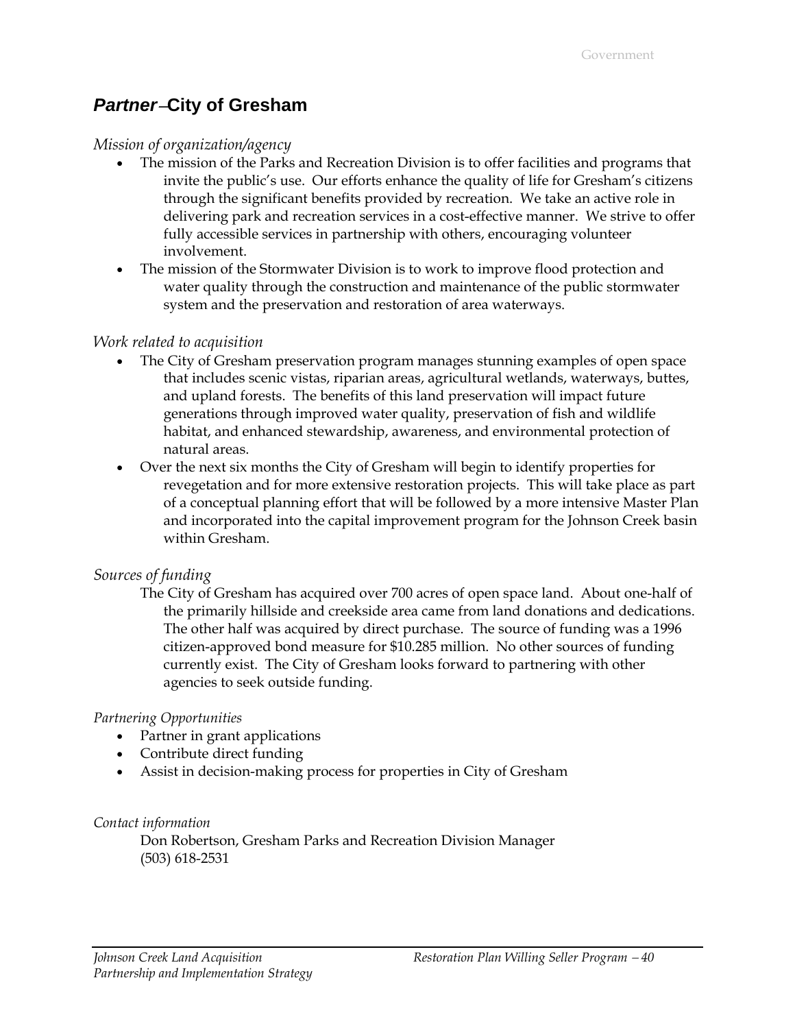## *Partner* – City of Gresham

*Mission of organization/agency*

- The mission of the Parks and Recreation Division is to offer facilities and programs that invite the public's use. Our efforts enhance the quality of life for Gresham's citizens through the significant benefits provided by recreation. We take an active role in delivering park and recreation services in a cost-effective manner. We strive to offer fully accessible services in partnership with others, encouraging volunteer involvement.
- The mission of the Stormwater Division is to work to improve flood protection and water quality through the construction and maintenance of the public stormwater system and the preservation and restoration of area waterways.

*Work related to acquisition*

- The City of Gresham preservation program manages stunning examples of open space that includes scenic vistas, riparian areas, agricultural wetlands, waterways, buttes, and upland forests. The benefits of this land preservation will impact future generations through improved water quality, preservation of fish and wildlife habitat, and enhanced stewardship, awareness, and environmental protection of natural areas.
- Over the next six months the City of Gresham will begin to identify properties for revegetation and for more extensive restoration projects. This will take place as part of a conceptual planning effort that will be followed by a more intensive Master Plan and incorporated into the capital improvement program for the Johnson Creek basin within Gresham.

*Sources of funding*

The City of Gresham has acquired over 700 acres of open space land. About one-half of the primarily hillside and creekside area came from land donations and dedications. The other half was acquired by direct purchase. The source of funding was a 1996 citizen-approved bond measure for $10.285 million. No other sources of funding currently exist. The City of Gresham looks forward to partnering with other agencies to seek outside funding.

*Partnering Opportunities*

- Partner in grant applications
- Contribute direct funding
- Assist in decision-making process for properties in City of Gresham

*Contact information*

Don Robertson, Gresham Parks and Recreation Division Manager
(503) 618-2531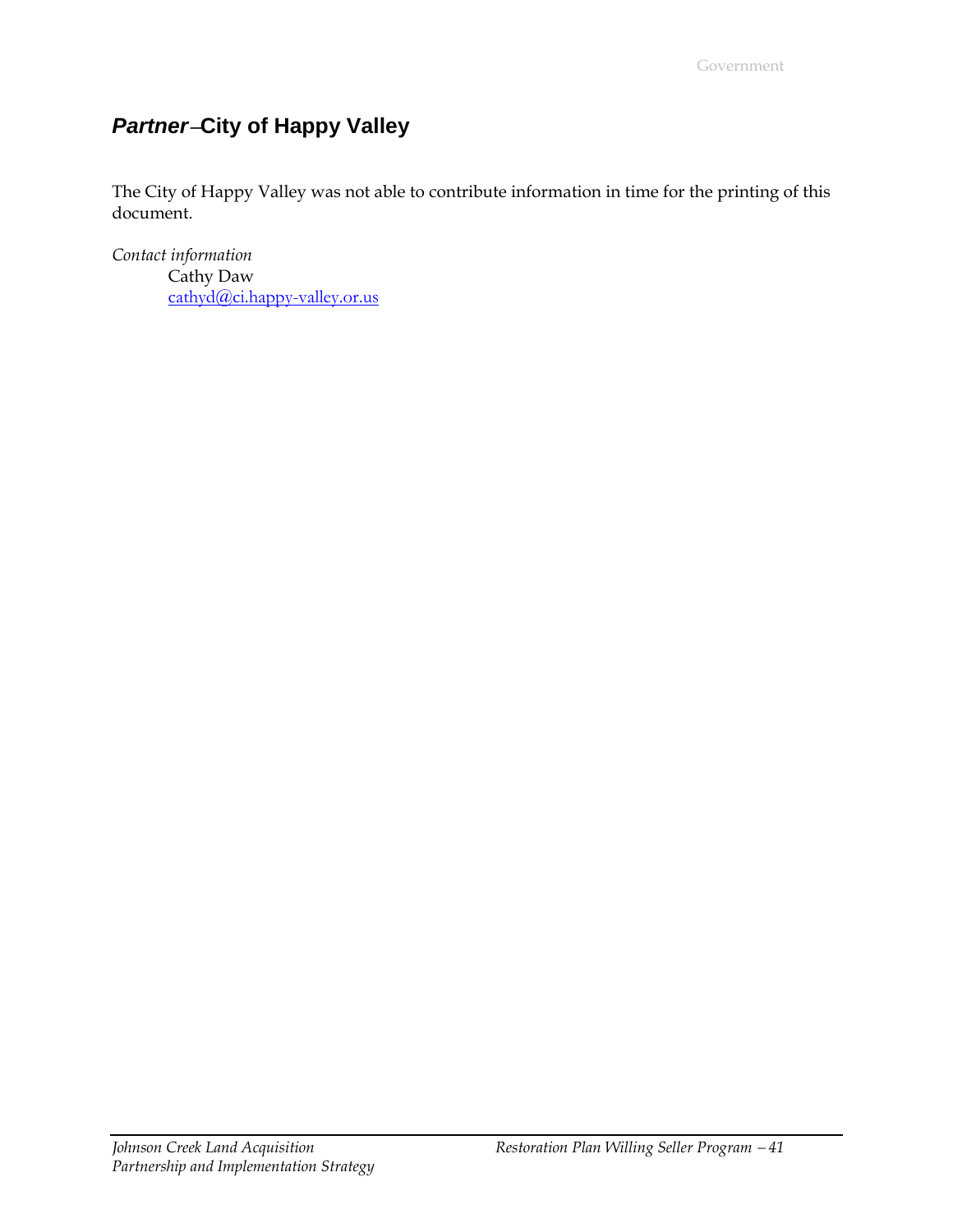## *Partner* – City of Happy Valley

The City of Happy Valley was not able to contribute information in time for the printing of this document.

*Contact information*

Cathy Daw
cathyd@ci.happy-valley.or.us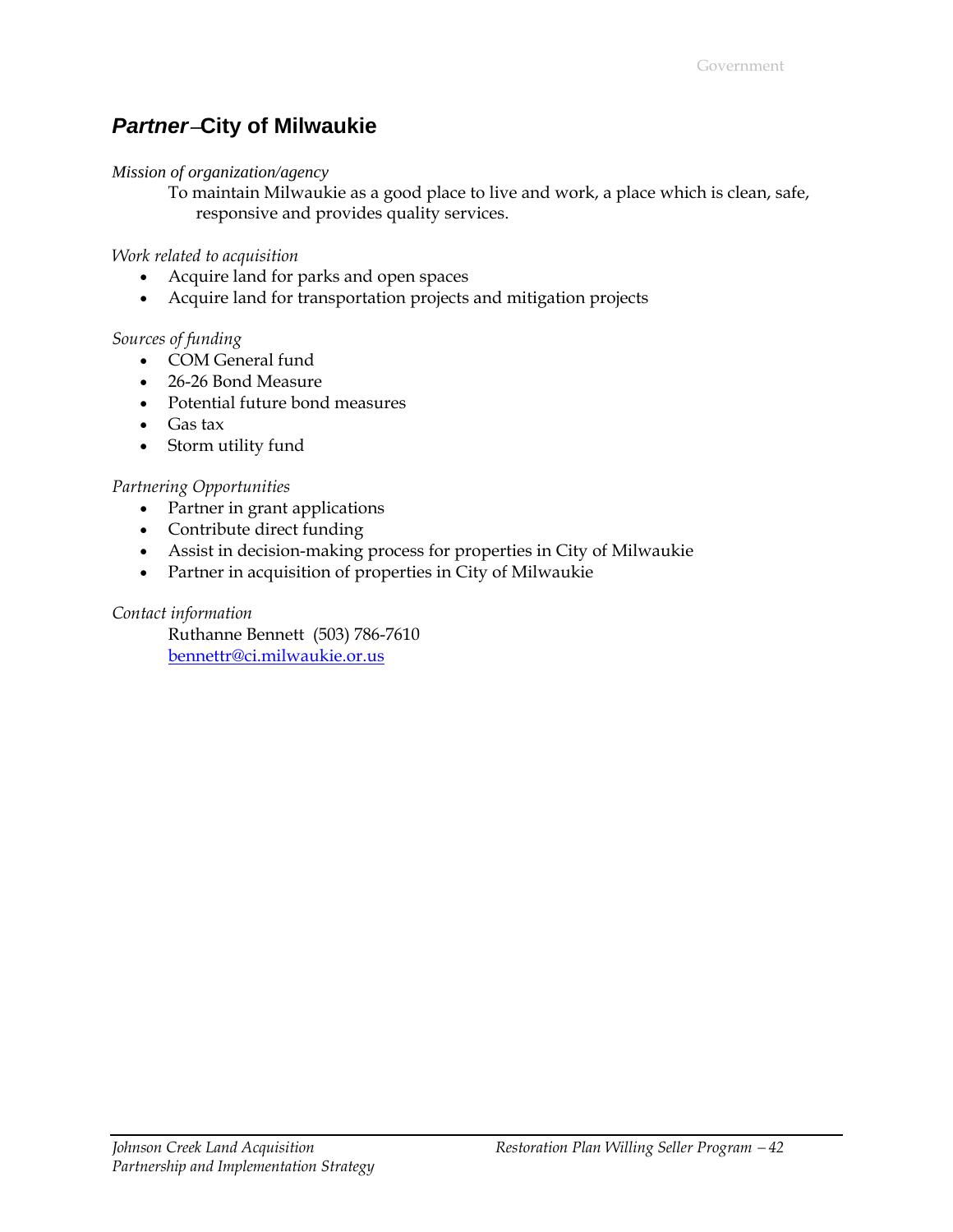## *Partner* – City of Milwaukie

*Mission of organization/agency*

To maintain Milwaukie as a good place to live and work, a place which is clean, safe, responsive and provides quality services.

*Work related to acquisition*

- Acquire land for parks and open spaces
- Acquire land for transportation projects and mitigation projects

*Sources of funding*

- COM General fund
- 26-26 Bond Measure
- Potential future bond measures
- Gas tax
- Storm utility fund

*Partnering Opportunities*

- Partner in grant applications
- Contribute direct funding
- Assist in decision-making process for properties in City of Milwaukie
- Partner in acquisition of properties in City of Milwaukie

*Contact information*

Ruthanne Bennett (503) 786-7610
bennettr@ci.milwaukie.or.us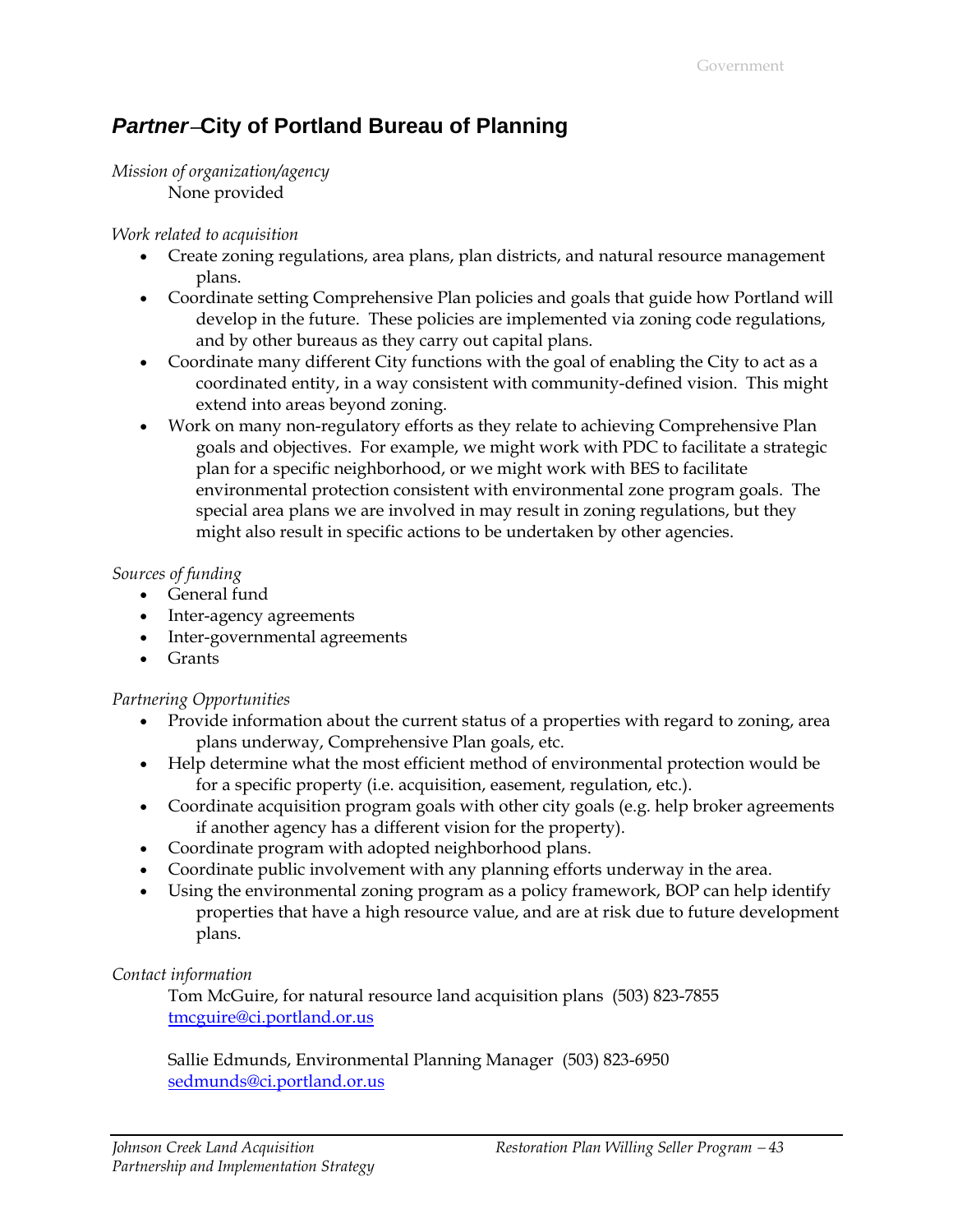## *Partner* – City of Portland Bureau of Planning

*Mission of organization/agency*

None provided

*Work related to acquisition*

- Create zoning regulations, area plans, plan districts, and natural resource management plans.
- Coordinate setting Comprehensive Plan policies and goals that guide how Portland will develop in the future. These policies are implemented via zoning code regulations, and by other bureaus as they carry out capital plans.
- Coordinate many different City functions with the goal of enabling the City to act as a coordinated entity, in a way consistent with community-defined vision. This might extend into areas beyond zoning.
- Work on many non-regulatory efforts as they relate to achieving Comprehensive Plan goals and objectives. For example, we might work with PDC to facilitate a strategic plan for a specific neighborhood, or we might work with BES to facilitate environmental protection consistent with environmental zone program goals. The special area plans we are involved in may result in zoning regulations, but they might also result in specific actions to be undertaken by other agencies.

*Sources of funding*

- General fund
- Inter-agency agreements
- Inter-governmental agreements
- Grants

*Partnering Opportunities*

- Provide information about the current status of a properties with regard to zoning, area plans underway, Comprehensive Plan goals, etc.
- Help determine what the most efficient method of environmental protection would be for a specific property (i.e. acquisition, easement, regulation, etc.).
- Coordinate acquisition program goals with other city goals (e.g. help broker agreements if another agency has a different vision for the property).
- Coordinate program with adopted neighborhood plans.
- Coordinate public involvement with any planning efforts underway in the area.
- Using the environmental zoning program as a policy framework, BOP can help identify properties that have a high resource value, and are at risk due to future development plans.

*Contact information*

Tom McGuire, for natural resource land acquisition plans (503) 823-7855
tmcguire@ci.portland.or.us

Sallie Edmunds, Environmental Planning Manager (503) 823-6950
sedmunds@ci.portland.or.us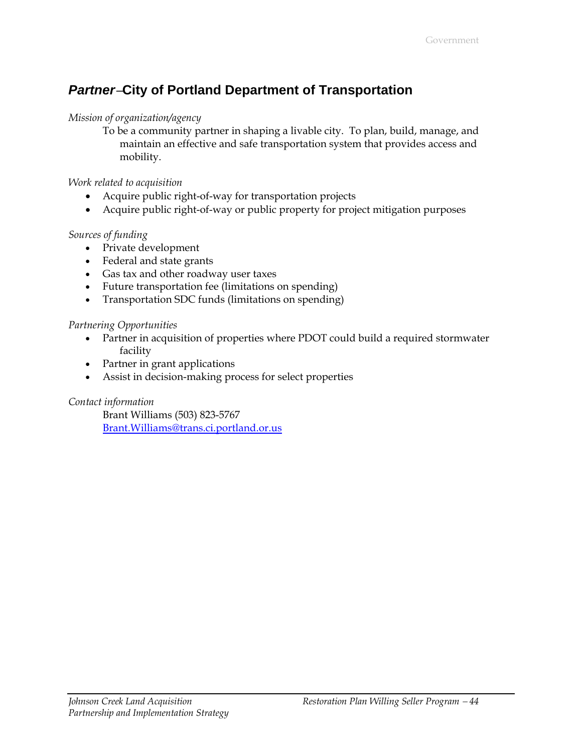## ***Partner*** – City of Portland Department of Transportation

*Mission of organization/agency*

To be a community partner in shaping a livable city. To plan, build, manage, and maintain an effective and safe transportation system that provides access and mobility.

*Work related to acquisition*

- Acquire public right-of-way for transportation projects
- Acquire public right-of-way or public property for project mitigation purposes

*Sources of funding*

- Private development
- Federal and state grants
- Gas tax and other roadway user taxes
- Future transportation fee (limitations on spending)
- Transportation SDC funds (limitations on spending)

*Partnering Opportunities*

- Partner in acquisition of properties where PDOT could build a required stormwater facility
- Partner in grant applications
- Assist in decision-making process for select properties

*Contact information*

Brant Williams (503) 823-5767
Brant.Williams@trans.ci.portland.or.us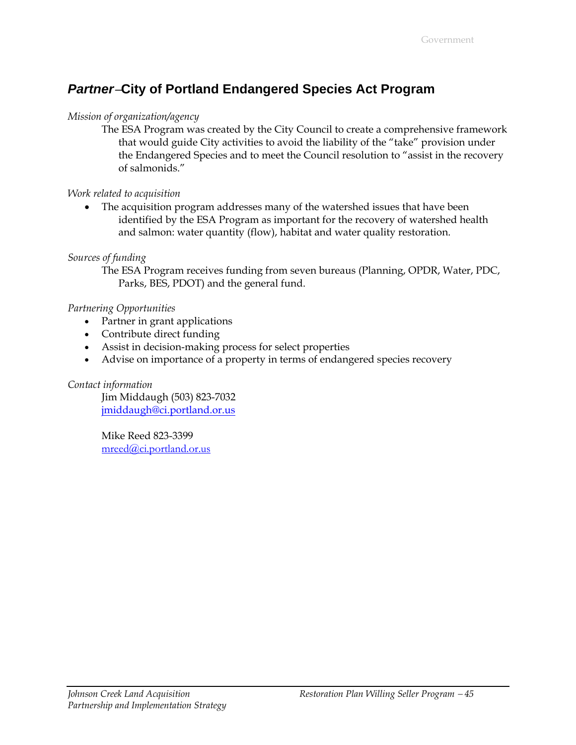## *Partner* – City of Portland Endangered Species Act Program

*Mission of organization/agency*

The ESA Program was created by the City Council to create a comprehensive framework that would guide City activities to avoid the liability of the "take" provision under the Endangered Species and to meet the Council resolution to "assist in the recovery of salmonids."

*Work related to acquisition*

- The acquisition program addresses many of the watershed issues that have been identified by the ESA Program as important for the recovery of watershed health and salmon: water quantity (flow), habitat and water quality restoration.

*Sources of funding*

The ESA Program receives funding from seven bureaus (Planning, OPDR, Water, PDC, Parks, BES, PDOT) and the general fund.

*Partnering Opportunities*

- Partner in grant applications
- Contribute direct funding
- Assist in decision-making process for select properties
- Advise on importance of a property in terms of endangered species recovery

*Contact information*

Jim Middaugh (503) 823-7032
jmiddaugh@ci.portland.or.us

Mike Reed 823-3399
mreed@ci.portland.or.us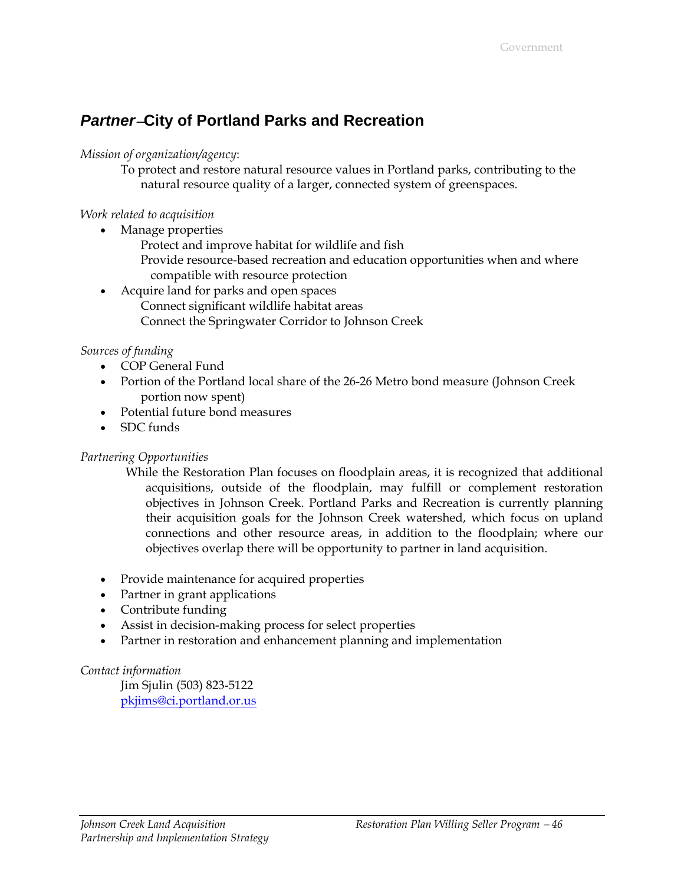## *Partner* – City of Portland Parks and Recreation

*Mission of organization/agency*:

To protect and restore natural resource values in Portland parks, contributing to the natural resource quality of a larger, connected system of greenspaces.

*Work related to acquisition*

- Manage properties
  - Protect and improve habitat for wildlife and fish
  - Provide resource-based recreation and education opportunities when and where compatible with resource protection
- Acquire land for parks and open spaces
  - Connect significant wildlife habitat areas
  - Connect the Springwater Corridor to Johnson Creek

*Sources of funding*

- COP General Fund
- Portion of the Portland local share of the 26-26 Metro bond measure (Johnson Creek portion now spent)
- Potential future bond measures
- SDC funds

*Partnering Opportunities*

While the Restoration Plan focuses on floodplain areas, it is recognized that additional acquisitions, outside of the floodplain, may fulfill or complement restoration objectives in Johnson Creek. Portland Parks and Recreation is currently planning their acquisition goals for the Johnson Creek watershed, which focus on upland connections and other resource areas, in addition to the floodplain; where our objectives overlap there will be opportunity to partner in land acquisition.

- Provide maintenance for acquired properties
- Partner in grant applications
- Contribute funding
- Assist in decision-making process for select properties
- Partner in restoration and enhancement planning and implementation

*Contact information*

Jim Sjulin (503) 823-5122
pkjims@ci.portland.or.us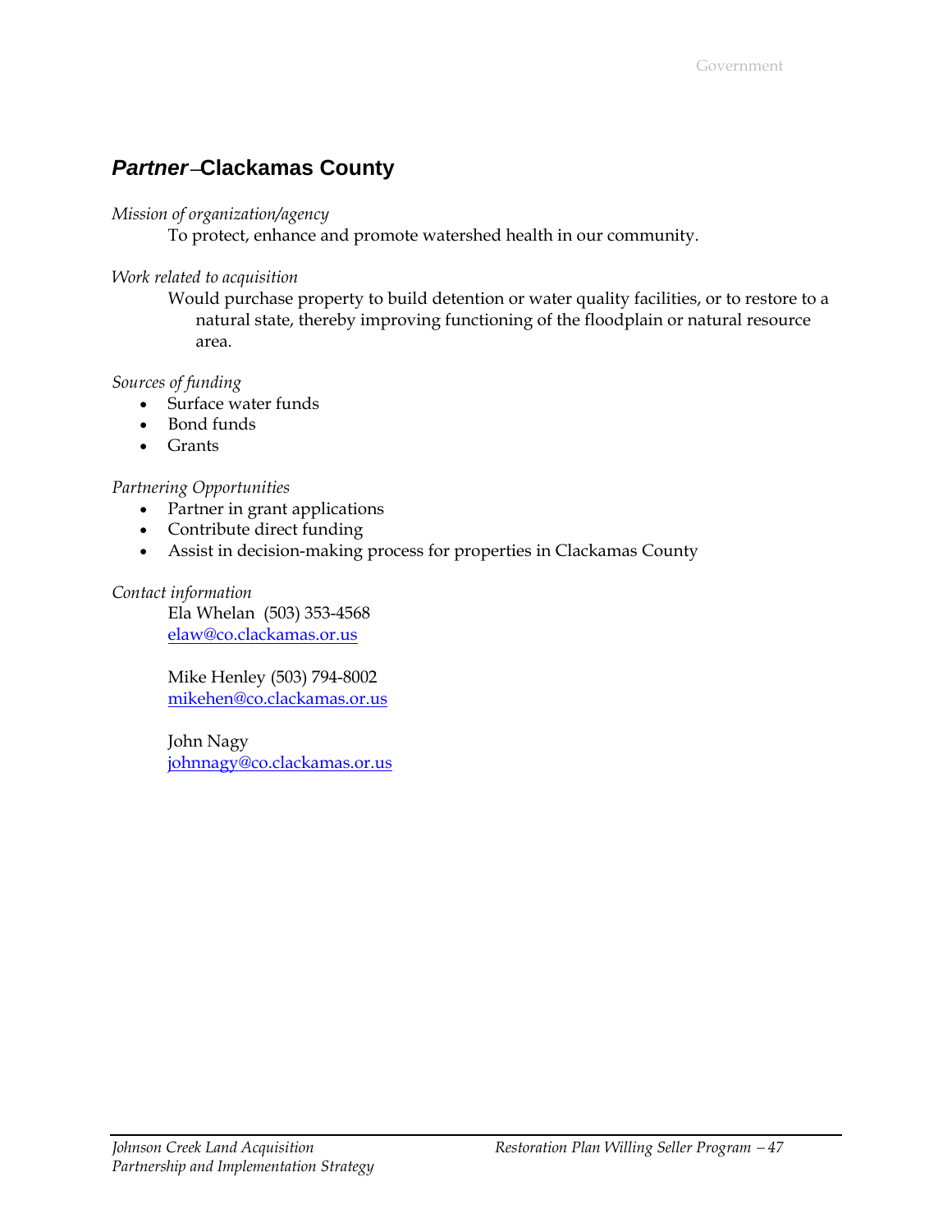## *Partner* – Clackamas County

*Mission of organization/agency*

To protect, enhance and promote watershed health in our community.

*Work related to acquisition*

Would purchase property to build detention or water quality facilities, or to restore to a natural state, thereby improving functioning of the floodplain or natural resource area.

*Sources of funding*

- Surface water funds
- Bond funds
- Grants

*Partnering Opportunities*

- Partner in grant applications
- Contribute direct funding
- Assist in decision-making process for properties in Clackamas County

*Contact information*

Ela Whelan (503) 353-4568
elaw@co.clackamas.or.us

Mike Henley (503) 794-8002
mikehen@co.clackamas.or.us

John Nagy
johnnagy@co.clackamas.or.us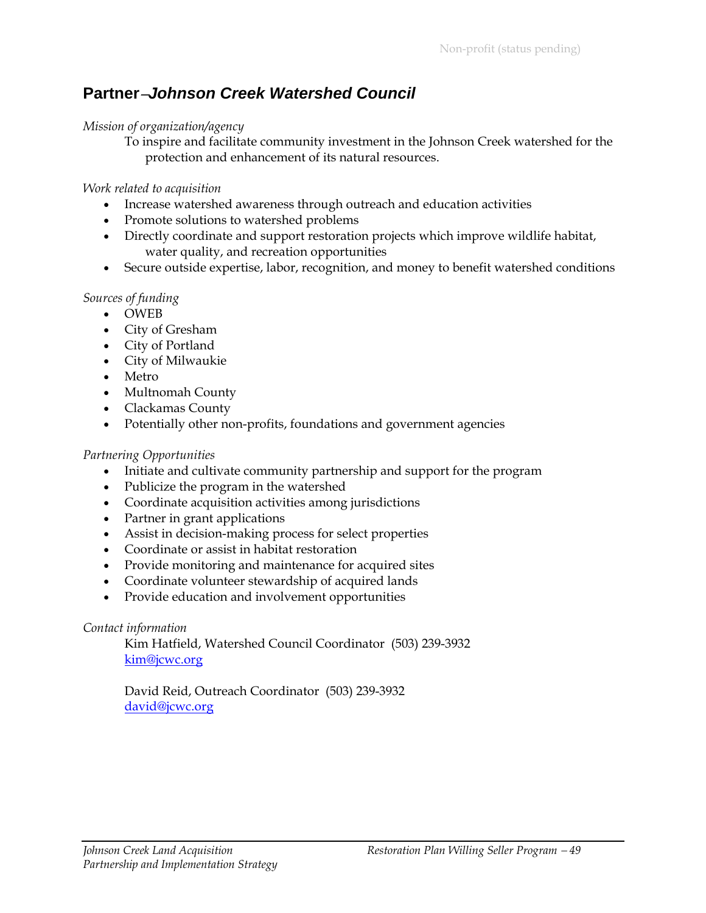Non-profit (status pending)

## **Partner**–*Johnson Creek Watershed Council*

*Mission of organization/agency*

To inspire and facilitate community investment in the Johnson Creek watershed for the protection and enhancement of its natural resources.

*Work related to acquisition*

- Increase watershed awareness through outreach and education activities
- Promote solutions to watershed problems
- Directly coordinate and support restoration projects which improve wildlife habitat, water quality, and recreation opportunities
- Secure outside expertise, labor, recognition, and money to benefit watershed conditions

*Sources of funding*

- OWEB
- City of Gresham
- City of Portland
- City of Milwaukie
- Metro
- Multnomah County
- Clackamas County
- Potentially other non-profits, foundations and government agencies

*Partnering Opportunities*

- Initiate and cultivate community partnership and support for the program
- Publicize the program in the watershed
- Coordinate acquisition activities among jurisdictions
- Partner in grant applications
- Assist in decision-making process for select properties
- Coordinate or assist in habitat restoration
- Provide monitoring and maintenance for acquired sites
- Coordinate volunteer stewardship of acquired lands
- Provide education and involvement opportunities

*Contact information*

Kim Hatfield, Watershed Council Coordinator (503) 239-3932
kim@jcwc.org

David Reid, Outreach Coordinator (503) 239-3932
david@jcwc.org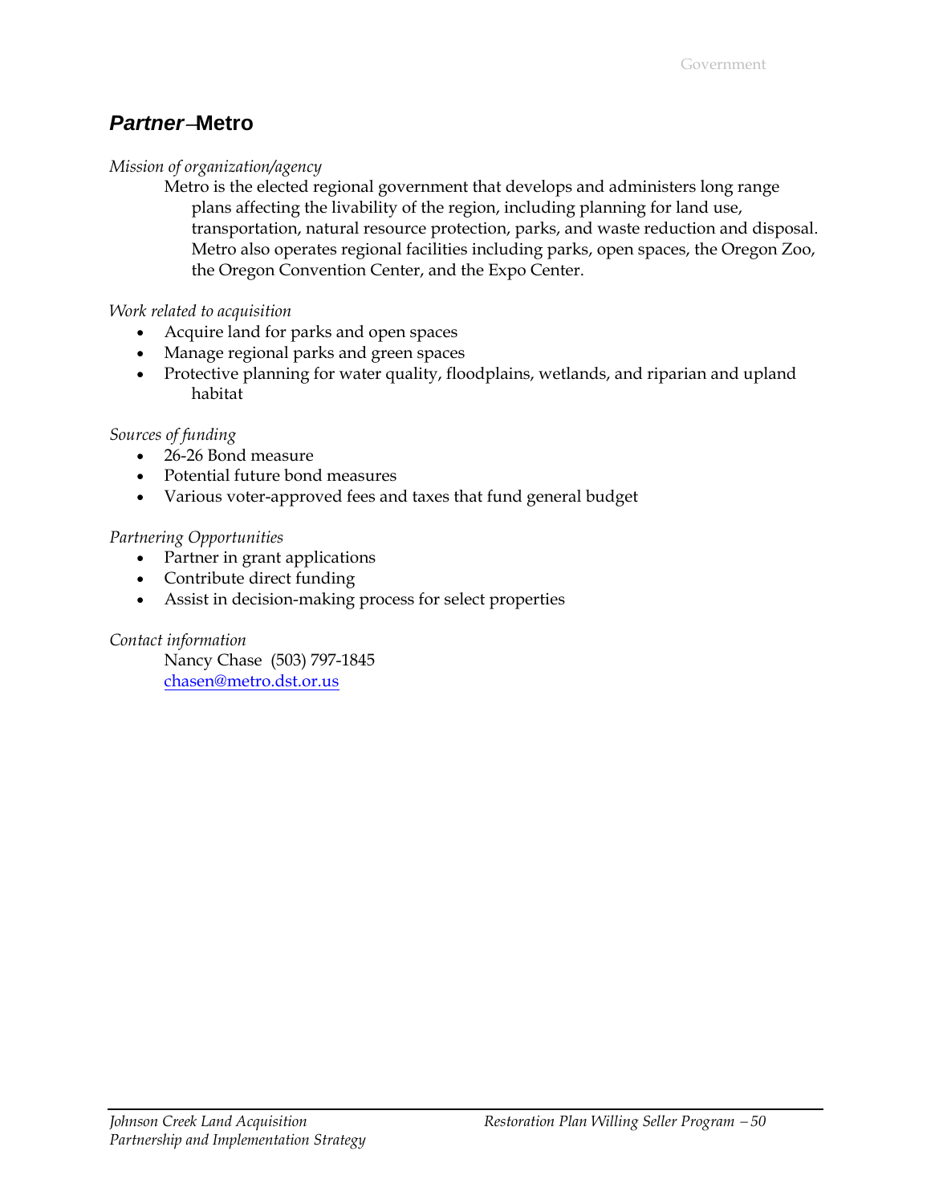## *Partner* – Metro

*Mission of organization/agency*

Metro is the elected regional government that develops and administers long range plans affecting the livability of the region, including planning for land use, transportation, natural resource protection, parks, and waste reduction and disposal. Metro also operates regional facilities including parks, open spaces, the Oregon Zoo, the Oregon Convention Center, and the Expo Center.

*Work related to acquisition*

- Acquire land for parks and open spaces
- Manage regional parks and green spaces
- Protective planning for water quality, floodplains, wetlands, and riparian and upland habitat

*Sources of funding*

- 26-26 Bond measure
- Potential future bond measures
- Various voter-approved fees and taxes that fund general budget

*Partnering Opportunities*

- Partner in grant applications
- Contribute direct funding
- Assist in decision-making process for select properties

*Contact information*

Nancy Chase (503) 797-1845
chasen@metro.dst.or.us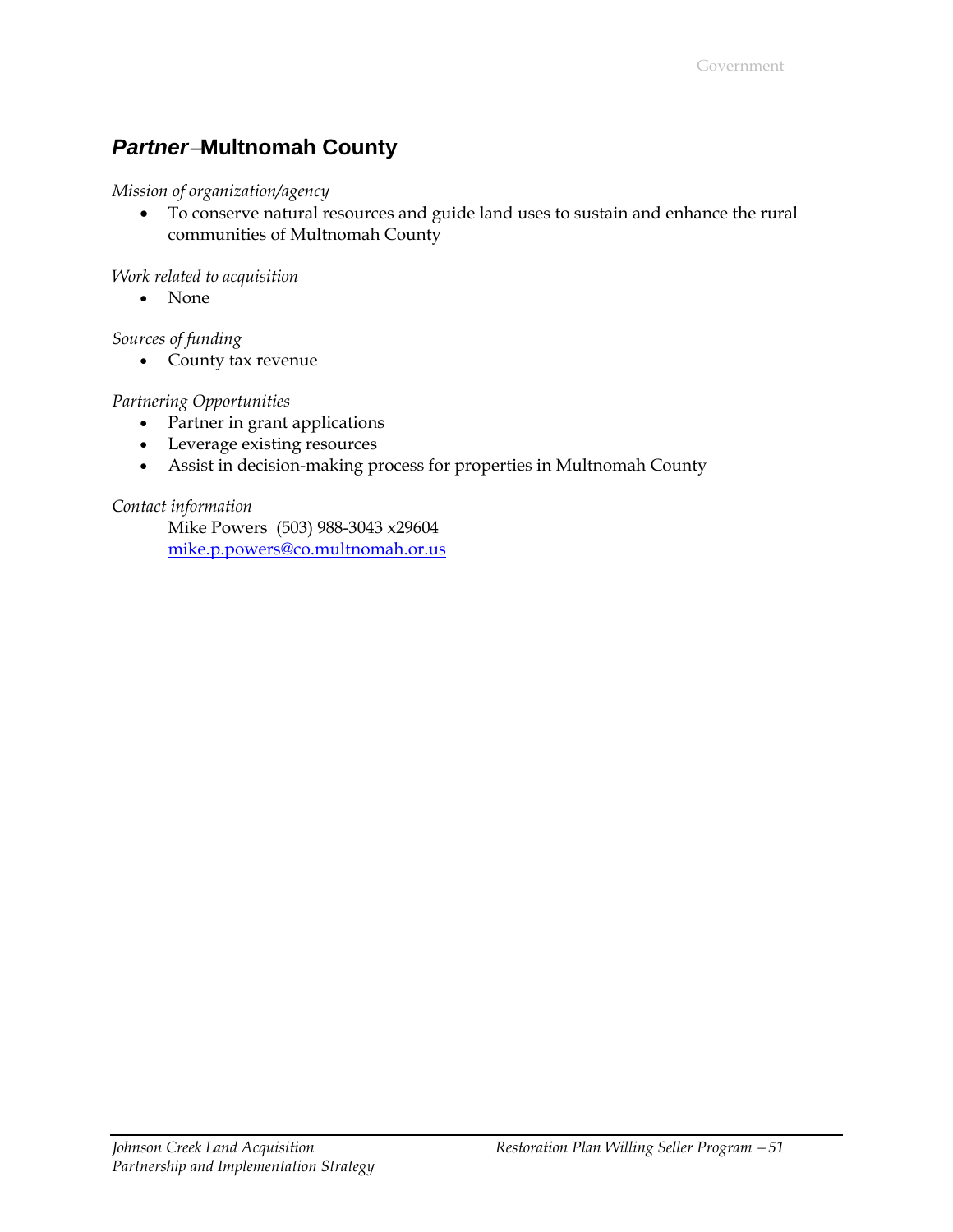## *Partner* – Multnomah County

*Mission of organization/agency*

- To conserve natural resources and guide land uses to sustain and enhance the rural communities of Multnomah County

*Work related to acquisition*

- None

*Sources of funding*

- County tax revenue

*Partnering Opportunities*

- Partner in grant applications
- Leverage existing resources
- Assist in decision-making process for properties in Multnomah County

*Contact information*

Mike Powers (503) 988-3043 x29604
mike.p.powers@co.multnomah.or.us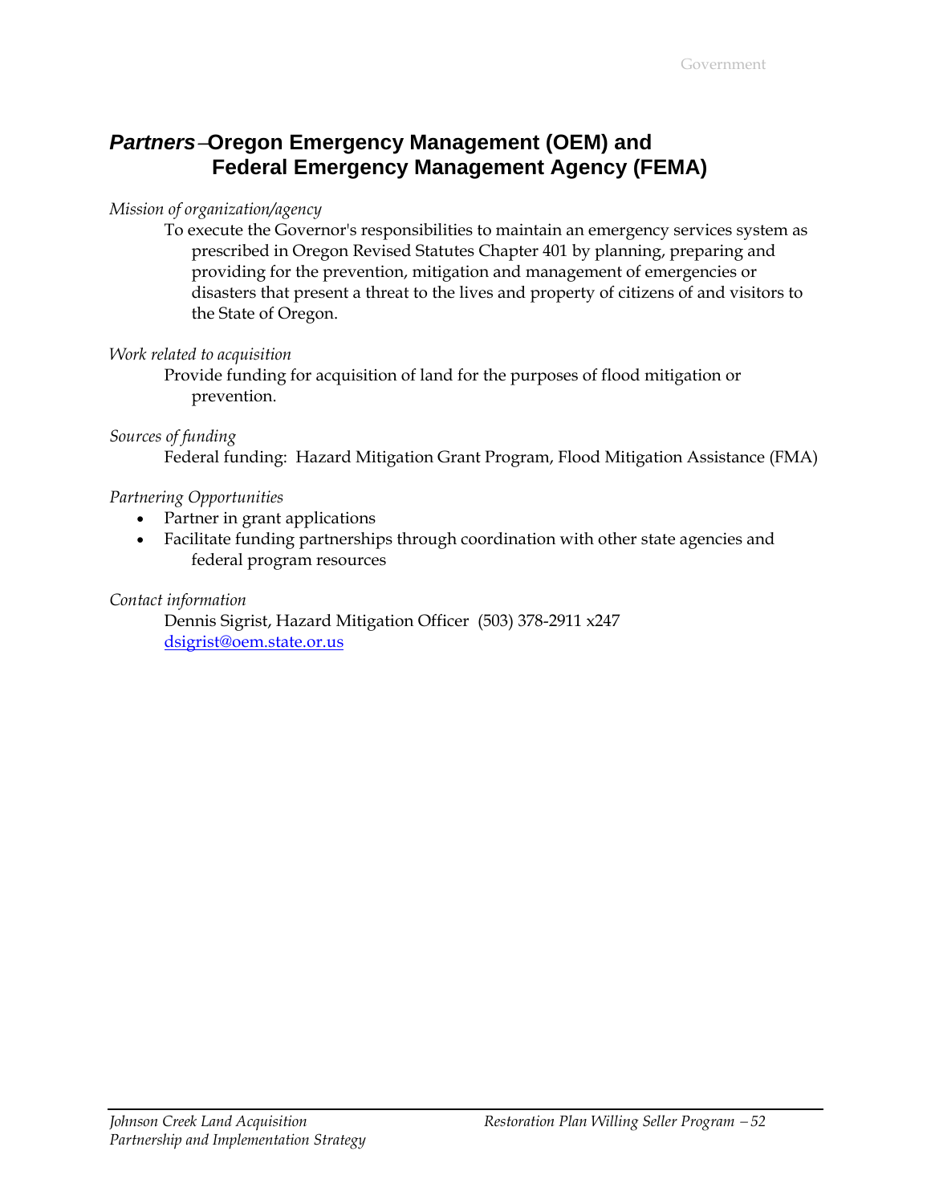## *Partners* – Oregon Emergency Management (OEM) and Federal Emergency Management Agency (FEMA)

*Mission of organization/agency*

To execute the Governor's responsibilities to maintain an emergency services system as prescribed in Oregon Revised Statutes Chapter 401 by planning, preparing and providing for the prevention, mitigation and management of emergencies or disasters that present a threat to the lives and property of citizens of and visitors to the State of Oregon.

*Work related to acquisition*

Provide funding for acquisition of land for the purposes of flood mitigation or prevention.

*Sources of funding*

Federal funding: Hazard Mitigation Grant Program, Flood Mitigation Assistance (FMA)

*Partnering Opportunities*

- Partner in grant applications
- Facilitate funding partnerships through coordination with other state agencies and federal program resources

*Contact information*

Dennis Sigrist, Hazard Mitigation Officer (503) 378-2911 x247
dsigrist@oem.state.or.us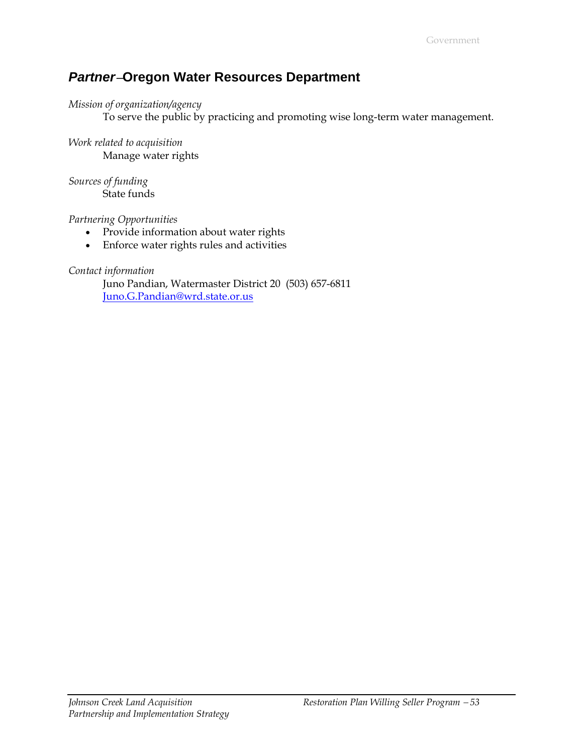## *Partner* – Oregon Water Resources Department

*Mission of organization/agency*

To serve the public by practicing and promoting wise long-term water management.

*Work related to acquisition*

Manage water rights

*Sources of funding*

State funds

*Partnering Opportunities*

- Provide information about water rights
- Enforce water rights rules and activities

*Contact information*

Juno Pandian, Watermaster District 20 (503) 657-6811
Juno.G.Pandian@wrd.state.or.us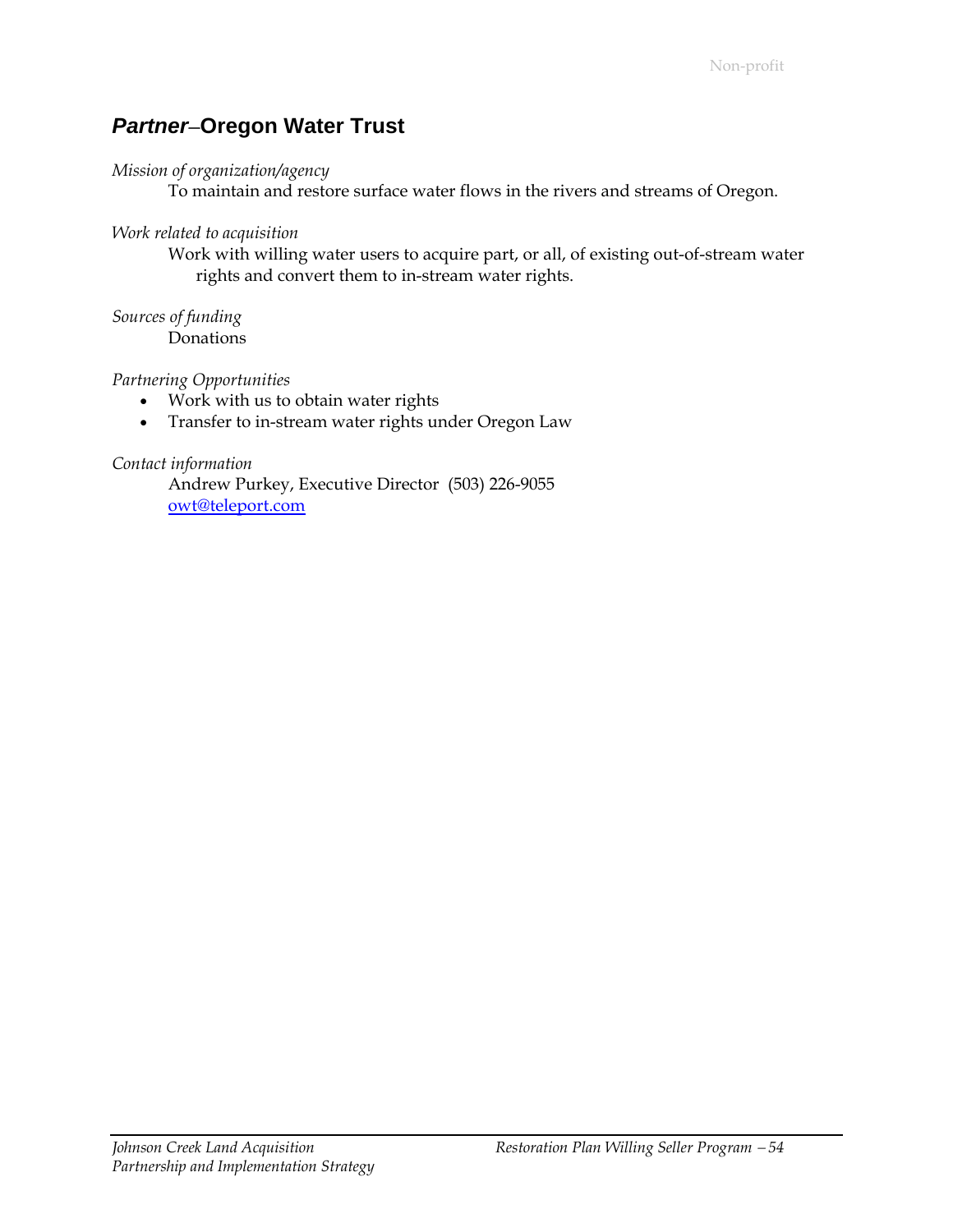## *Partner*–Oregon Water Trust

*Mission of organization/agency*

To maintain and restore surface water flows in the rivers and streams of Oregon.

*Work related to acquisition*

Work with willing water users to acquire part, or all, of existing out-of-stream water rights and convert them to in-stream water rights.

*Sources of funding*

Donations

*Partnering Opportunities*

- Work with us to obtain water rights
- Transfer to in-stream water rights under Oregon Law

*Contact information*

Andrew Purkey, Executive Director (503) 226-9055
owt@teleport.com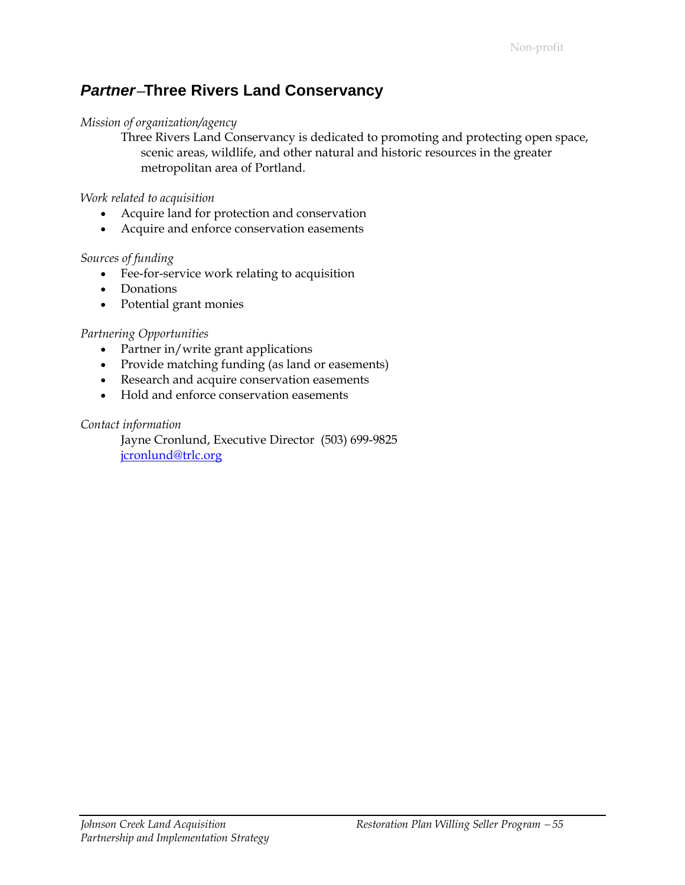## *Partner*–Three Rivers Land Conservancy

*Mission of organization/agency*

Three Rivers Land Conservancy is dedicated to promoting and protecting open space, scenic areas, wildlife, and other natural and historic resources in the greater metropolitan area of Portland.

*Work related to acquisition*

- Acquire land for protection and conservation
- Acquire and enforce conservation easements

*Sources of funding*

- Fee-for-service work relating to acquisition
- Donations
- Potential grant monies

*Partnering Opportunities*

- Partner in/write grant applications
- Provide matching funding (as land or easements)
- Research and acquire conservation easements
- Hold and enforce conservation easements

*Contact information*

Jayne Cronlund, Executive Director (503) 699-9825
jcronlund@trlc.org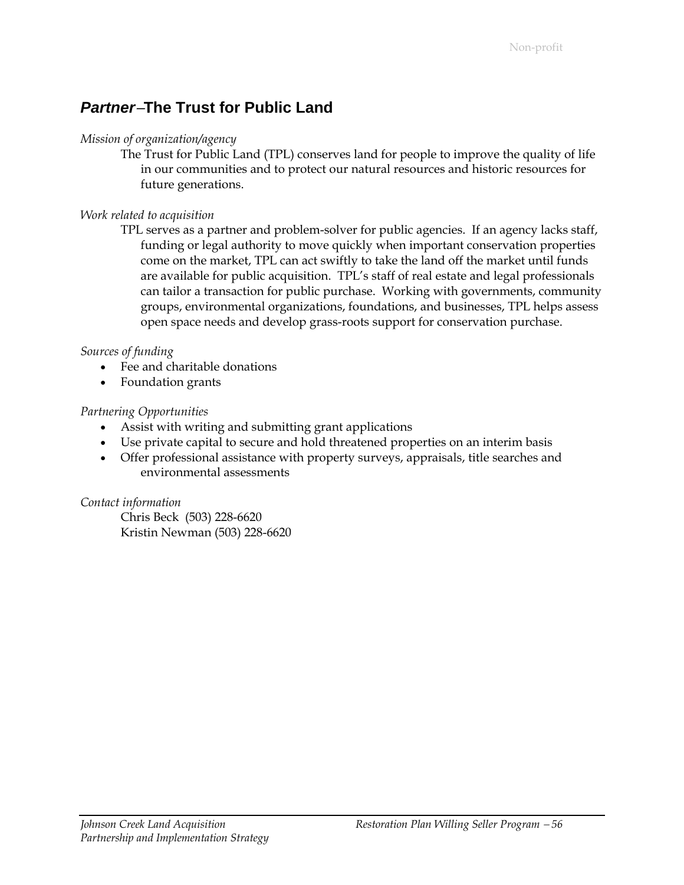## ***Partner*** –**The Trust for Public Land**

*Mission of organization/agency*

The Trust for Public Land (TPL) conserves land for people to improve the quality of life in our communities and to protect our natural resources and historic resources for future generations.

*Work related to acquisition*

TPL serves as a partner and problem-solver for public agencies. If an agency lacks staff, funding or legal authority to move quickly when important conservation properties come on the market, TPL can act swiftly to take the land off the market until funds are available for public acquisition. TPL's staff of real estate and legal professionals can tailor a transaction for public purchase. Working with governments, community groups, environmental organizations, foundations, and businesses, TPL helps assess open space needs and develop grass-roots support for conservation purchase.

*Sources of funding*

- Fee and charitable donations
- Foundation grants

*Partnering Opportunities*

- Assist with writing and submitting grant applications
- Use private capital to secure and hold threatened properties on an interim basis
- Offer professional assistance with property surveys, appraisals, title searches and environmental assessments

*Contact information*

Chris Beck (503) 228-6620
Kristin Newman (503) 228-6620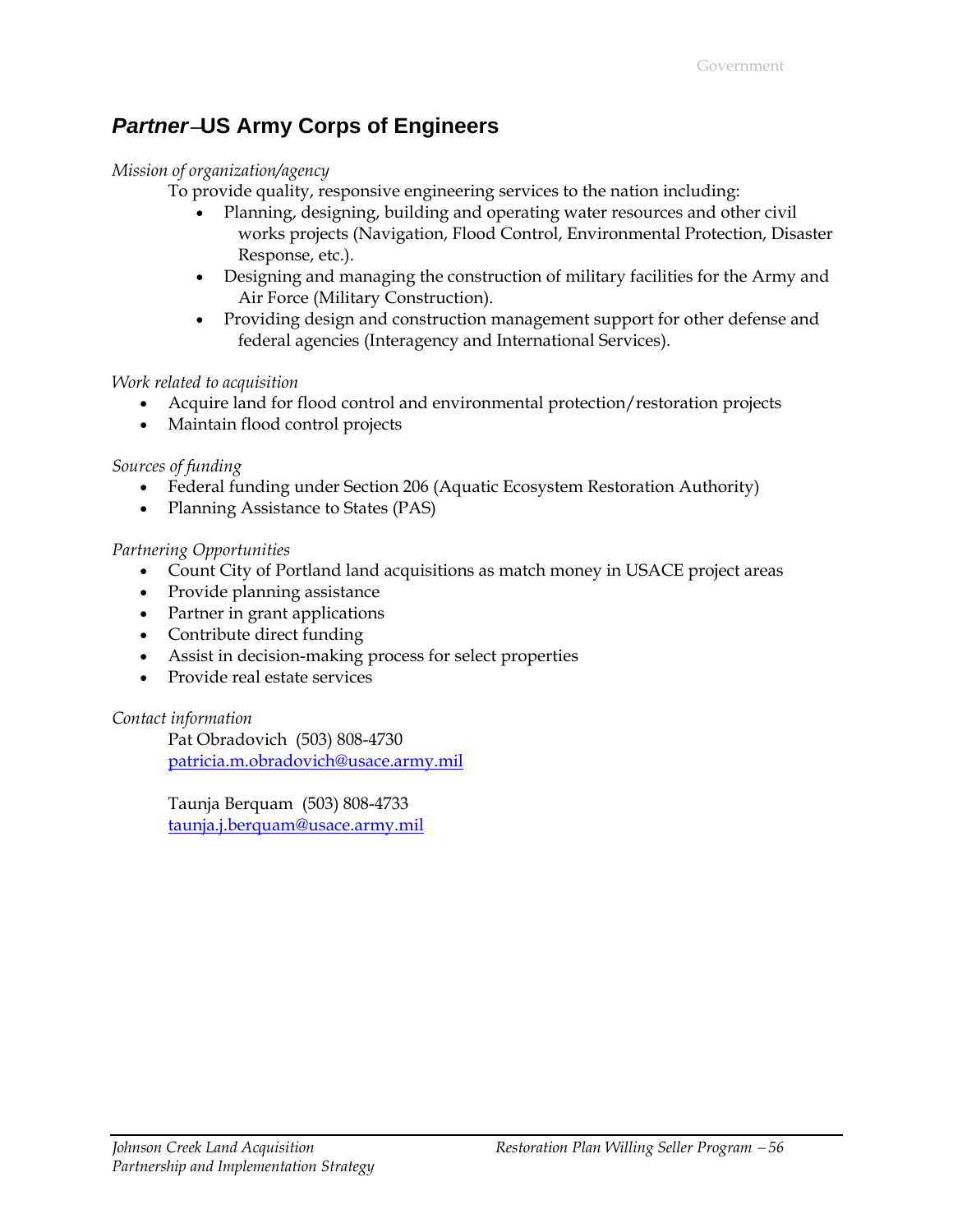## *Partner* – US Army Corps of Engineers

*Mission of organization/agency*

To provide quality, responsive engineering services to the nation including:

- Planning, designing, building and operating water resources and other civil works projects (Navigation, Flood Control, Environmental Protection, Disaster Response, etc.).
- Designing and managing the construction of military facilities for the Army and Air Force (Military Construction).
- Providing design and construction management support for other defense and federal agencies (Interagency and International Services).

*Work related to acquisition*

- Acquire land for flood control and environmental protection/restoration projects
- Maintain flood control projects

*Sources of funding*

- Federal funding under Section 206 (Aquatic Ecosystem Restoration Authority)
- Planning Assistance to States (PAS)

*Partnering Opportunities*

- Count City of Portland land acquisitions as match money in USACE project areas
- Provide planning assistance
- Partner in grant applications
- Contribute direct funding
- Assist in decision-making process for select properties
- Provide real estate services

*Contact information*

Pat Obradovich (503) 808-4730
patricia.m.obradovich@usace.army.mil

Taunja Berquam (503) 808-4733
taunja.j.berquam@usace.army.mil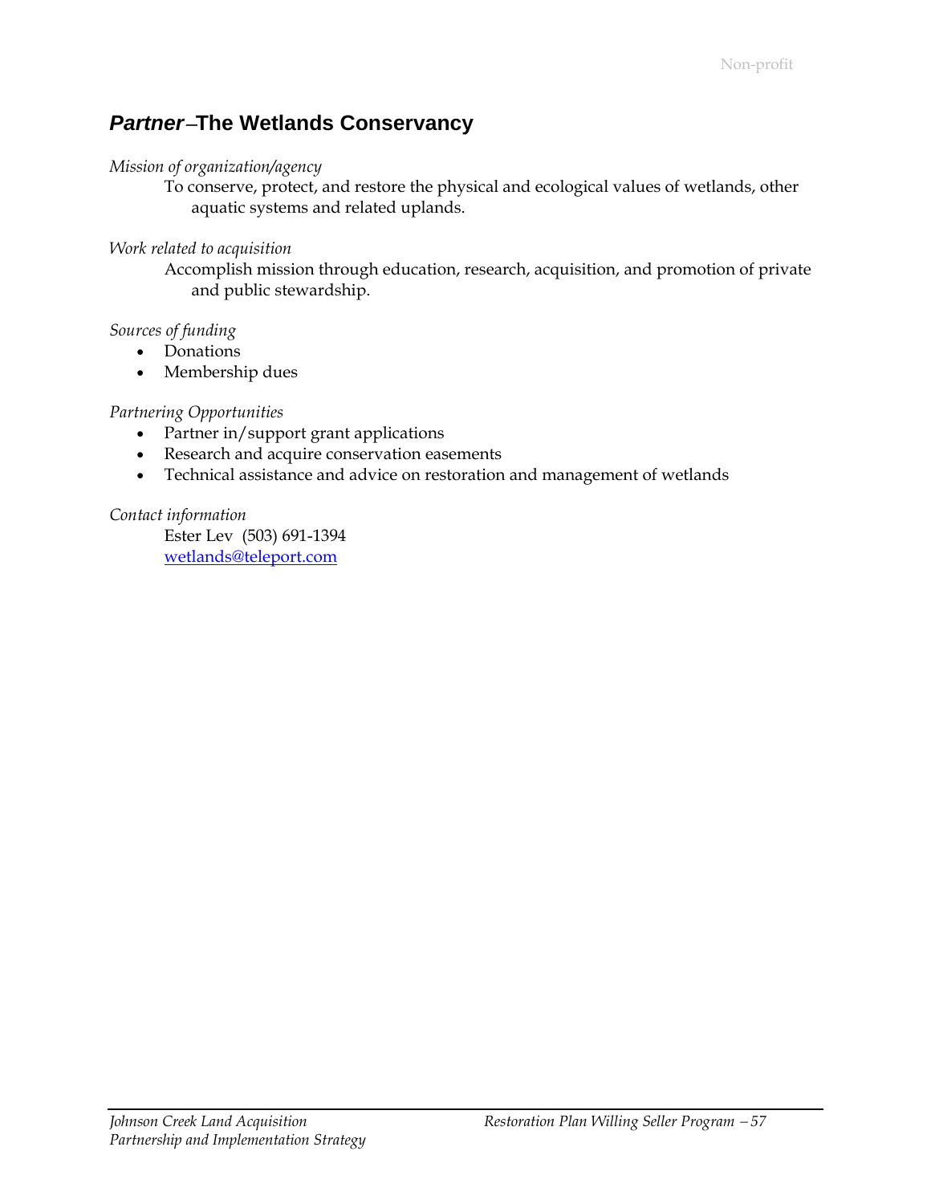## *Partner* – The Wetlands Conservancy

*Mission of organization/agency*

To conserve, protect, and restore the physical and ecological values of wetlands, other aquatic systems and related uplands.

*Work related to acquisition*

Accomplish mission through education, research, acquisition, and promotion of private and public stewardship.

*Sources of funding*

- Donations
- Membership dues

*Partnering Opportunities*

- Partner in/support grant applications
- Research and acquire conservation easements
- Technical assistance and advice on restoration and management of wetlands

*Contact information*

Ester Lev (503) 691-1394
wetlands@teleport.com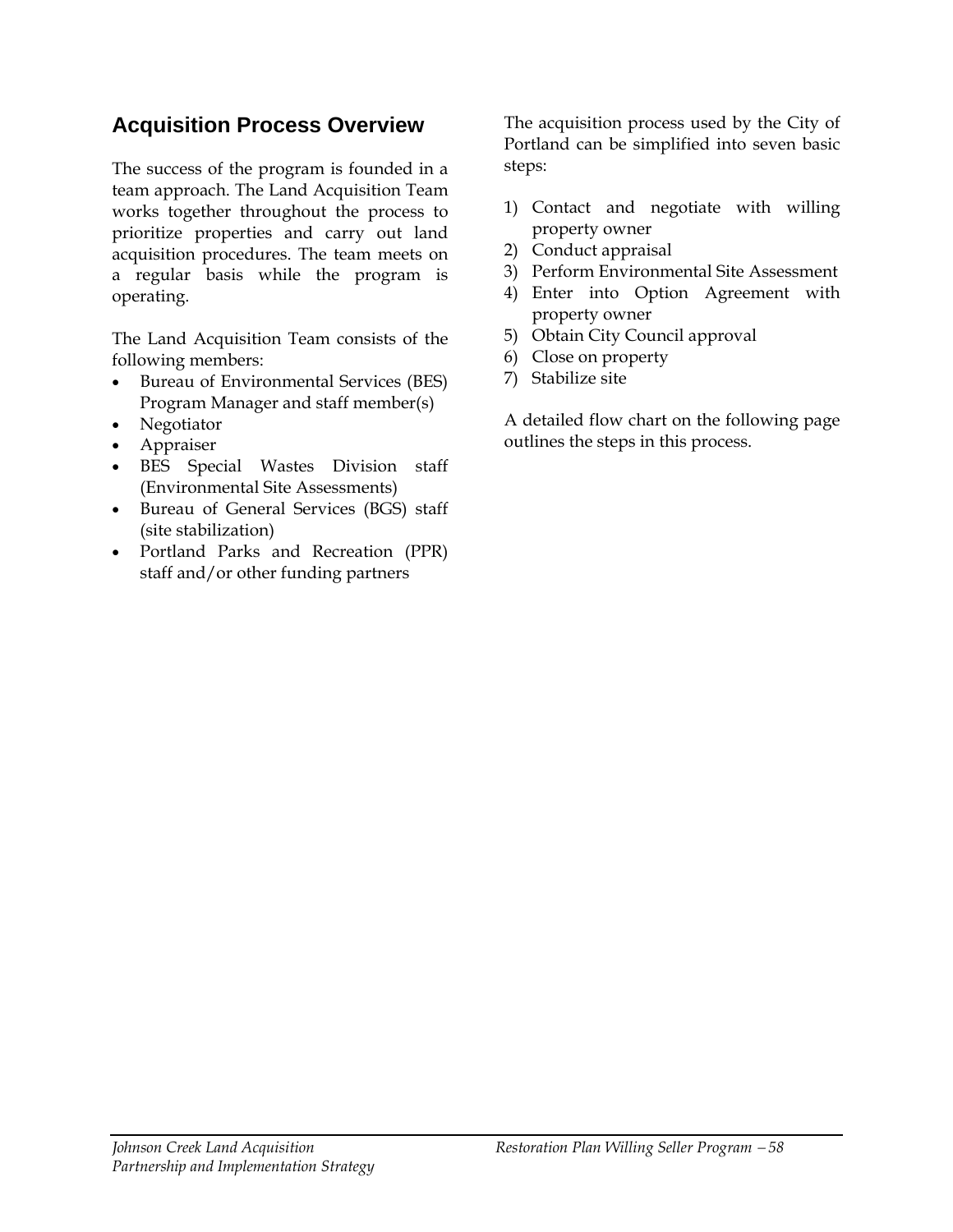## Acquisition Process Overview

The success of the program is founded in a team approach. The Land Acquisition Team works together throughout the process to prioritize properties and carry out land acquisition procedures. The team meets on a regular basis while the program is operating.

The Land Acquisition Team consists of the following members:

- Bureau of Environmental Services (BES) Program Manager and staff member(s)
- Negotiator
- Appraiser
- BES Special Wastes Division staff (Environmental Site Assessments)
- Bureau of General Services (BGS) staff (site stabilization)
- Portland Parks and Recreation (PPR) staff and/or other funding partners

The acquisition process used by the City of Portland can be simplified into seven basic steps:

1) Contact and negotiate with willing property owner
2) Conduct appraisal
3) Perform Environmental Site Assessment
4) Enter into Option Agreement with property owner
5) Obtain City Council approval
6) Close on property
7) Stabilize site

A detailed flow chart on the following page outlines the steps in this process.